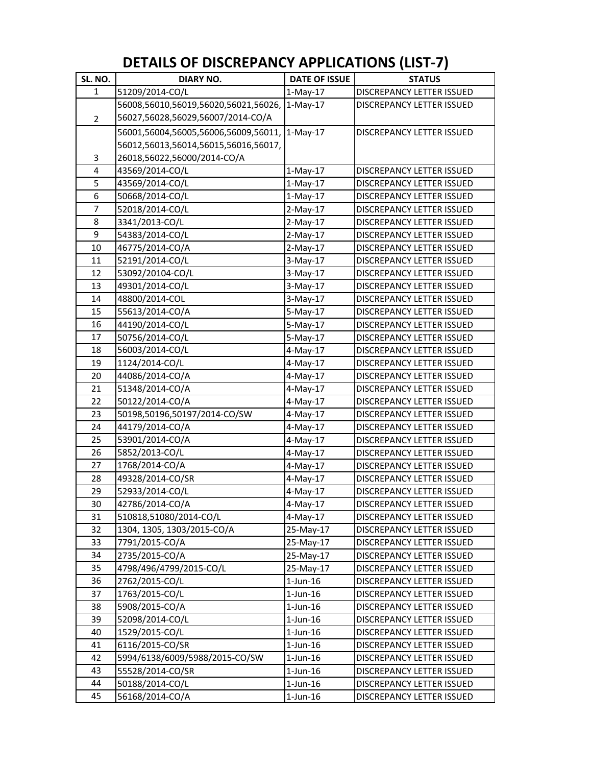# DETAILS OF DISCREPANCY APPLICATIONS (LIST-7)

| SL. NO. | DIARY NO. | DATE OF ISSUE | STATUS |
|---|---|---|---|
| 1 | 51209/2014-CO/L | 1-May-17 | DISCREPANCY LETTER ISSUED |
| 2 | 56008,56010,56019,56020,56021,56026, 56027,56028,56029,56007/2014-CO/A | 1-May-17 | DISCREPANCY LETTER ISSUED |
| 3 | 56001,56004,56005,56006,56009,56011, 56012,56013,56014,56015,56016,56017, 26018,56022,56000/2014-CO/A | 1-May-17 | DISCREPANCY LETTER ISSUED |
| 4 | 43569/2014-CO/L | 1-May-17 | DISCREPANCY LETTER ISSUED |
| 5 | 43569/2014-CO/L | 1-May-17 | DISCREPANCY LETTER ISSUED |
| 6 | 50668/2014-CO/L | 1-May-17 | DISCREPANCY LETTER ISSUED |
| 7 | 52018/2014-CO/L | 2-May-17 | DISCREPANCY LETTER ISSUED |
| 8 | 3341/2013-CO/L | 2-May-17 | DISCREPANCY LETTER ISSUED |
| 9 | 54383/2014-CO/L | 2-May-17 | DISCREPANCY LETTER ISSUED |
| 10 | 46775/2014-CO/A | 2-May-17 | DISCREPANCY LETTER ISSUED |
| 11 | 52191/2014-CO/L | 3-May-17 | DISCREPANCY LETTER ISSUED |
| 12 | 53092/20104-CO/L | 3-May-17 | DISCREPANCY LETTER ISSUED |
| 13 | 49301/2014-CO/L | 3-May-17 | DISCREPANCY LETTER ISSUED |
| 14 | 48800/2014-COL | 3-May-17 | DISCREPANCY LETTER ISSUED |
| 15 | 55613/2014-CO/A | 5-May-17 | DISCREPANCY LETTER ISSUED |
| 16 | 44190/2014-CO/L | 5-May-17 | DISCREPANCY LETTER ISSUED |
| 17 | 50756/2014-CO/L | 5-May-17 | DISCREPANCY LETTER ISSUED |
| 18 | 56003/2014-CO/L | 4-May-17 | DISCREPANCY LETTER ISSUED |
| 19 | 1124/2014-CO/L | 4-May-17 | DISCREPANCY LETTER ISSUED |
| 20 | 44086/2014-CO/A | 4-May-17 | DISCREPANCY LETTER ISSUED |
| 21 | 51348/2014-CO/A | 4-May-17 | DISCREPANCY LETTER ISSUED |
| 22 | 50122/2014-CO/A | 4-May-17 | DISCREPANCY LETTER ISSUED |
| 23 | 50198,50196,50197/2014-CO/SW | 4-May-17 | DISCREPANCY LETTER ISSUED |
| 24 | 44179/2014-CO/A | 4-May-17 | DISCREPANCY LETTER ISSUED |
| 25 | 53901/2014-CO/A | 4-May-17 | DISCREPANCY LETTER ISSUED |
| 26 | 5852/2013-CO/L | 4-May-17 | DISCREPANCY LETTER ISSUED |
| 27 | 1768/2014-CO/A | 4-May-17 | DISCREPANCY LETTER ISSUED |
| 28 | 49328/2014-CO/SR | 4-May-17 | DISCREPANCY LETTER ISSUED |
| 29 | 52933/2014-CO/L | 4-May-17 | DISCREPANCY LETTER ISSUED |
| 30 | 42786/2014-CO/A | 4-May-17 | DISCREPANCY LETTER ISSUED |
| 31 | 510818,51080/2014-CO/L | 4-May-17 | DISCREPANCY LETTER ISSUED |
| 32 | 1304, 1305, 1303/2015-CO/A | 25-May-17 | DISCREPANCY LETTER ISSUED |
| 33 | 7791/2015-CO/A | 25-May-17 | DISCREPANCY LETTER ISSUED |
| 34 | 2735/2015-CO/A | 25-May-17 | DISCREPANCY LETTER ISSUED |
| 35 | 4798/496/4799/2015-CO/L | 25-May-17 | DISCREPANCY LETTER ISSUED |
| 36 | 2762/2015-CO/L | 1-Jun-16 | DISCREPANCY LETTER ISSUED |
| 37 | 1763/2015-CO/L | 1-Jun-16 | DISCREPANCY LETTER ISSUED |
| 38 | 5908/2015-CO/A | 1-Jun-16 | DISCREPANCY LETTER ISSUED |
| 39 | 52098/2014-CO/L | 1-Jun-16 | DISCREPANCY LETTER ISSUED |
| 40 | 1529/2015-CO/L | 1-Jun-16 | DISCREPANCY LETTER ISSUED |
| 41 | 6116/2015-CO/SR | 1-Jun-16 | DISCREPANCY LETTER ISSUED |
| 42 | 5994/6138/6009/5988/2015-CO/SW | 1-Jun-16 | DISCREPANCY LETTER ISSUED |
| 43 | 55528/2014-CO/SR | 1-Jun-16 | DISCREPANCY LETTER ISSUED |
| 44 | 50188/2014-CO/L | 1-Jun-16 | DISCREPANCY LETTER ISSUED |
| 45 | 56168/2014-CO/A | 1-Jun-16 | DISCREPANCY LETTER ISSUED |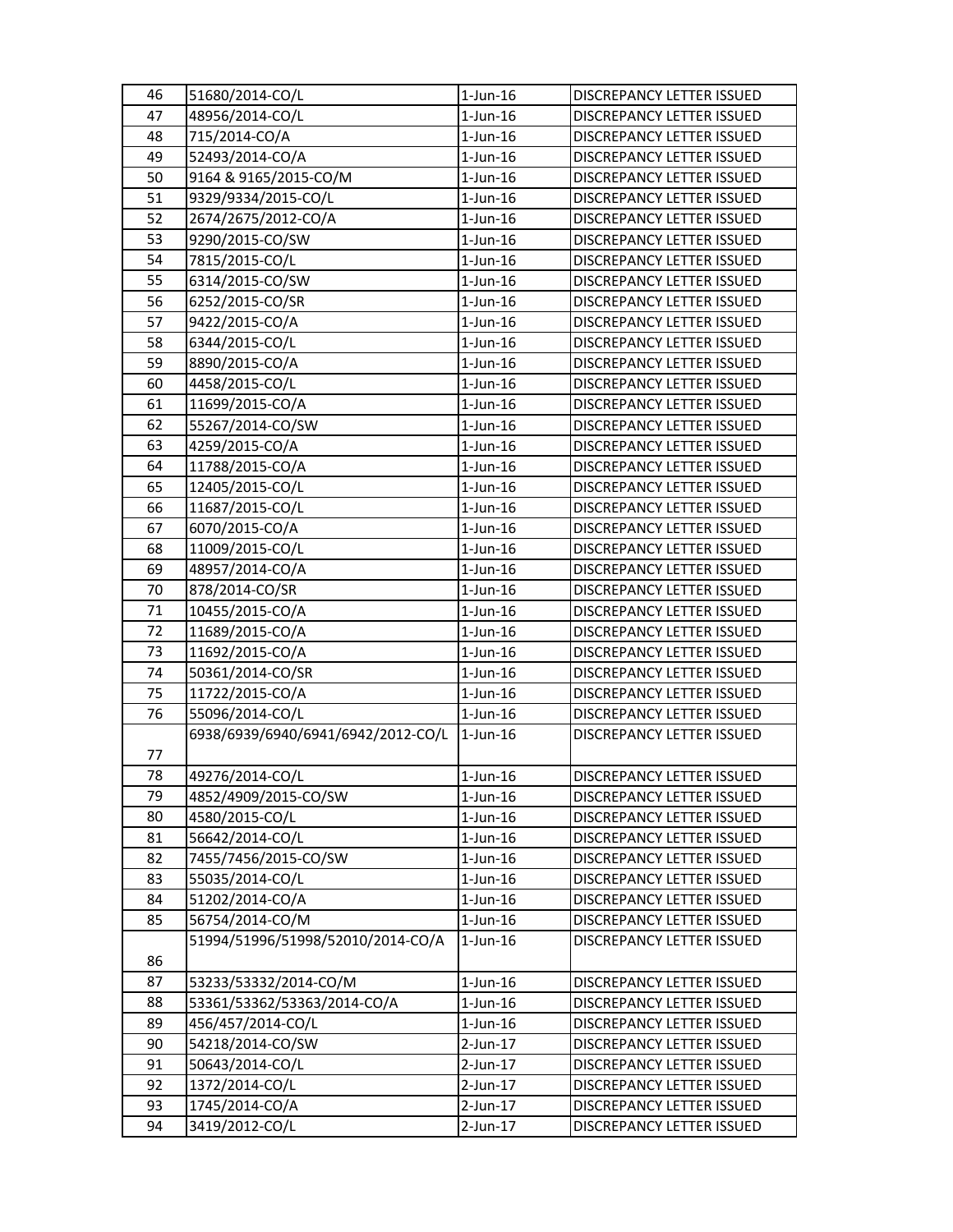| 46 | 51680/2014-CO/L | 1-Jun-16 | DISCREPANCY LETTER ISSUED |
|---|---|---|---|
| 47 | 48956/2014-CO/L | 1-Jun-16 | DISCREPANCY LETTER ISSUED |
| 48 | 715/2014-CO/A | 1-Jun-16 | DISCREPANCY LETTER ISSUED |
| 49 | 52493/2014-CO/A | 1-Jun-16 | DISCREPANCY LETTER ISSUED |
| 50 | 9164 & 9165/2015-CO/M | 1-Jun-16 | DISCREPANCY LETTER ISSUED |
| 51 | 9329/9334/2015-CO/L | 1-Jun-16 | DISCREPANCY LETTER ISSUED |
| 52 | 2674/2675/2012-CO/A | 1-Jun-16 | DISCREPANCY LETTER ISSUED |
| 53 | 9290/2015-CO/SW | 1-Jun-16 | DISCREPANCY LETTER ISSUED |
| 54 | 7815/2015-CO/L | 1-Jun-16 | DISCREPANCY LETTER ISSUED |
| 55 | 6314/2015-CO/SW | 1-Jun-16 | DISCREPANCY LETTER ISSUED |
| 56 | 6252/2015-CO/SR | 1-Jun-16 | DISCREPANCY LETTER ISSUED |
| 57 | 9422/2015-CO/A | 1-Jun-16 | DISCREPANCY LETTER ISSUED |
| 58 | 6344/2015-CO/L | 1-Jun-16 | DISCREPANCY LETTER ISSUED |
| 59 | 8890/2015-CO/A | 1-Jun-16 | DISCREPANCY LETTER ISSUED |
| 60 | 4458/2015-CO/L | 1-Jun-16 | DISCREPANCY LETTER ISSUED |
| 61 | 11699/2015-CO/A | 1-Jun-16 | DISCREPANCY LETTER ISSUED |
| 62 | 55267/2014-CO/SW | 1-Jun-16 | DISCREPANCY LETTER ISSUED |
| 63 | 4259/2015-CO/A | 1-Jun-16 | DISCREPANCY LETTER ISSUED |
| 64 | 11788/2015-CO/A | 1-Jun-16 | DISCREPANCY LETTER ISSUED |
| 65 | 12405/2015-CO/L | 1-Jun-16 | DISCREPANCY LETTER ISSUED |
| 66 | 11687/2015-CO/L | 1-Jun-16 | DISCREPANCY LETTER ISSUED |
| 67 | 6070/2015-CO/A | 1-Jun-16 | DISCREPANCY LETTER ISSUED |
| 68 | 11009/2015-CO/L | 1-Jun-16 | DISCREPANCY LETTER ISSUED |
| 69 | 48957/2014-CO/A | 1-Jun-16 | DISCREPANCY LETTER ISSUED |
| 70 | 878/2014-CO/SR | 1-Jun-16 | DISCREPANCY LETTER ISSUED |
| 71 | 10455/2015-CO/A | 1-Jun-16 | DISCREPANCY LETTER ISSUED |
| 72 | 11689/2015-CO/A | 1-Jun-16 | DISCREPANCY LETTER ISSUED |
| 73 | 11692/2015-CO/A | 1-Jun-16 | DISCREPANCY LETTER ISSUED |
| 74 | 50361/2014-CO/SR | 1-Jun-16 | DISCREPANCY LETTER ISSUED |
| 75 | 11722/2015-CO/A | 1-Jun-16 | DISCREPANCY LETTER ISSUED |
| 76 | 55096/2014-CO/L | 1-Jun-16 | DISCREPANCY LETTER ISSUED |
| 77 | 6938/6939/6940/6941/6942/2012-CO/L | 1-Jun-16 | DISCREPANCY LETTER ISSUED |
| 78 | 49276/2014-CO/L | 1-Jun-16 | DISCREPANCY LETTER ISSUED |
| 79 | 4852/4909/2015-CO/SW | 1-Jun-16 | DISCREPANCY LETTER ISSUED |
| 80 | 4580/2015-CO/L | 1-Jun-16 | DISCREPANCY LETTER ISSUED |
| 81 | 56642/2014-CO/L | 1-Jun-16 | DISCREPANCY LETTER ISSUED |
| 82 | 7455/7456/2015-CO/SW | 1-Jun-16 | DISCREPANCY LETTER ISSUED |
| 83 | 55035/2014-CO/L | 1-Jun-16 | DISCREPANCY LETTER ISSUED |
| 84 | 51202/2014-CO/A | 1-Jun-16 | DISCREPANCY LETTER ISSUED |
| 85 | 56754/2014-CO/M | 1-Jun-16 | DISCREPANCY LETTER ISSUED |
| 86 | 51994/51996/51998/52010/2014-CO/A | 1-Jun-16 | DISCREPANCY LETTER ISSUED |
| 87 | 53233/53332/2014-CO/M | 1-Jun-16 | DISCREPANCY LETTER ISSUED |
| 88 | 53361/53362/53363/2014-CO/A | 1-Jun-16 | DISCREPANCY LETTER ISSUED |
| 89 | 456/457/2014-CO/L | 1-Jun-16 | DISCREPANCY LETTER ISSUED |
| 90 | 54218/2014-CO/SW | 2-Jun-17 | DISCREPANCY LETTER ISSUED |
| 91 | 50643/2014-CO/L | 2-Jun-17 | DISCREPANCY LETTER ISSUED |
| 92 | 1372/2014-CO/L | 2-Jun-17 | DISCREPANCY LETTER ISSUED |
| 93 | 1745/2014-CO/A | 2-Jun-17 | DISCREPANCY LETTER ISSUED |
| 94 | 3419/2012-CO/L | 2-Jun-17 | DISCREPANCY LETTER ISSUED |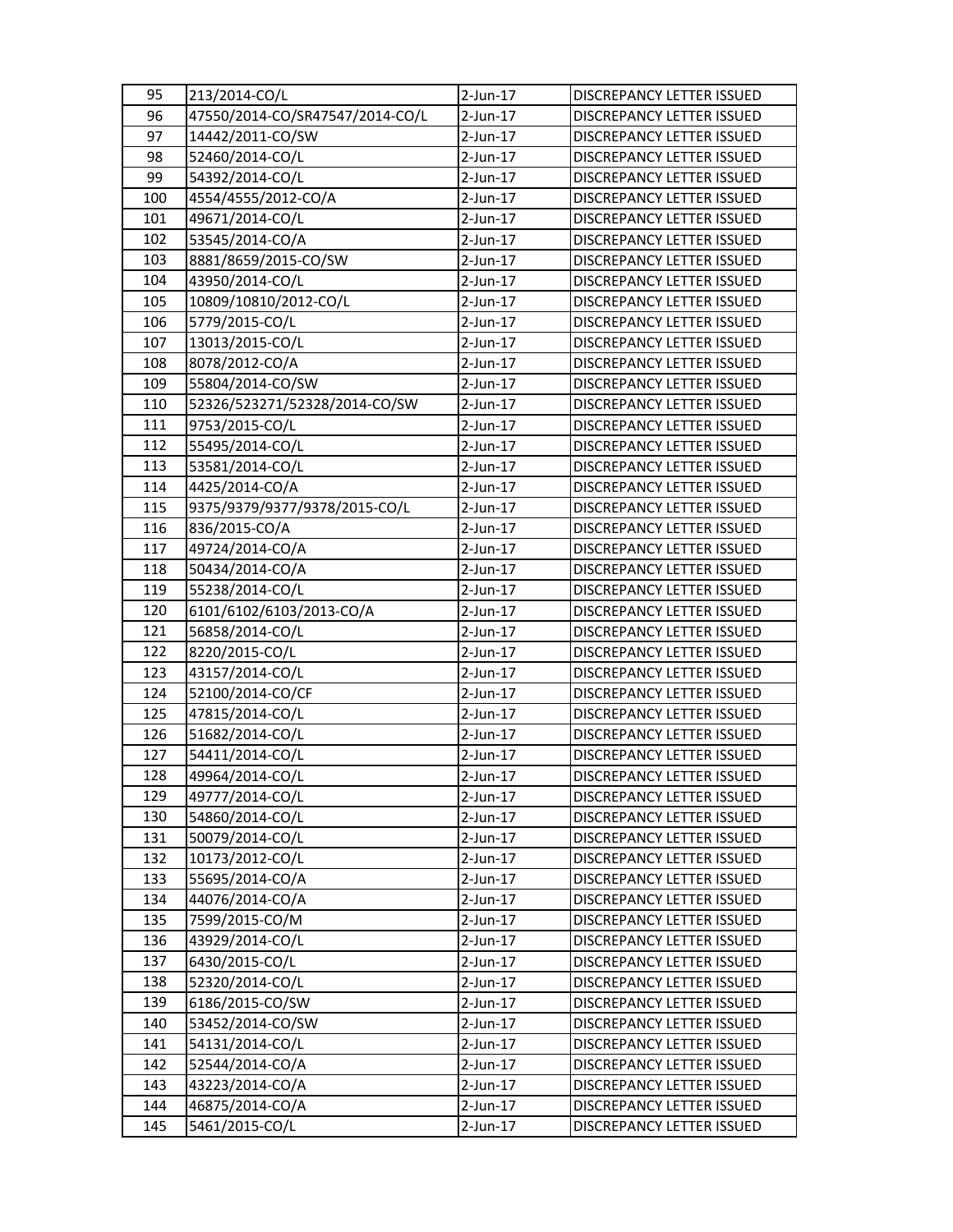| 95 | 213/2014-CO/L | 2-Jun-17 | DISCREPANCY LETTER ISSUED |
|---|---|---|---|
| 96 | 47550/2014-CO/SR47547/2014-CO/L | 2-Jun-17 | DISCREPANCY LETTER ISSUED |
| 97 | 14442/2011-CO/SW | 2-Jun-17 | DISCREPANCY LETTER ISSUED |
| 98 | 52460/2014-CO/L | 2-Jun-17 | DISCREPANCY LETTER ISSUED |
| 99 | 54392/2014-CO/L | 2-Jun-17 | DISCREPANCY LETTER ISSUED |
| 100 | 4554/4555/2012-CO/A | 2-Jun-17 | DISCREPANCY LETTER ISSUED |
| 101 | 49671/2014-CO/L | 2-Jun-17 | DISCREPANCY LETTER ISSUED |
| 102 | 53545/2014-CO/A | 2-Jun-17 | DISCREPANCY LETTER ISSUED |
| 103 | 8881/8659/2015-CO/SW | 2-Jun-17 | DISCREPANCY LETTER ISSUED |
| 104 | 43950/2014-CO/L | 2-Jun-17 | DISCREPANCY LETTER ISSUED |
| 105 | 10809/10810/2012-CO/L | 2-Jun-17 | DISCREPANCY LETTER ISSUED |
| 106 | 5779/2015-CO/L | 2-Jun-17 | DISCREPANCY LETTER ISSUED |
| 107 | 13013/2015-CO/L | 2-Jun-17 | DISCREPANCY LETTER ISSUED |
| 108 | 8078/2012-CO/A | 2-Jun-17 | DISCREPANCY LETTER ISSUED |
| 109 | 55804/2014-CO/SW | 2-Jun-17 | DISCREPANCY LETTER ISSUED |
| 110 | 52326/523271/52328/2014-CO/SW | 2-Jun-17 | DISCREPANCY LETTER ISSUED |
| 111 | 9753/2015-CO/L | 2-Jun-17 | DISCREPANCY LETTER ISSUED |
| 112 | 55495/2014-CO/L | 2-Jun-17 | DISCREPANCY LETTER ISSUED |
| 113 | 53581/2014-CO/L | 2-Jun-17 | DISCREPANCY LETTER ISSUED |
| 114 | 4425/2014-CO/A | 2-Jun-17 | DISCREPANCY LETTER ISSUED |
| 115 | 9375/9379/9377/9378/2015-CO/L | 2-Jun-17 | DISCREPANCY LETTER ISSUED |
| 116 | 836/2015-CO/A | 2-Jun-17 | DISCREPANCY LETTER ISSUED |
| 117 | 49724/2014-CO/A | 2-Jun-17 | DISCREPANCY LETTER ISSUED |
| 118 | 50434/2014-CO/A | 2-Jun-17 | DISCREPANCY LETTER ISSUED |
| 119 | 55238/2014-CO/L | 2-Jun-17 | DISCREPANCY LETTER ISSUED |
| 120 | 6101/6102/6103/2013-CO/A | 2-Jun-17 | DISCREPANCY LETTER ISSUED |
| 121 | 56858/2014-CO/L | 2-Jun-17 | DISCREPANCY LETTER ISSUED |
| 122 | 8220/2015-CO/L | 2-Jun-17 | DISCREPANCY LETTER ISSUED |
| 123 | 43157/2014-CO/L | 2-Jun-17 | DISCREPANCY LETTER ISSUED |
| 124 | 52100/2014-CO/CF | 2-Jun-17 | DISCREPANCY LETTER ISSUED |
| 125 | 47815/2014-CO/L | 2-Jun-17 | DISCREPANCY LETTER ISSUED |
| 126 | 51682/2014-CO/L | 2-Jun-17 | DISCREPANCY LETTER ISSUED |
| 127 | 54411/2014-CO/L | 2-Jun-17 | DISCREPANCY LETTER ISSUED |
| 128 | 49964/2014-CO/L | 2-Jun-17 | DISCREPANCY LETTER ISSUED |
| 129 | 49777/2014-CO/L | 2-Jun-17 | DISCREPANCY LETTER ISSUED |
| 130 | 54860/2014-CO/L | 2-Jun-17 | DISCREPANCY LETTER ISSUED |
| 131 | 50079/2014-CO/L | 2-Jun-17 | DISCREPANCY LETTER ISSUED |
| 132 | 10173/2012-CO/L | 2-Jun-17 | DISCREPANCY LETTER ISSUED |
| 133 | 55695/2014-CO/A | 2-Jun-17 | DISCREPANCY LETTER ISSUED |
| 134 | 44076/2014-CO/A | 2-Jun-17 | DISCREPANCY LETTER ISSUED |
| 135 | 7599/2015-CO/M | 2-Jun-17 | DISCREPANCY LETTER ISSUED |
| 136 | 43929/2014-CO/L | 2-Jun-17 | DISCREPANCY LETTER ISSUED |
| 137 | 6430/2015-CO/L | 2-Jun-17 | DISCREPANCY LETTER ISSUED |
| 138 | 52320/2014-CO/L | 2-Jun-17 | DISCREPANCY LETTER ISSUED |
| 139 | 6186/2015-CO/SW | 2-Jun-17 | DISCREPANCY LETTER ISSUED |
| 140 | 53452/2014-CO/SW | 2-Jun-17 | DISCREPANCY LETTER ISSUED |
| 141 | 54131/2014-CO/L | 2-Jun-17 | DISCREPANCY LETTER ISSUED |
| 142 | 52544/2014-CO/A | 2-Jun-17 | DISCREPANCY LETTER ISSUED |
| 143 | 43223/2014-CO/A | 2-Jun-17 | DISCREPANCY LETTER ISSUED |
| 144 | 46875/2014-CO/A | 2-Jun-17 | DISCREPANCY LETTER ISSUED |
| 145 | 5461/2015-CO/L | 2-Jun-17 | DISCREPANCY LETTER ISSUED |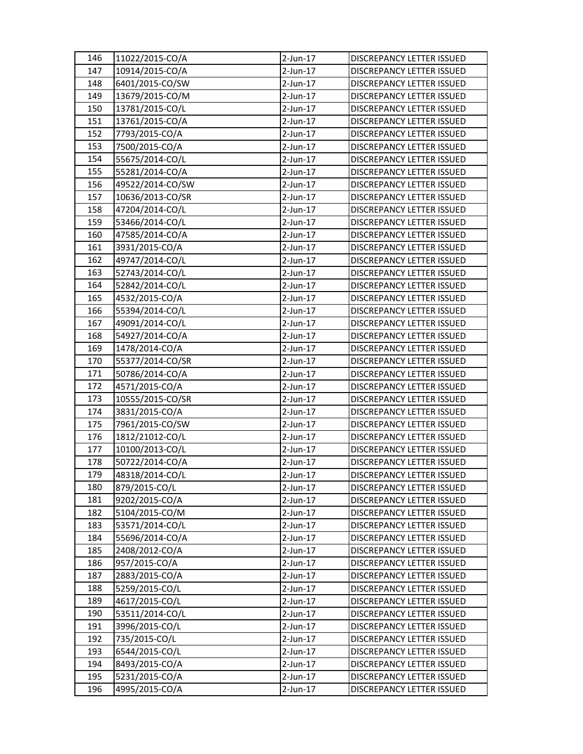| | | | |
|---|---|---|---|
| 146 | 11022/2015-CO/A | 2-Jun-17 | DISCREPANCY LETTER ISSUED |
| 147 | 10914/2015-CO/A | 2-Jun-17 | DISCREPANCY LETTER ISSUED |
| 148 | 6401/2015-CO/SW | 2-Jun-17 | DISCREPANCY LETTER ISSUED |
| 149 | 13679/2015-CO/M | 2-Jun-17 | DISCREPANCY LETTER ISSUED |
| 150 | 13781/2015-CO/L | 2-Jun-17 | DISCREPANCY LETTER ISSUED |
| 151 | 13761/2015-CO/A | 2-Jun-17 | DISCREPANCY LETTER ISSUED |
| 152 | 7793/2015-CO/A | 2-Jun-17 | DISCREPANCY LETTER ISSUED |
| 153 | 7500/2015-CO/A | 2-Jun-17 | DISCREPANCY LETTER ISSUED |
| 154 | 55675/2014-CO/L | 2-Jun-17 | DISCREPANCY LETTER ISSUED |
| 155 | 55281/2014-CO/A | 2-Jun-17 | DISCREPANCY LETTER ISSUED |
| 156 | 49522/2014-CO/SW | 2-Jun-17 | DISCREPANCY LETTER ISSUED |
| 157 | 10636/2013-CO/SR | 2-Jun-17 | DISCREPANCY LETTER ISSUED |
| 158 | 47204/2014-CO/L | 2-Jun-17 | DISCREPANCY LETTER ISSUED |
| 159 | 53466/2014-CO/L | 2-Jun-17 | DISCREPANCY LETTER ISSUED |
| 160 | 47585/2014-CO/A | 2-Jun-17 | DISCREPANCY LETTER ISSUED |
| 161 | 3931/2015-CO/A | 2-Jun-17 | DISCREPANCY LETTER ISSUED |
| 162 | 49747/2014-CO/L | 2-Jun-17 | DISCREPANCY LETTER ISSUED |
| 163 | 52743/2014-CO/L | 2-Jun-17 | DISCREPANCY LETTER ISSUED |
| 164 | 52842/2014-CO/L | 2-Jun-17 | DISCREPANCY LETTER ISSUED |
| 165 | 4532/2015-CO/A | 2-Jun-17 | DISCREPANCY LETTER ISSUED |
| 166 | 55394/2014-CO/L | 2-Jun-17 | DISCREPANCY LETTER ISSUED |
| 167 | 49091/2014-CO/L | 2-Jun-17 | DISCREPANCY LETTER ISSUED |
| 168 | 54927/2014-CO/A | 2-Jun-17 | DISCREPANCY LETTER ISSUED |
| 169 | 1478/2014-CO/A | 2-Jun-17 | DISCREPANCY LETTER ISSUED |
| 170 | 55377/2014-CO/SR | 2-Jun-17 | DISCREPANCY LETTER ISSUED |
| 171 | 50786/2014-CO/A | 2-Jun-17 | DISCREPANCY LETTER ISSUED |
| 172 | 4571/2015-CO/A | 2-Jun-17 | DISCREPANCY LETTER ISSUED |
| 173 | 10555/2015-CO/SR | 2-Jun-17 | DISCREPANCY LETTER ISSUED |
| 174 | 3831/2015-CO/A | 2-Jun-17 | DISCREPANCY LETTER ISSUED |
| 175 | 7961/2015-CO/SW | 2-Jun-17 | DISCREPANCY LETTER ISSUED |
| 176 | 1812/21012-CO/L | 2-Jun-17 | DISCREPANCY LETTER ISSUED |
| 177 | 10100/2013-CO/L | 2-Jun-17 | DISCREPANCY LETTER ISSUED |
| 178 | 50722/2014-CO/A | 2-Jun-17 | DISCREPANCY LETTER ISSUED |
| 179 | 48318/2014-CO/L | 2-Jun-17 | DISCREPANCY LETTER ISSUED |
| 180 | 879/2015-CO/L | 2-Jun-17 | DISCREPANCY LETTER ISSUED |
| 181 | 9202/2015-CO/A | 2-Jun-17 | DISCREPANCY LETTER ISSUED |
| 182 | 5104/2015-CO/M | 2-Jun-17 | DISCREPANCY LETTER ISSUED |
| 183 | 53571/2014-CO/L | 2-Jun-17 | DISCREPANCY LETTER ISSUED |
| 184 | 55696/2014-CO/A | 2-Jun-17 | DISCREPANCY LETTER ISSUED |
| 185 | 2408/2012-CO/A | 2-Jun-17 | DISCREPANCY LETTER ISSUED |
| 186 | 957/2015-CO/A | 2-Jun-17 | DISCREPANCY LETTER ISSUED |
| 187 | 2883/2015-CO/A | 2-Jun-17 | DISCREPANCY LETTER ISSUED |
| 188 | 5259/2015-CO/L | 2-Jun-17 | DISCREPANCY LETTER ISSUED |
| 189 | 4617/2015-CO/L | 2-Jun-17 | DISCREPANCY LETTER ISSUED |
| 190 | 53511/2014-CO/L | 2-Jun-17 | DISCREPANCY LETTER ISSUED |
| 191 | 3996/2015-CO/L | 2-Jun-17 | DISCREPANCY LETTER ISSUED |
| 192 | 735/2015-CO/L | 2-Jun-17 | DISCREPANCY LETTER ISSUED |
| 193 | 6544/2015-CO/L | 2-Jun-17 | DISCREPANCY LETTER ISSUED |
| 194 | 8493/2015-CO/A | 2-Jun-17 | DISCREPANCY LETTER ISSUED |
| 195 | 5231/2015-CO/A | 2-Jun-17 | DISCREPANCY LETTER ISSUED |
| 196 | 4995/2015-CO/A | 2-Jun-17 | DISCREPANCY LETTER ISSUED |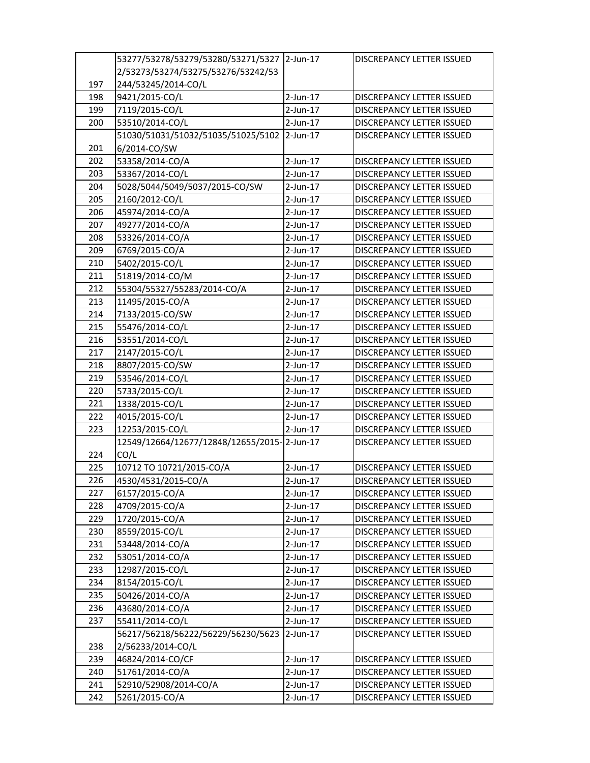| | | | |
|---|---|---|---|
| 197 | 53277/53278/53279/53280/53271/53272/53273/53274/53275/53276/53242/53244/53245/2014-CO/L | 2-Jun-17 | DISCREPANCY LETTER ISSUED |
| 198 | 9421/2015-CO/L | 2-Jun-17 | DISCREPANCY LETTER ISSUED |
| 199 | 7119/2015-CO/L | 2-Jun-17 | DISCREPANCY LETTER ISSUED |
| 200 | 53510/2014-CO/L | 2-Jun-17 | DISCREPANCY LETTER ISSUED |
| 201 | 51030/51031/51032/51035/51025/51026/2014-CO/SW | 2-Jun-17 | DISCREPANCY LETTER ISSUED |
| 202 | 53358/2014-CO/A | 2-Jun-17 | DISCREPANCY LETTER ISSUED |
| 203 | 53367/2014-CO/L | 2-Jun-17 | DISCREPANCY LETTER ISSUED |
| 204 | 5028/5044/5049/5037/2015-CO/SW | 2-Jun-17 | DISCREPANCY LETTER ISSUED |
| 205 | 2160/2012-CO/L | 2-Jun-17 | DISCREPANCY LETTER ISSUED |
| 206 | 45974/2014-CO/A | 2-Jun-17 | DISCREPANCY LETTER ISSUED |
| 207 | 49277/2014-CO/A | 2-Jun-17 | DISCREPANCY LETTER ISSUED |
| 208 | 53326/2014-CO/A | 2-Jun-17 | DISCREPANCY LETTER ISSUED |
| 209 | 6769/2015-CO/A | 2-Jun-17 | DISCREPANCY LETTER ISSUED |
| 210 | 5402/2015-CO/L | 2-Jun-17 | DISCREPANCY LETTER ISSUED |
| 211 | 51819/2014-CO/M | 2-Jun-17 | DISCREPANCY LETTER ISSUED |
| 212 | 55304/55327/55283/2014-CO/A | 2-Jun-17 | DISCREPANCY LETTER ISSUED |
| 213 | 11495/2015-CO/A | 2-Jun-17 | DISCREPANCY LETTER ISSUED |
| 214 | 7133/2015-CO/SW | 2-Jun-17 | DISCREPANCY LETTER ISSUED |
| 215 | 55476/2014-CO/L | 2-Jun-17 | DISCREPANCY LETTER ISSUED |
| 216 | 53551/2014-CO/L | 2-Jun-17 | DISCREPANCY LETTER ISSUED |
| 217 | 2147/2015-CO/L | 2-Jun-17 | DISCREPANCY LETTER ISSUED |
| 218 | 8807/2015-CO/SW | 2-Jun-17 | DISCREPANCY LETTER ISSUED |
| 219 | 53546/2014-CO/L | 2-Jun-17 | DISCREPANCY LETTER ISSUED |
| 220 | 5733/2015-CO/L | 2-Jun-17 | DISCREPANCY LETTER ISSUED |
| 221 | 1338/2015-CO/L | 2-Jun-17 | DISCREPANCY LETTER ISSUED |
| 222 | 4015/2015-CO/L | 2-Jun-17 | DISCREPANCY LETTER ISSUED |
| 223 | 12253/2015-CO/L | 2-Jun-17 | DISCREPANCY LETTER ISSUED |
| 224 | 12549/12664/12677/12848/12655/2015-CO/L | 2-Jun-17 | DISCREPANCY LETTER ISSUED |
| 225 | 10712 TO 10721/2015-CO/A | 2-Jun-17 | DISCREPANCY LETTER ISSUED |
| 226 | 4530/4531/2015-CO/A | 2-Jun-17 | DISCREPANCY LETTER ISSUED |
| 227 | 6157/2015-CO/A | 2-Jun-17 | DISCREPANCY LETTER ISSUED |
| 228 | 4709/2015-CO/A | 2-Jun-17 | DISCREPANCY LETTER ISSUED |
| 229 | 1720/2015-CO/A | 2-Jun-17 | DISCREPANCY LETTER ISSUED |
| 230 | 8559/2015-CO/L | 2-Jun-17 | DISCREPANCY LETTER ISSUED |
| 231 | 53448/2014-CO/A | 2-Jun-17 | DISCREPANCY LETTER ISSUED |
| 232 | 53051/2014-CO/A | 2-Jun-17 | DISCREPANCY LETTER ISSUED |
| 233 | 12987/2015-CO/L | 2-Jun-17 | DISCREPANCY LETTER ISSUED |
| 234 | 8154/2015-CO/L | 2-Jun-17 | DISCREPANCY LETTER ISSUED |
| 235 | 50426/2014-CO/A | 2-Jun-17 | DISCREPANCY LETTER ISSUED |
| 236 | 43680/2014-CO/A | 2-Jun-17 | DISCREPANCY LETTER ISSUED |
| 237 | 55411/2014-CO/L | 2-Jun-17 | DISCREPANCY LETTER ISSUED |
| 238 | 56217/56218/56222/56229/56230/56232/56233/2014-CO/L | 2-Jun-17 | DISCREPANCY LETTER ISSUED |
| 239 | 46824/2014-CO/CF | 2-Jun-17 | DISCREPANCY LETTER ISSUED |
| 240 | 51761/2014-CO/A | 2-Jun-17 | DISCREPANCY LETTER ISSUED |
| 241 | 52910/52908/2014-CO/A | 2-Jun-17 | DISCREPANCY LETTER ISSUED |
| 242 | 5261/2015-CO/A | 2-Jun-17 | DISCREPANCY LETTER ISSUED |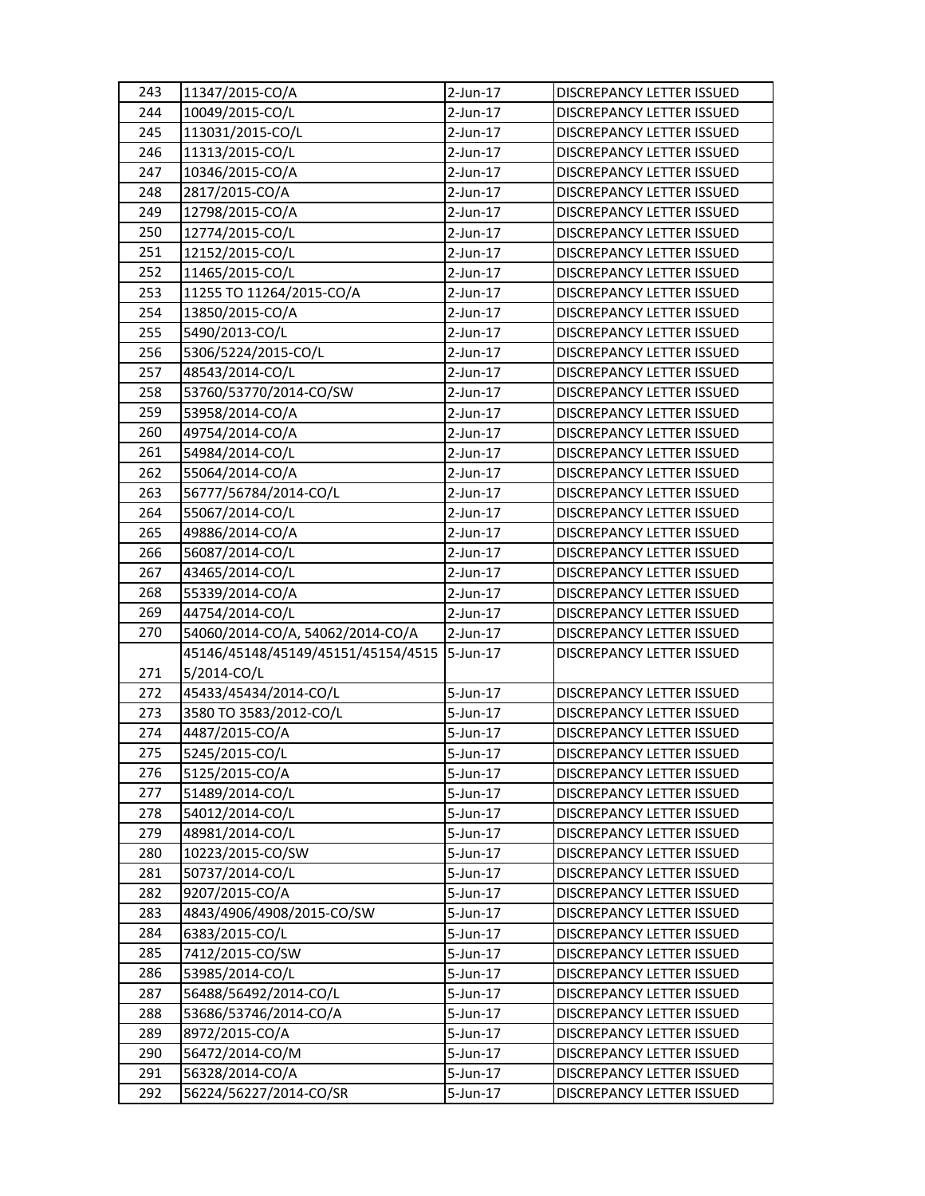| 243 | 11347/2015-CO/A | 2-Jun-17 | DISCREPANCY LETTER ISSUED |
|---|---|---|---|
| 244 | 10049/2015-CO/L | 2-Jun-17 | DISCREPANCY LETTER ISSUED |
| 245 | 113031/2015-CO/L | 2-Jun-17 | DISCREPANCY LETTER ISSUED |
| 246 | 11313/2015-CO/L | 2-Jun-17 | DISCREPANCY LETTER ISSUED |
| 247 | 10346/2015-CO/A | 2-Jun-17 | DISCREPANCY LETTER ISSUED |
| 248 | 2817/2015-CO/A | 2-Jun-17 | DISCREPANCY LETTER ISSUED |
| 249 | 12798/2015-CO/A | 2-Jun-17 | DISCREPANCY LETTER ISSUED |
| 250 | 12774/2015-CO/L | 2-Jun-17 | DISCREPANCY LETTER ISSUED |
| 251 | 12152/2015-CO/L | 2-Jun-17 | DISCREPANCY LETTER ISSUED |
| 252 | 11465/2015-CO/L | 2-Jun-17 | DISCREPANCY LETTER ISSUED |
| 253 | 11255 TO 11264/2015-CO/A | 2-Jun-17 | DISCREPANCY LETTER ISSUED |
| 254 | 13850/2015-CO/A | 2-Jun-17 | DISCREPANCY LETTER ISSUED |
| 255 | 5490/2013-CO/L | 2-Jun-17 | DISCREPANCY LETTER ISSUED |
| 256 | 5306/5224/2015-CO/L | 2-Jun-17 | DISCREPANCY LETTER ISSUED |
| 257 | 48543/2014-CO/L | 2-Jun-17 | DISCREPANCY LETTER ISSUED |
| 258 | 53760/53770/2014-CO/SW | 2-Jun-17 | DISCREPANCY LETTER ISSUED |
| 259 | 53958/2014-CO/A | 2-Jun-17 | DISCREPANCY LETTER ISSUED |
| 260 | 49754/2014-CO/A | 2-Jun-17 | DISCREPANCY LETTER ISSUED |
| 261 | 54984/2014-CO/L | 2-Jun-17 | DISCREPANCY LETTER ISSUED |
| 262 | 55064/2014-CO/A | 2-Jun-17 | DISCREPANCY LETTER ISSUED |
| 263 | 56777/56784/2014-CO/L | 2-Jun-17 | DISCREPANCY LETTER ISSUED |
| 264 | 55067/2014-CO/L | 2-Jun-17 | DISCREPANCY LETTER ISSUED |
| 265 | 49886/2014-CO/A | 2-Jun-17 | DISCREPANCY LETTER ISSUED |
| 266 | 56087/2014-CO/L | 2-Jun-17 | DISCREPANCY LETTER ISSUED |
| 267 | 43465/2014-CO/L | 2-Jun-17 | DISCREPANCY LETTER ISSUED |
| 268 | 55339/2014-CO/A | 2-Jun-17 | DISCREPANCY LETTER ISSUED |
| 269 | 44754/2014-CO/L | 2-Jun-17 | DISCREPANCY LETTER ISSUED |
| 270 | 54060/2014-CO/A, 54062/2014-CO/A | 2-Jun-17 | DISCREPANCY LETTER ISSUED |
| 271 | 45146/45148/45149/45151/45154/45155/2014-CO/L | 5-Jun-17 | DISCREPANCY LETTER ISSUED |
| 272 | 45433/45434/2014-CO/L | 5-Jun-17 | DISCREPANCY LETTER ISSUED |
| 273 | 3580 TO 3583/2012-CO/L | 5-Jun-17 | DISCREPANCY LETTER ISSUED |
| 274 | 4487/2015-CO/A | 5-Jun-17 | DISCREPANCY LETTER ISSUED |
| 275 | 5245/2015-CO/L | 5-Jun-17 | DISCREPANCY LETTER ISSUED |
| 276 | 5125/2015-CO/A | 5-Jun-17 | DISCREPANCY LETTER ISSUED |
| 277 | 51489/2014-CO/L | 5-Jun-17 | DISCREPANCY LETTER ISSUED |
| 278 | 54012/2014-CO/L | 5-Jun-17 | DISCREPANCY LETTER ISSUED |
| 279 | 48981/2014-CO/L | 5-Jun-17 | DISCREPANCY LETTER ISSUED |
| 280 | 10223/2015-CO/SW | 5-Jun-17 | DISCREPANCY LETTER ISSUED |
| 281 | 50737/2014-CO/L | 5-Jun-17 | DISCREPANCY LETTER ISSUED |
| 282 | 9207/2015-CO/A | 5-Jun-17 | DISCREPANCY LETTER ISSUED |
| 283 | 4843/4906/4908/2015-CO/SW | 5-Jun-17 | DISCREPANCY LETTER ISSUED |
| 284 | 6383/2015-CO/L | 5-Jun-17 | DISCREPANCY LETTER ISSUED |
| 285 | 7412/2015-CO/SW | 5-Jun-17 | DISCREPANCY LETTER ISSUED |
| 286 | 53985/2014-CO/L | 5-Jun-17 | DISCREPANCY LETTER ISSUED |
| 287 | 56488/56492/2014-CO/L | 5-Jun-17 | DISCREPANCY LETTER ISSUED |
| 288 | 53686/53746/2014-CO/A | 5-Jun-17 | DISCREPANCY LETTER ISSUED |
| 289 | 8972/2015-CO/A | 5-Jun-17 | DISCREPANCY LETTER ISSUED |
| 290 | 56472/2014-CO/M | 5-Jun-17 | DISCREPANCY LETTER ISSUED |
| 291 | 56328/2014-CO/A | 5-Jun-17 | DISCREPANCY LETTER ISSUED |
| 292 | 56224/56227/2014-CO/SR | 5-Jun-17 | DISCREPANCY LETTER ISSUED |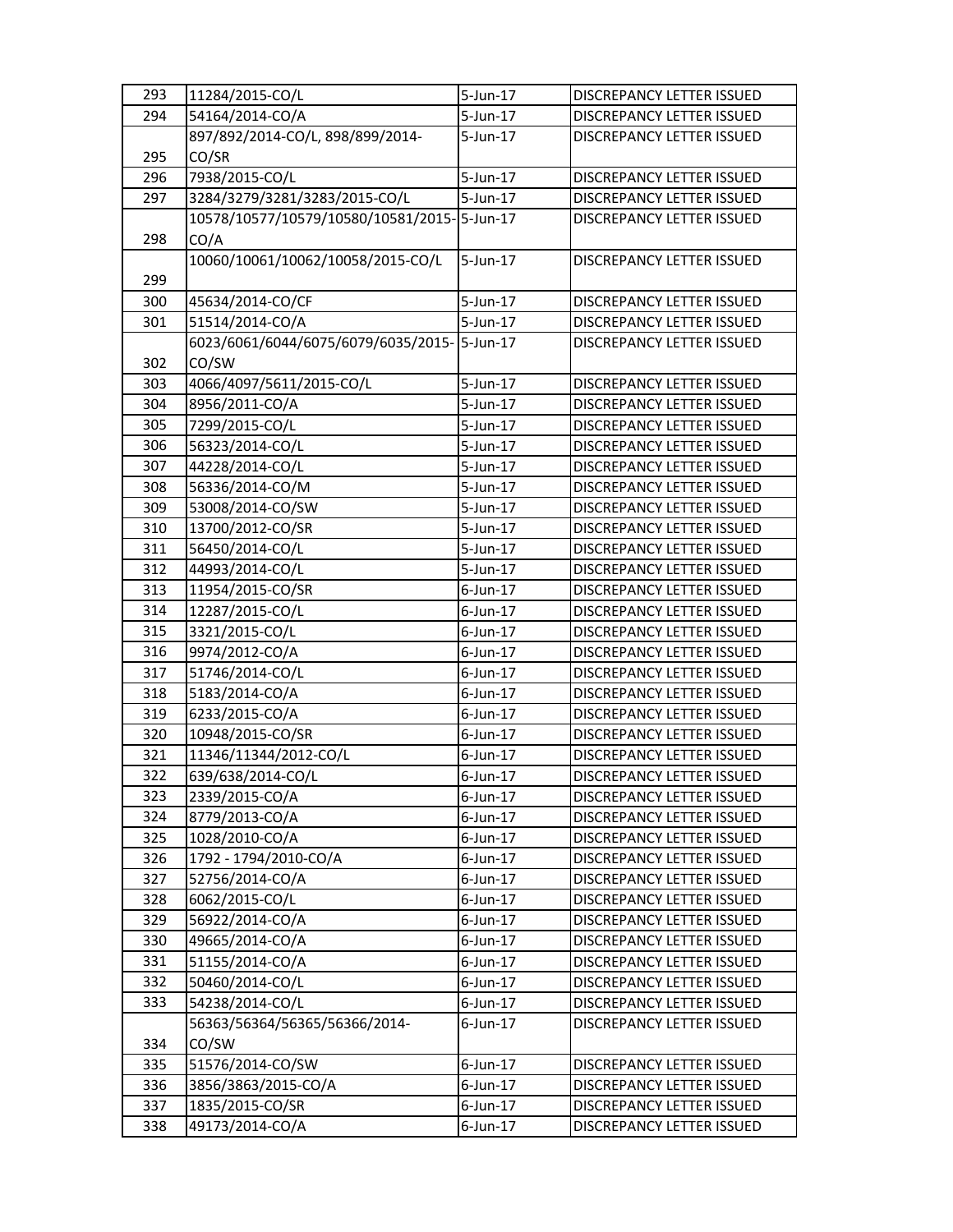| | | | |
|---|---|---|---|
| 293 | 11284/2015-CO/L | 5-Jun-17 | DISCREPANCY LETTER ISSUED |
| 294 | 54164/2014-CO/A | 5-Jun-17 | DISCREPANCY LETTER ISSUED |
| 295 | 897/892/2014-CO/L, 898/899/2014-CO/SR | 5-Jun-17 | DISCREPANCY LETTER ISSUED |
| 296 | 7938/2015-CO/L | 5-Jun-17 | DISCREPANCY LETTER ISSUED |
| 297 | 3284/3279/3281/3283/2015-CO/L | 5-Jun-17 | DISCREPANCY LETTER ISSUED |
| 298 | 10578/10577/10579/10580/10581/2015-CO/A | 5-Jun-17 | DISCREPANCY LETTER ISSUED |
| 299 | 10060/10061/10062/10058/2015-CO/L | 5-Jun-17 | DISCREPANCY LETTER ISSUED |
| 300 | 45634/2014-CO/CF | 5-Jun-17 | DISCREPANCY LETTER ISSUED |
| 301 | 51514/2014-CO/A | 5-Jun-17 | DISCREPANCY LETTER ISSUED |
| 302 | 6023/6061/6044/6075/6079/6035/2015-CO/SW | 5-Jun-17 | DISCREPANCY LETTER ISSUED |
| 303 | 4066/4097/5611/2015-CO/L | 5-Jun-17 | DISCREPANCY LETTER ISSUED |
| 304 | 8956/2011-CO/A | 5-Jun-17 | DISCREPANCY LETTER ISSUED |
| 305 | 7299/2015-CO/L | 5-Jun-17 | DISCREPANCY LETTER ISSUED |
| 306 | 56323/2014-CO/L | 5-Jun-17 | DISCREPANCY LETTER ISSUED |
| 307 | 44228/2014-CO/L | 5-Jun-17 | DISCREPANCY LETTER ISSUED |
| 308 | 56336/2014-CO/M | 5-Jun-17 | DISCREPANCY LETTER ISSUED |
| 309 | 53008/2014-CO/SW | 5-Jun-17 | DISCREPANCY LETTER ISSUED |
| 310 | 13700/2012-CO/SR | 5-Jun-17 | DISCREPANCY LETTER ISSUED |
| 311 | 56450/2014-CO/L | 5-Jun-17 | DISCREPANCY LETTER ISSUED |
| 312 | 44993/2014-CO/L | 5-Jun-17 | DISCREPANCY LETTER ISSUED |
| 313 | 11954/2015-CO/SR | 6-Jun-17 | DISCREPANCY LETTER ISSUED |
| 314 | 12287/2015-CO/L | 6-Jun-17 | DISCREPANCY LETTER ISSUED |
| 315 | 3321/2015-CO/L | 6-Jun-17 | DISCREPANCY LETTER ISSUED |
| 316 | 9974/2012-CO/A | 6-Jun-17 | DISCREPANCY LETTER ISSUED |
| 317 | 51746/2014-CO/L | 6-Jun-17 | DISCREPANCY LETTER ISSUED |
| 318 | 5183/2014-CO/A | 6-Jun-17 | DISCREPANCY LETTER ISSUED |
| 319 | 6233/2015-CO/A | 6-Jun-17 | DISCREPANCY LETTER ISSUED |
| 320 | 10948/2015-CO/SR | 6-Jun-17 | DISCREPANCY LETTER ISSUED |
| 321 | 11346/11344/2012-CO/L | 6-Jun-17 | DISCREPANCY LETTER ISSUED |
| 322 | 639/638/2014-CO/L | 6-Jun-17 | DISCREPANCY LETTER ISSUED |
| 323 | 2339/2015-CO/A | 6-Jun-17 | DISCREPANCY LETTER ISSUED |
| 324 | 8779/2013-CO/A | 6-Jun-17 | DISCREPANCY LETTER ISSUED |
| 325 | 1028/2010-CO/A | 6-Jun-17 | DISCREPANCY LETTER ISSUED |
| 326 | 1792 - 1794/2010-CO/A | 6-Jun-17 | DISCREPANCY LETTER ISSUED |
| 327 | 52756/2014-CO/A | 6-Jun-17 | DISCREPANCY LETTER ISSUED |
| 328 | 6062/2015-CO/L | 6-Jun-17 | DISCREPANCY LETTER ISSUED |
| 329 | 56922/2014-CO/A | 6-Jun-17 | DISCREPANCY LETTER ISSUED |
| 330 | 49665/2014-CO/A | 6-Jun-17 | DISCREPANCY LETTER ISSUED |
| 331 | 51155/2014-CO/A | 6-Jun-17 | DISCREPANCY LETTER ISSUED |
| 332 | 50460/2014-CO/L | 6-Jun-17 | DISCREPANCY LETTER ISSUED |
| 333 | 54238/2014-CO/L | 6-Jun-17 | DISCREPANCY LETTER ISSUED |
| 334 | 56363/56364/56365/56366/2014-CO/SW | 6-Jun-17 | DISCREPANCY LETTER ISSUED |
| 335 | 51576/2014-CO/SW | 6-Jun-17 | DISCREPANCY LETTER ISSUED |
| 336 | 3856/3863/2015-CO/A | 6-Jun-17 | DISCREPANCY LETTER ISSUED |
| 337 | 1835/2015-CO/SR | 6-Jun-17 | DISCREPANCY LETTER ISSUED |
| 338 | 49173/2014-CO/A | 6-Jun-17 | DISCREPANCY LETTER ISSUED |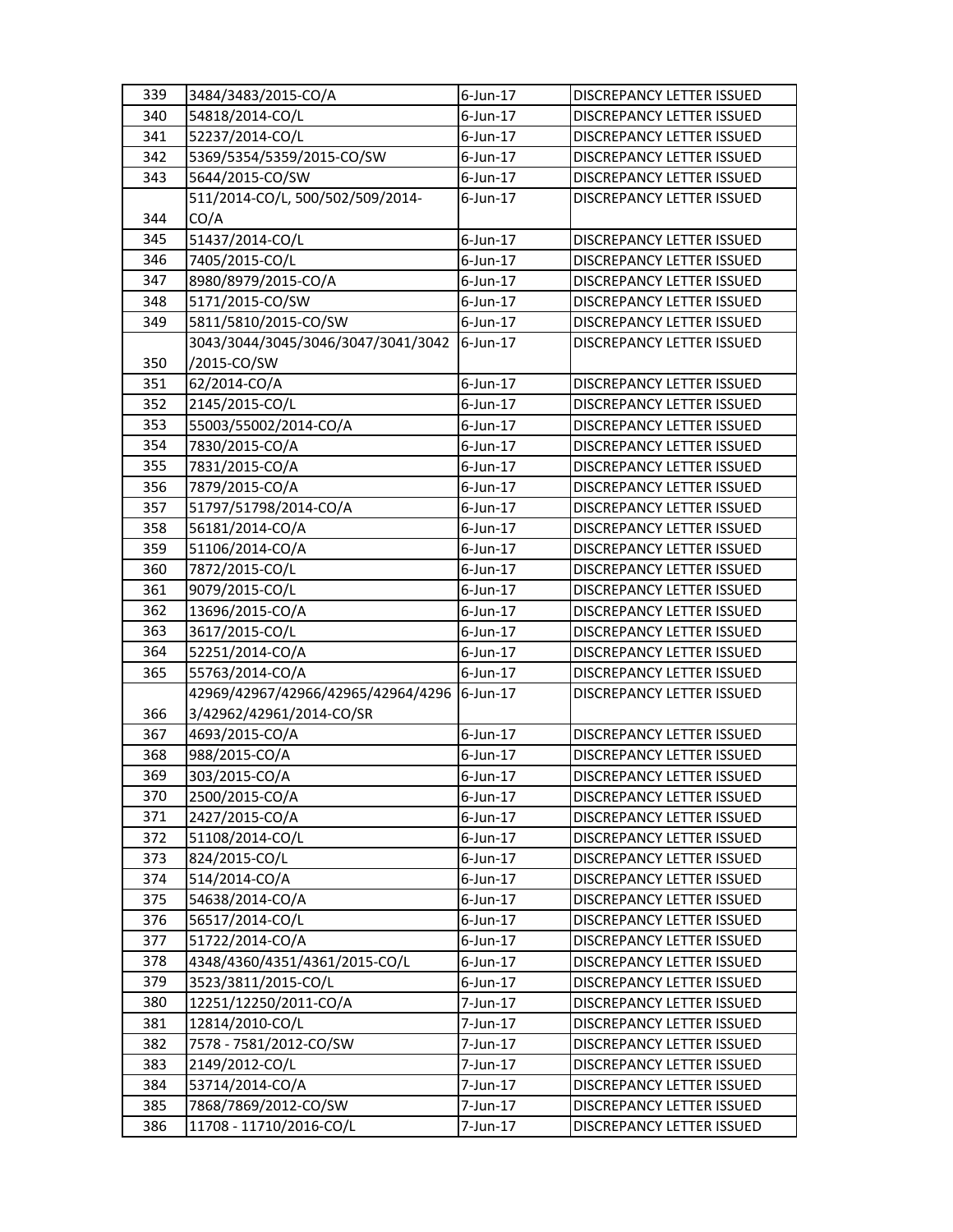| 339 | 3484/3483/2015-CO/A | 6-Jun-17 | DISCREPANCY LETTER ISSUED |
|---|---|---|---|
| 340 | 54818/2014-CO/L | 6-Jun-17 | DISCREPANCY LETTER ISSUED |
| 341 | 52237/2014-CO/L | 6-Jun-17 | DISCREPANCY LETTER ISSUED |
| 342 | 5369/5354/5359/2015-CO/SW | 6-Jun-17 | DISCREPANCY LETTER ISSUED |
| 343 | 5644/2015-CO/SW | 6-Jun-17 | DISCREPANCY LETTER ISSUED |
| 344 | 511/2014-CO/L, 500/502/509/2014-CO/A | 6-Jun-17 | DISCREPANCY LETTER ISSUED |
| 345 | 51437/2014-CO/L | 6-Jun-17 | DISCREPANCY LETTER ISSUED |
| 346 | 7405/2015-CO/L | 6-Jun-17 | DISCREPANCY LETTER ISSUED |
| 347 | 8980/8979/2015-CO/A | 6-Jun-17 | DISCREPANCY LETTER ISSUED |
| 348 | 5171/2015-CO/SW | 6-Jun-17 | DISCREPANCY LETTER ISSUED |
| 349 | 5811/5810/2015-CO/SW | 6-Jun-17 | DISCREPANCY LETTER ISSUED |
| 350 | 3043/3044/3045/3046/3047/3041/3042/2015-CO/SW | 6-Jun-17 | DISCREPANCY LETTER ISSUED |
| 351 | 62/2014-CO/A | 6-Jun-17 | DISCREPANCY LETTER ISSUED |
| 352 | 2145/2015-CO/L | 6-Jun-17 | DISCREPANCY LETTER ISSUED |
| 353 | 55003/55002/2014-CO/A | 6-Jun-17 | DISCREPANCY LETTER ISSUED |
| 354 | 7830/2015-CO/A | 6-Jun-17 | DISCREPANCY LETTER ISSUED |
| 355 | 7831/2015-CO/A | 6-Jun-17 | DISCREPANCY LETTER ISSUED |
| 356 | 7879/2015-CO/A | 6-Jun-17 | DISCREPANCY LETTER ISSUED |
| 357 | 51797/51798/2014-CO/A | 6-Jun-17 | DISCREPANCY LETTER ISSUED |
| 358 | 56181/2014-CO/A | 6-Jun-17 | DISCREPANCY LETTER ISSUED |
| 359 | 51106/2014-CO/A | 6-Jun-17 | DISCREPANCY LETTER ISSUED |
| 360 | 7872/2015-CO/L | 6-Jun-17 | DISCREPANCY LETTER ISSUED |
| 361 | 9079/2015-CO/L | 6-Jun-17 | DISCREPANCY LETTER ISSUED |
| 362 | 13696/2015-CO/A | 6-Jun-17 | DISCREPANCY LETTER ISSUED |
| 363 | 3617/2015-CO/L | 6-Jun-17 | DISCREPANCY LETTER ISSUED |
| 364 | 52251/2014-CO/A | 6-Jun-17 | DISCREPANCY LETTER ISSUED |
| 365 | 55763/2014-CO/A | 6-Jun-17 | DISCREPANCY LETTER ISSUED |
| 366 | 42969/42967/42966/42965/42964/42963/42962/42961/2014-CO/SR | 6-Jun-17 | DISCREPANCY LETTER ISSUED |
| 367 | 4693/2015-CO/A | 6-Jun-17 | DISCREPANCY LETTER ISSUED |
| 368 | 988/2015-CO/A | 6-Jun-17 | DISCREPANCY LETTER ISSUED |
| 369 | 303/2015-CO/A | 6-Jun-17 | DISCREPANCY LETTER ISSUED |
| 370 | 2500/2015-CO/A | 6-Jun-17 | DISCREPANCY LETTER ISSUED |
| 371 | 2427/2015-CO/A | 6-Jun-17 | DISCREPANCY LETTER ISSUED |
| 372 | 51108/2014-CO/L | 6-Jun-17 | DISCREPANCY LETTER ISSUED |
| 373 | 824/2015-CO/L | 6-Jun-17 | DISCREPANCY LETTER ISSUED |
| 374 | 514/2014-CO/A | 6-Jun-17 | DISCREPANCY LETTER ISSUED |
| 375 | 54638/2014-CO/A | 6-Jun-17 | DISCREPANCY LETTER ISSUED |
| 376 | 56517/2014-CO/L | 6-Jun-17 | DISCREPANCY LETTER ISSUED |
| 377 | 51722/2014-CO/A | 6-Jun-17 | DISCREPANCY LETTER ISSUED |
| 378 | 4348/4360/4351/4361/2015-CO/L | 6-Jun-17 | DISCREPANCY LETTER ISSUED |
| 379 | 3523/3811/2015-CO/L | 6-Jun-17 | DISCREPANCY LETTER ISSUED |
| 380 | 12251/12250/2011-CO/A | 7-Jun-17 | DISCREPANCY LETTER ISSUED |
| 381 | 12814/2010-CO/L | 7-Jun-17 | DISCREPANCY LETTER ISSUED |
| 382 | 7578 - 7581/2012-CO/SW | 7-Jun-17 | DISCREPANCY LETTER ISSUED |
| 383 | 2149/2012-CO/L | 7-Jun-17 | DISCREPANCY LETTER ISSUED |
| 384 | 53714/2014-CO/A | 7-Jun-17 | DISCREPANCY LETTER ISSUED |
| 385 | 7868/7869/2012-CO/SW | 7-Jun-17 | DISCREPANCY LETTER ISSUED |
| 386 | 11708 - 11710/2016-CO/L | 7-Jun-17 | DISCREPANCY LETTER ISSUED |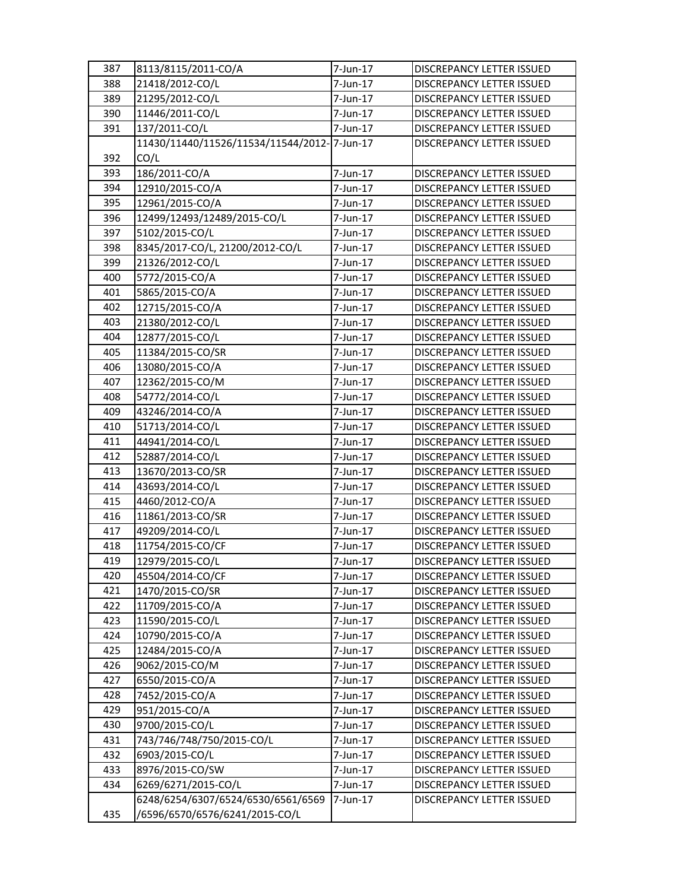| 387 | 8113/8115/2011-CO/A | 7-Jun-17 | DISCREPANCY LETTER ISSUED |
|---|---|---|---|
| 388 | 21418/2012-CO/L | 7-Jun-17 | DISCREPANCY LETTER ISSUED |
| 389 | 21295/2012-CO/L | 7-Jun-17 | DISCREPANCY LETTER ISSUED |
| 390 | 11446/2011-CO/L | 7-Jun-17 | DISCREPANCY LETTER ISSUED |
| 391 | 137/2011-CO/L | 7-Jun-17 | DISCREPANCY LETTER ISSUED |
| 392 | 11430/11440/11526/11534/11544/2012-CO/L | 7-Jun-17 | DISCREPANCY LETTER ISSUED |
| 393 | 186/2011-CO/A | 7-Jun-17 | DISCREPANCY LETTER ISSUED |
| 394 | 12910/2015-CO/A | 7-Jun-17 | DISCREPANCY LETTER ISSUED |
| 395 | 12961/2015-CO/A | 7-Jun-17 | DISCREPANCY LETTER ISSUED |
| 396 | 12499/12493/12489/2015-CO/L | 7-Jun-17 | DISCREPANCY LETTER ISSUED |
| 397 | 5102/2015-CO/L | 7-Jun-17 | DISCREPANCY LETTER ISSUED |
| 398 | 8345/2017-CO/L, 21200/2012-CO/L | 7-Jun-17 | DISCREPANCY LETTER ISSUED |
| 399 | 21326/2012-CO/L | 7-Jun-17 | DISCREPANCY LETTER ISSUED |
| 400 | 5772/2015-CO/A | 7-Jun-17 | DISCREPANCY LETTER ISSUED |
| 401 | 5865/2015-CO/A | 7-Jun-17 | DISCREPANCY LETTER ISSUED |
| 402 | 12715/2015-CO/A | 7-Jun-17 | DISCREPANCY LETTER ISSUED |
| 403 | 21380/2012-CO/L | 7-Jun-17 | DISCREPANCY LETTER ISSUED |
| 404 | 12877/2015-CO/L | 7-Jun-17 | DISCREPANCY LETTER ISSUED |
| 405 | 11384/2015-CO/SR | 7-Jun-17 | DISCREPANCY LETTER ISSUED |
| 406 | 13080/2015-CO/A | 7-Jun-17 | DISCREPANCY LETTER ISSUED |
| 407 | 12362/2015-CO/M | 7-Jun-17 | DISCREPANCY LETTER ISSUED |
| 408 | 54772/2014-CO/L | 7-Jun-17 | DISCREPANCY LETTER ISSUED |
| 409 | 43246/2014-CO/A | 7-Jun-17 | DISCREPANCY LETTER ISSUED |
| 410 | 51713/2014-CO/L | 7-Jun-17 | DISCREPANCY LETTER ISSUED |
| 411 | 44941/2014-CO/L | 7-Jun-17 | DISCREPANCY LETTER ISSUED |
| 412 | 52887/2014-CO/L | 7-Jun-17 | DISCREPANCY LETTER ISSUED |
| 413 | 13670/2013-CO/SR | 7-Jun-17 | DISCREPANCY LETTER ISSUED |
| 414 | 43693/2014-CO/L | 7-Jun-17 | DISCREPANCY LETTER ISSUED |
| 415 | 4460/2012-CO/A | 7-Jun-17 | DISCREPANCY LETTER ISSUED |
| 416 | 11861/2013-CO/SR | 7-Jun-17 | DISCREPANCY LETTER ISSUED |
| 417 | 49209/2014-CO/L | 7-Jun-17 | DISCREPANCY LETTER ISSUED |
| 418 | 11754/2015-CO/CF | 7-Jun-17 | DISCREPANCY LETTER ISSUED |
| 419 | 12979/2015-CO/L | 7-Jun-17 | DISCREPANCY LETTER ISSUED |
| 420 | 45504/2014-CO/CF | 7-Jun-17 | DISCREPANCY LETTER ISSUED |
| 421 | 1470/2015-CO/SR | 7-Jun-17 | DISCREPANCY LETTER ISSUED |
| 422 | 11709/2015-CO/A | 7-Jun-17 | DISCREPANCY LETTER ISSUED |
| 423 | 11590/2015-CO/L | 7-Jun-17 | DISCREPANCY LETTER ISSUED |
| 424 | 10790/2015-CO/A | 7-Jun-17 | DISCREPANCY LETTER ISSUED |
| 425 | 12484/2015-CO/A | 7-Jun-17 | DISCREPANCY LETTER ISSUED |
| 426 | 9062/2015-CO/M | 7-Jun-17 | DISCREPANCY LETTER ISSUED |
| 427 | 6550/2015-CO/A | 7-Jun-17 | DISCREPANCY LETTER ISSUED |
| 428 | 7452/2015-CO/A | 7-Jun-17 | DISCREPANCY LETTER ISSUED |
| 429 | 951/2015-CO/A | 7-Jun-17 | DISCREPANCY LETTER ISSUED |
| 430 | 9700/2015-CO/L | 7-Jun-17 | DISCREPANCY LETTER ISSUED |
| 431 | 743/746/748/750/2015-CO/L | 7-Jun-17 | DISCREPANCY LETTER ISSUED |
| 432 | 6903/2015-CO/L | 7-Jun-17 | DISCREPANCY LETTER ISSUED |
| 433 | 8976/2015-CO/SW | 7-Jun-17 | DISCREPANCY LETTER ISSUED |
| 434 | 6269/6271/2015-CO/L | 7-Jun-17 | DISCREPANCY LETTER ISSUED |
| 435 | 6248/6254/6307/6524/6530/6561/6569/6596/6570/6576/6241/2015-CO/L | 7-Jun-17 | DISCREPANCY LETTER ISSUED |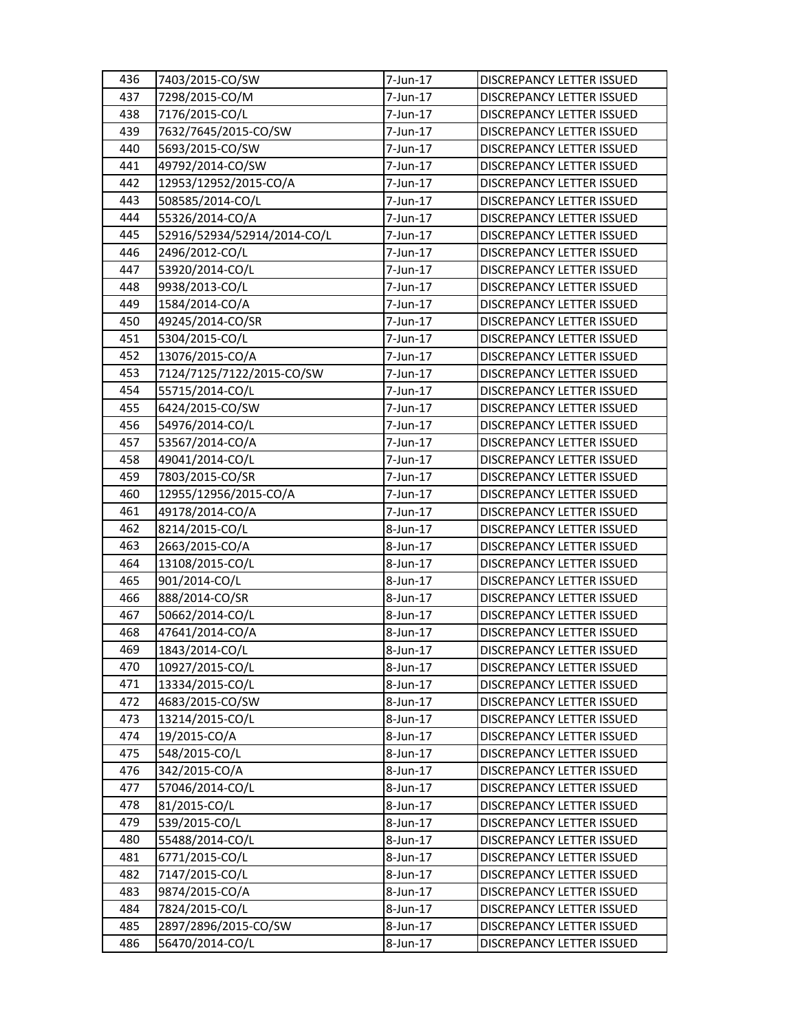| 436 | 7403/2015-CO/SW | 7-Jun-17 | DISCREPANCY LETTER ISSUED |
|---|---|---|---|
| 437 | 7298/2015-CO/M | 7-Jun-17 | DISCREPANCY LETTER ISSUED |
| 438 | 7176/2015-CO/L | 7-Jun-17 | DISCREPANCY LETTER ISSUED |
| 439 | 7632/7645/2015-CO/SW | 7-Jun-17 | DISCREPANCY LETTER ISSUED |
| 440 | 5693/2015-CO/SW | 7-Jun-17 | DISCREPANCY LETTER ISSUED |
| 441 | 49792/2014-CO/SW | 7-Jun-17 | DISCREPANCY LETTER ISSUED |
| 442 | 12953/12952/2015-CO/A | 7-Jun-17 | DISCREPANCY LETTER ISSUED |
| 443 | 508585/2014-CO/L | 7-Jun-17 | DISCREPANCY LETTER ISSUED |
| 444 | 55326/2014-CO/A | 7-Jun-17 | DISCREPANCY LETTER ISSUED |
| 445 | 52916/52934/52914/2014-CO/L | 7-Jun-17 | DISCREPANCY LETTER ISSUED |
| 446 | 2496/2012-CO/L | 7-Jun-17 | DISCREPANCY LETTER ISSUED |
| 447 | 53920/2014-CO/L | 7-Jun-17 | DISCREPANCY LETTER ISSUED |
| 448 | 9938/2013-CO/L | 7-Jun-17 | DISCREPANCY LETTER ISSUED |
| 449 | 1584/2014-CO/A | 7-Jun-17 | DISCREPANCY LETTER ISSUED |
| 450 | 49245/2014-CO/SR | 7-Jun-17 | DISCREPANCY LETTER ISSUED |
| 451 | 5304/2015-CO/L | 7-Jun-17 | DISCREPANCY LETTER ISSUED |
| 452 | 13076/2015-CO/A | 7-Jun-17 | DISCREPANCY LETTER ISSUED |
| 453 | 7124/7125/7122/2015-CO/SW | 7-Jun-17 | DISCREPANCY LETTER ISSUED |
| 454 | 55715/2014-CO/L | 7-Jun-17 | DISCREPANCY LETTER ISSUED |
| 455 | 6424/2015-CO/SW | 7-Jun-17 | DISCREPANCY LETTER ISSUED |
| 456 | 54976/2014-CO/L | 7-Jun-17 | DISCREPANCY LETTER ISSUED |
| 457 | 53567/2014-CO/A | 7-Jun-17 | DISCREPANCY LETTER ISSUED |
| 458 | 49041/2014-CO/L | 7-Jun-17 | DISCREPANCY LETTER ISSUED |
| 459 | 7803/2015-CO/SR | 7-Jun-17 | DISCREPANCY LETTER ISSUED |
| 460 | 12955/12956/2015-CO/A | 7-Jun-17 | DISCREPANCY LETTER ISSUED |
| 461 | 49178/2014-CO/A | 7-Jun-17 | DISCREPANCY LETTER ISSUED |
| 462 | 8214/2015-CO/L | 8-Jun-17 | DISCREPANCY LETTER ISSUED |
| 463 | 2663/2015-CO/A | 8-Jun-17 | DISCREPANCY LETTER ISSUED |
| 464 | 13108/2015-CO/L | 8-Jun-17 | DISCREPANCY LETTER ISSUED |
| 465 | 901/2014-CO/L | 8-Jun-17 | DISCREPANCY LETTER ISSUED |
| 466 | 888/2014-CO/SR | 8-Jun-17 | DISCREPANCY LETTER ISSUED |
| 467 | 50662/2014-CO/L | 8-Jun-17 | DISCREPANCY LETTER ISSUED |
| 468 | 47641/2014-CO/A | 8-Jun-17 | DISCREPANCY LETTER ISSUED |
| 469 | 1843/2014-CO/L | 8-Jun-17 | DISCREPANCY LETTER ISSUED |
| 470 | 10927/2015-CO/L | 8-Jun-17 | DISCREPANCY LETTER ISSUED |
| 471 | 13334/2015-CO/L | 8-Jun-17 | DISCREPANCY LETTER ISSUED |
| 472 | 4683/2015-CO/SW | 8-Jun-17 | DISCREPANCY LETTER ISSUED |
| 473 | 13214/2015-CO/L | 8-Jun-17 | DISCREPANCY LETTER ISSUED |
| 474 | 19/2015-CO/A | 8-Jun-17 | DISCREPANCY LETTER ISSUED |
| 475 | 548/2015-CO/L | 8-Jun-17 | DISCREPANCY LETTER ISSUED |
| 476 | 342/2015-CO/A | 8-Jun-17 | DISCREPANCY LETTER ISSUED |
| 477 | 57046/2014-CO/L | 8-Jun-17 | DISCREPANCY LETTER ISSUED |
| 478 | 81/2015-CO/L | 8-Jun-17 | DISCREPANCY LETTER ISSUED |
| 479 | 539/2015-CO/L | 8-Jun-17 | DISCREPANCY LETTER ISSUED |
| 480 | 55488/2014-CO/L | 8-Jun-17 | DISCREPANCY LETTER ISSUED |
| 481 | 6771/2015-CO/L | 8-Jun-17 | DISCREPANCY LETTER ISSUED |
| 482 | 7147/2015-CO/L | 8-Jun-17 | DISCREPANCY LETTER ISSUED |
| 483 | 9874/2015-CO/A | 8-Jun-17 | DISCREPANCY LETTER ISSUED |
| 484 | 7824/2015-CO/L | 8-Jun-17 | DISCREPANCY LETTER ISSUED |
| 485 | 2897/2896/2015-CO/SW | 8-Jun-17 | DISCREPANCY LETTER ISSUED |
| 486 | 56470/2014-CO/L | 8-Jun-17 | DISCREPANCY LETTER ISSUED |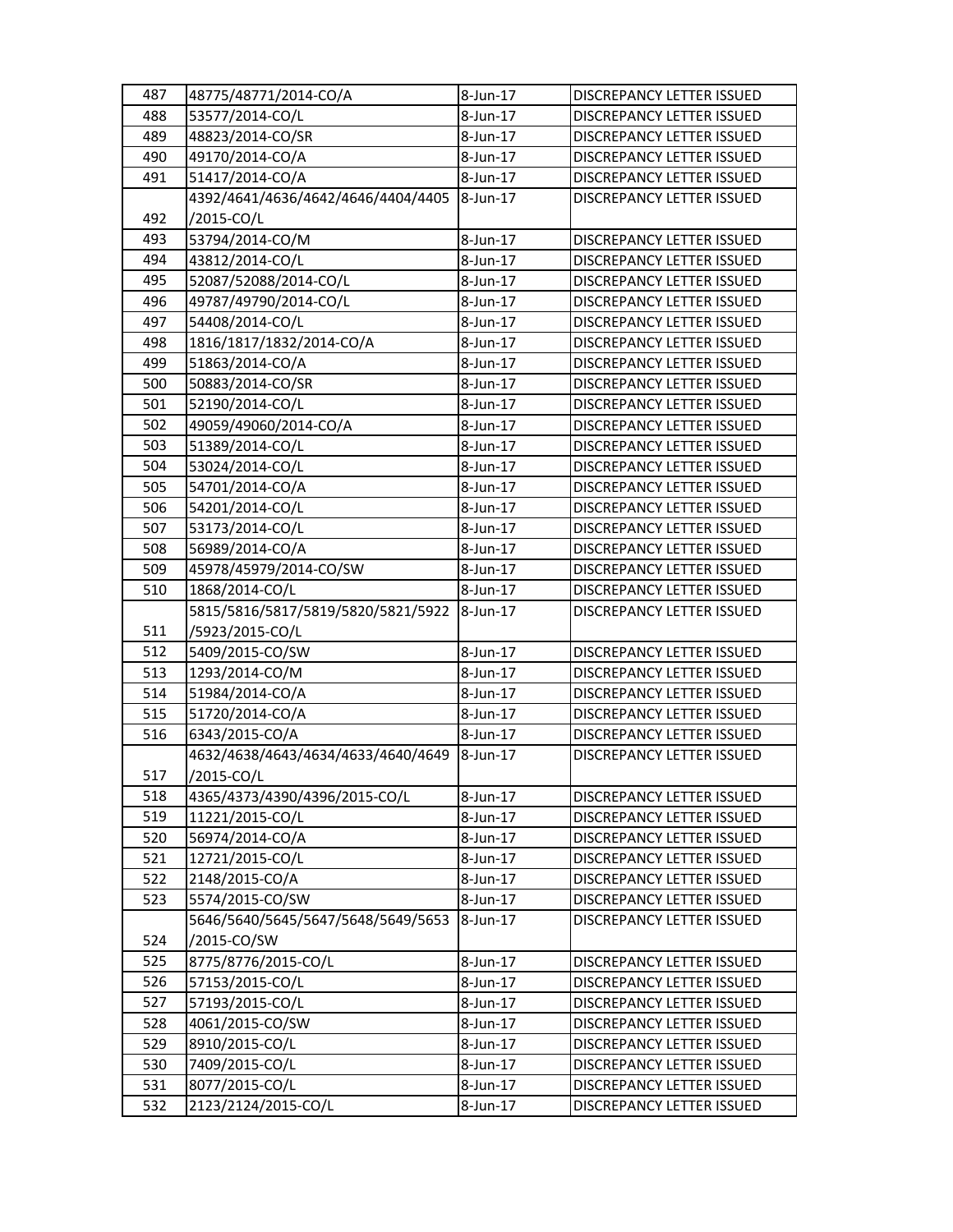| 487 | 48775/48771/2014-CO/A | 8-Jun-17 | DISCREPANCY LETTER ISSUED |
|---|---|---|---|
| 488 | 53577/2014-CO/L | 8-Jun-17 | DISCREPANCY LETTER ISSUED |
| 489 | 48823/2014-CO/SR | 8-Jun-17 | DISCREPANCY LETTER ISSUED |
| 490 | 49170/2014-CO/A | 8-Jun-17 | DISCREPANCY LETTER ISSUED |
| 491 | 51417/2014-CO/A | 8-Jun-17 | DISCREPANCY LETTER ISSUED |
| 492 | 4392/4641/4636/4642/4646/4404/4405 /2015-CO/L | 8-Jun-17 | DISCREPANCY LETTER ISSUED |
| 493 | 53794/2014-CO/M | 8-Jun-17 | DISCREPANCY LETTER ISSUED |
| 494 | 43812/2014-CO/L | 8-Jun-17 | DISCREPANCY LETTER ISSUED |
| 495 | 52087/52088/2014-CO/L | 8-Jun-17 | DISCREPANCY LETTER ISSUED |
| 496 | 49787/49790/2014-CO/L | 8-Jun-17 | DISCREPANCY LETTER ISSUED |
| 497 | 54408/2014-CO/L | 8-Jun-17 | DISCREPANCY LETTER ISSUED |
| 498 | 1816/1817/1832/2014-CO/A | 8-Jun-17 | DISCREPANCY LETTER ISSUED |
| 499 | 51863/2014-CO/A | 8-Jun-17 | DISCREPANCY LETTER ISSUED |
| 500 | 50883/2014-CO/SR | 8-Jun-17 | DISCREPANCY LETTER ISSUED |
| 501 | 52190/2014-CO/L | 8-Jun-17 | DISCREPANCY LETTER ISSUED |
| 502 | 49059/49060/2014-CO/A | 8-Jun-17 | DISCREPANCY LETTER ISSUED |
| 503 | 51389/2014-CO/L | 8-Jun-17 | DISCREPANCY LETTER ISSUED |
| 504 | 53024/2014-CO/L | 8-Jun-17 | DISCREPANCY LETTER ISSUED |
| 505 | 54701/2014-CO/A | 8-Jun-17 | DISCREPANCY LETTER ISSUED |
| 506 | 54201/2014-CO/L | 8-Jun-17 | DISCREPANCY LETTER ISSUED |
| 507 | 53173/2014-CO/L | 8-Jun-17 | DISCREPANCY LETTER ISSUED |
| 508 | 56989/2014-CO/A | 8-Jun-17 | DISCREPANCY LETTER ISSUED |
| 509 | 45978/45979/2014-CO/SW | 8-Jun-17 | DISCREPANCY LETTER ISSUED |
| 510 | 1868/2014-CO/L | 8-Jun-17 | DISCREPANCY LETTER ISSUED |
| 511 | 5815/5816/5817/5819/5820/5821/5922 /5923/2015-CO/L | 8-Jun-17 | DISCREPANCY LETTER ISSUED |
| 512 | 5409/2015-CO/SW | 8-Jun-17 | DISCREPANCY LETTER ISSUED |
| 513 | 1293/2014-CO/M | 8-Jun-17 | DISCREPANCY LETTER ISSUED |
| 514 | 51984/2014-CO/A | 8-Jun-17 | DISCREPANCY LETTER ISSUED |
| 515 | 51720/2014-CO/A | 8-Jun-17 | DISCREPANCY LETTER ISSUED |
| 516 | 6343/2015-CO/A | 8-Jun-17 | DISCREPANCY LETTER ISSUED |
| 517 | 4632/4638/4643/4634/4633/4640/4649 /2015-CO/L | 8-Jun-17 | DISCREPANCY LETTER ISSUED |
| 518 | 4365/4373/4390/4396/2015-CO/L | 8-Jun-17 | DISCREPANCY LETTER ISSUED |
| 519 | 11221/2015-CO/L | 8-Jun-17 | DISCREPANCY LETTER ISSUED |
| 520 | 56974/2014-CO/A | 8-Jun-17 | DISCREPANCY LETTER ISSUED |
| 521 | 12721/2015-CO/L | 8-Jun-17 | DISCREPANCY LETTER ISSUED |
| 522 | 2148/2015-CO/A | 8-Jun-17 | DISCREPANCY LETTER ISSUED |
| 523 | 5574/2015-CO/SW | 8-Jun-17 | DISCREPANCY LETTER ISSUED |
| 524 | 5646/5640/5645/5647/5648/5649/5653 /2015-CO/SW | 8-Jun-17 | DISCREPANCY LETTER ISSUED |
| 525 | 8775/8776/2015-CO/L | 8-Jun-17 | DISCREPANCY LETTER ISSUED |
| 526 | 57153/2015-CO/L | 8-Jun-17 | DISCREPANCY LETTER ISSUED |
| 527 | 57193/2015-CO/L | 8-Jun-17 | DISCREPANCY LETTER ISSUED |
| 528 | 4061/2015-CO/SW | 8-Jun-17 | DISCREPANCY LETTER ISSUED |
| 529 | 8910/2015-CO/L | 8-Jun-17 | DISCREPANCY LETTER ISSUED |
| 530 | 7409/2015-CO/L | 8-Jun-17 | DISCREPANCY LETTER ISSUED |
| 531 | 8077/2015-CO/L | 8-Jun-17 | DISCREPANCY LETTER ISSUED |
| 532 | 2123/2124/2015-CO/L | 8-Jun-17 | DISCREPANCY LETTER ISSUED |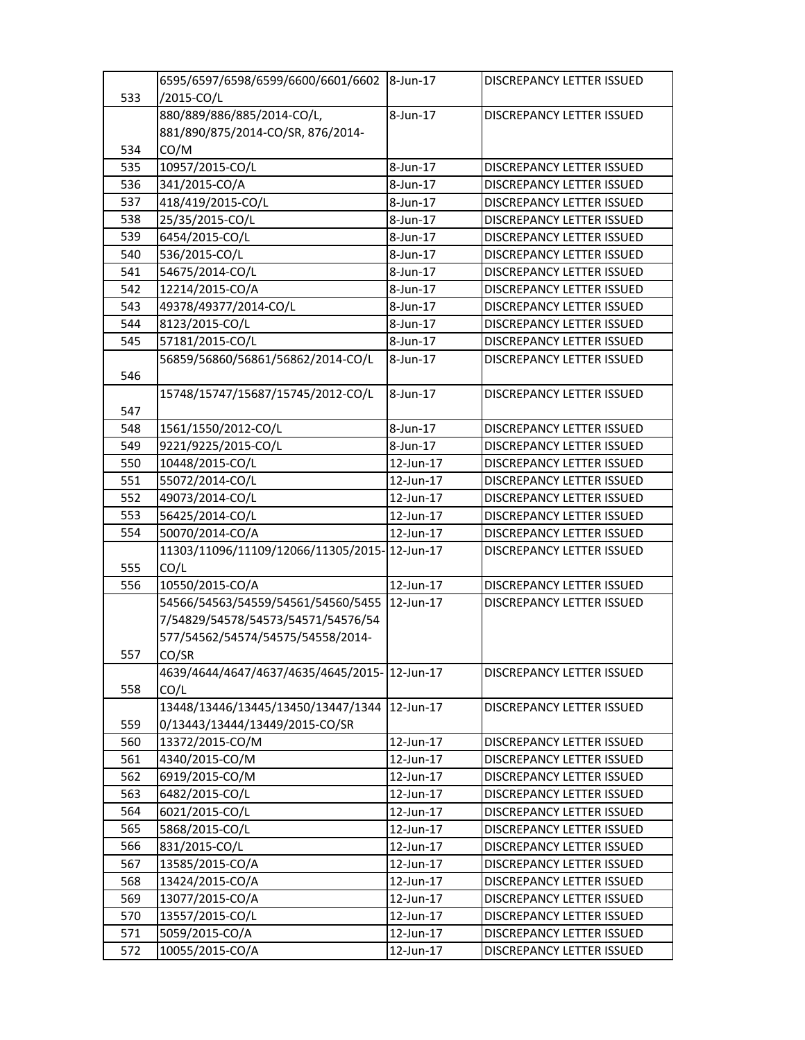| 533 | 6595/6597/6598/6599/6600/6601/6602/2015-CO/L | 8-Jun-17 | DISCREPANCY LETTER ISSUED |
|---|---|---|---|
| 534 | 880/889/886/885/2014-CO/L, 881/890/875/2014-CO/SR, 876/2014-CO/M | 8-Jun-17 | DISCREPANCY LETTER ISSUED |
| 535 | 10957/2015-CO/L | 8-Jun-17 | DISCREPANCY LETTER ISSUED |
| 536 | 341/2015-CO/A | 8-Jun-17 | DISCREPANCY LETTER ISSUED |
| 537 | 418/419/2015-CO/L | 8-Jun-17 | DISCREPANCY LETTER ISSUED |
| 538 | 25/35/2015-CO/L | 8-Jun-17 | DISCREPANCY LETTER ISSUED |
| 539 | 6454/2015-CO/L | 8-Jun-17 | DISCREPANCY LETTER ISSUED |
| 540 | 536/2015-CO/L | 8-Jun-17 | DISCREPANCY LETTER ISSUED |
| 541 | 54675/2014-CO/L | 8-Jun-17 | DISCREPANCY LETTER ISSUED |
| 542 | 12214/2015-CO/A | 8-Jun-17 | DISCREPANCY LETTER ISSUED |
| 543 | 49378/49377/2014-CO/L | 8-Jun-17 | DISCREPANCY LETTER ISSUED |
| 544 | 8123/2015-CO/L | 8-Jun-17 | DISCREPANCY LETTER ISSUED |
| 545 | 57181/2015-CO/L | 8-Jun-17 | DISCREPANCY LETTER ISSUED |
| 546 | 56859/56860/56861/56862/2014-CO/L | 8-Jun-17 | DISCREPANCY LETTER ISSUED |
| 547 | 15748/15747/15687/15745/2012-CO/L | 8-Jun-17 | DISCREPANCY LETTER ISSUED |
| 548 | 1561/1550/2012-CO/L | 8-Jun-17 | DISCREPANCY LETTER ISSUED |
| 549 | 9221/9225/2015-CO/L | 8-Jun-17 | DISCREPANCY LETTER ISSUED |
| 550 | 10448/2015-CO/L | 12-Jun-17 | DISCREPANCY LETTER ISSUED |
| 551 | 55072/2014-CO/L | 12-Jun-17 | DISCREPANCY LETTER ISSUED |
| 552 | 49073/2014-CO/L | 12-Jun-17 | DISCREPANCY LETTER ISSUED |
| 553 | 56425/2014-CO/L | 12-Jun-17 | DISCREPANCY LETTER ISSUED |
| 554 | 50070/2014-CO/A | 12-Jun-17 | DISCREPANCY LETTER ISSUED |
| 555 | 11303/11096/11109/12066/11305/2015-CO/L | 12-Jun-17 | DISCREPANCY LETTER ISSUED |
| 556 | 10550/2015-CO/A | 12-Jun-17 | DISCREPANCY LETTER ISSUED |
| 557 | 54566/54563/54559/54561/54560/54557/54829/54578/54573/54571/54576/54577/54562/54574/54575/54558/2014-CO/SR | 12-Jun-17 | DISCREPANCY LETTER ISSUED |
| 558 | 4639/4644/4647/4637/4635/4645/2015-CO/L | 12-Jun-17 | DISCREPANCY LETTER ISSUED |
| 559 | 13448/13446/13445/13450/13447/13440/13443/13444/13449/2015-CO/SR | 12-Jun-17 | DISCREPANCY LETTER ISSUED |
| 560 | 13372/2015-CO/M | 12-Jun-17 | DISCREPANCY LETTER ISSUED |
| 561 | 4340/2015-CO/M | 12-Jun-17 | DISCREPANCY LETTER ISSUED |
| 562 | 6919/2015-CO/M | 12-Jun-17 | DISCREPANCY LETTER ISSUED |
| 563 | 6482/2015-CO/L | 12-Jun-17 | DISCREPANCY LETTER ISSUED |
| 564 | 6021/2015-CO/L | 12-Jun-17 | DISCREPANCY LETTER ISSUED |
| 565 | 5868/2015-CO/L | 12-Jun-17 | DISCREPANCY LETTER ISSUED |
| 566 | 831/2015-CO/L | 12-Jun-17 | DISCREPANCY LETTER ISSUED |
| 567 | 13585/2015-CO/A | 12-Jun-17 | DISCREPANCY LETTER ISSUED |
| 568 | 13424/2015-CO/A | 12-Jun-17 | DISCREPANCY LETTER ISSUED |
| 569 | 13077/2015-CO/A | 12-Jun-17 | DISCREPANCY LETTER ISSUED |
| 570 | 13557/2015-CO/L | 12-Jun-17 | DISCREPANCY LETTER ISSUED |
| 571 | 5059/2015-CO/A | 12-Jun-17 | DISCREPANCY LETTER ISSUED |
| 572 | 10055/2015-CO/A | 12-Jun-17 | DISCREPANCY LETTER ISSUED |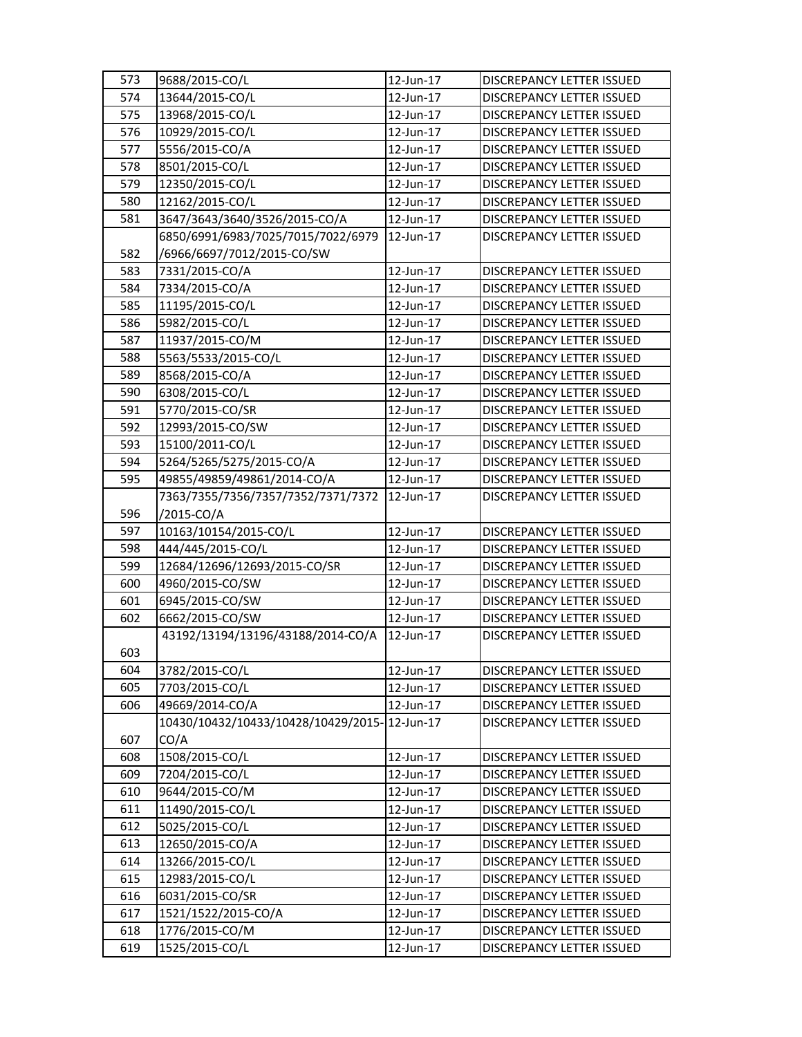| 573 | 9688/2015-CO/L | 12-Jun-17 | DISCREPANCY LETTER ISSUED |
|---|---|---|---|
| 574 | 13644/2015-CO/L | 12-Jun-17 | DISCREPANCY LETTER ISSUED |
| 575 | 13968/2015-CO/L | 12-Jun-17 | DISCREPANCY LETTER ISSUED |
| 576 | 10929/2015-CO/L | 12-Jun-17 | DISCREPANCY LETTER ISSUED |
| 577 | 5556/2015-CO/A | 12-Jun-17 | DISCREPANCY LETTER ISSUED |
| 578 | 8501/2015-CO/L | 12-Jun-17 | DISCREPANCY LETTER ISSUED |
| 579 | 12350/2015-CO/L | 12-Jun-17 | DISCREPANCY LETTER ISSUED |
| 580 | 12162/2015-CO/L | 12-Jun-17 | DISCREPANCY LETTER ISSUED |
| 581 | 3647/3643/3640/3526/2015-CO/A | 12-Jun-17 | DISCREPANCY LETTER ISSUED |
| 582 | 6850/6991/6983/7025/7015/7022/6979/6966/6697/7012/2015-CO/SW | 12-Jun-17 | DISCREPANCY LETTER ISSUED |
| 583 | 7331/2015-CO/A | 12-Jun-17 | DISCREPANCY LETTER ISSUED |
| 584 | 7334/2015-CO/A | 12-Jun-17 | DISCREPANCY LETTER ISSUED |
| 585 | 11195/2015-CO/L | 12-Jun-17 | DISCREPANCY LETTER ISSUED |
| 586 | 5982/2015-CO/L | 12-Jun-17 | DISCREPANCY LETTER ISSUED |
| 587 | 11937/2015-CO/M | 12-Jun-17 | DISCREPANCY LETTER ISSUED |
| 588 | 5563/5533/2015-CO/L | 12-Jun-17 | DISCREPANCY LETTER ISSUED |
| 589 | 8568/2015-CO/A | 12-Jun-17 | DISCREPANCY LETTER ISSUED |
| 590 | 6308/2015-CO/L | 12-Jun-17 | DISCREPANCY LETTER ISSUED |
| 591 | 5770/2015-CO/SR | 12-Jun-17 | DISCREPANCY LETTER ISSUED |
| 592 | 12993/2015-CO/SW | 12-Jun-17 | DISCREPANCY LETTER ISSUED |
| 593 | 15100/2011-CO/L | 12-Jun-17 | DISCREPANCY LETTER ISSUED |
| 594 | 5264/5265/5275/2015-CO/A | 12-Jun-17 | DISCREPANCY LETTER ISSUED |
| 595 | 49855/49859/49861/2014-CO/A | 12-Jun-17 | DISCREPANCY LETTER ISSUED |
| 596 | 7363/7355/7356/7357/7352/7371/7372/2015-CO/A | 12-Jun-17 | DISCREPANCY LETTER ISSUED |
| 597 | 10163/10154/2015-CO/L | 12-Jun-17 | DISCREPANCY LETTER ISSUED |
| 598 | 444/445/2015-CO/L | 12-Jun-17 | DISCREPANCY LETTER ISSUED |
| 599 | 12684/12696/12693/2015-CO/SR | 12-Jun-17 | DISCREPANCY LETTER ISSUED |
| 600 | 4960/2015-CO/SW | 12-Jun-17 | DISCREPANCY LETTER ISSUED |
| 601 | 6945/2015-CO/SW | 12-Jun-17 | DISCREPANCY LETTER ISSUED |
| 602 | 6662/2015-CO/SW | 12-Jun-17 | DISCREPANCY LETTER ISSUED |
| 603 | 43192/13194/13196/43188/2014-CO/A | 12-Jun-17 | DISCREPANCY LETTER ISSUED |
| 604 | 3782/2015-CO/L | 12-Jun-17 | DISCREPANCY LETTER ISSUED |
| 605 | 7703/2015-CO/L | 12-Jun-17 | DISCREPANCY LETTER ISSUED |
| 606 | 49669/2014-CO/A | 12-Jun-17 | DISCREPANCY LETTER ISSUED |
| 607 | 10430/10432/10433/10428/10429/2015-CO/A | 12-Jun-17 | DISCREPANCY LETTER ISSUED |
| 608 | 1508/2015-CO/L | 12-Jun-17 | DISCREPANCY LETTER ISSUED |
| 609 | 7204/2015-CO/L | 12-Jun-17 | DISCREPANCY LETTER ISSUED |
| 610 | 9644/2015-CO/M | 12-Jun-17 | DISCREPANCY LETTER ISSUED |
| 611 | 11490/2015-CO/L | 12-Jun-17 | DISCREPANCY LETTER ISSUED |
| 612 | 5025/2015-CO/L | 12-Jun-17 | DISCREPANCY LETTER ISSUED |
| 613 | 12650/2015-CO/A | 12-Jun-17 | DISCREPANCY LETTER ISSUED |
| 614 | 13266/2015-CO/L | 12-Jun-17 | DISCREPANCY LETTER ISSUED |
| 615 | 12983/2015-CO/L | 12-Jun-17 | DISCREPANCY LETTER ISSUED |
| 616 | 6031/2015-CO/SR | 12-Jun-17 | DISCREPANCY LETTER ISSUED |
| 617 | 1521/1522/2015-CO/A | 12-Jun-17 | DISCREPANCY LETTER ISSUED |
| 618 | 1776/2015-CO/M | 12-Jun-17 | DISCREPANCY LETTER ISSUED |
| 619 | 1525/2015-CO/L | 12-Jun-17 | DISCREPANCY LETTER ISSUED |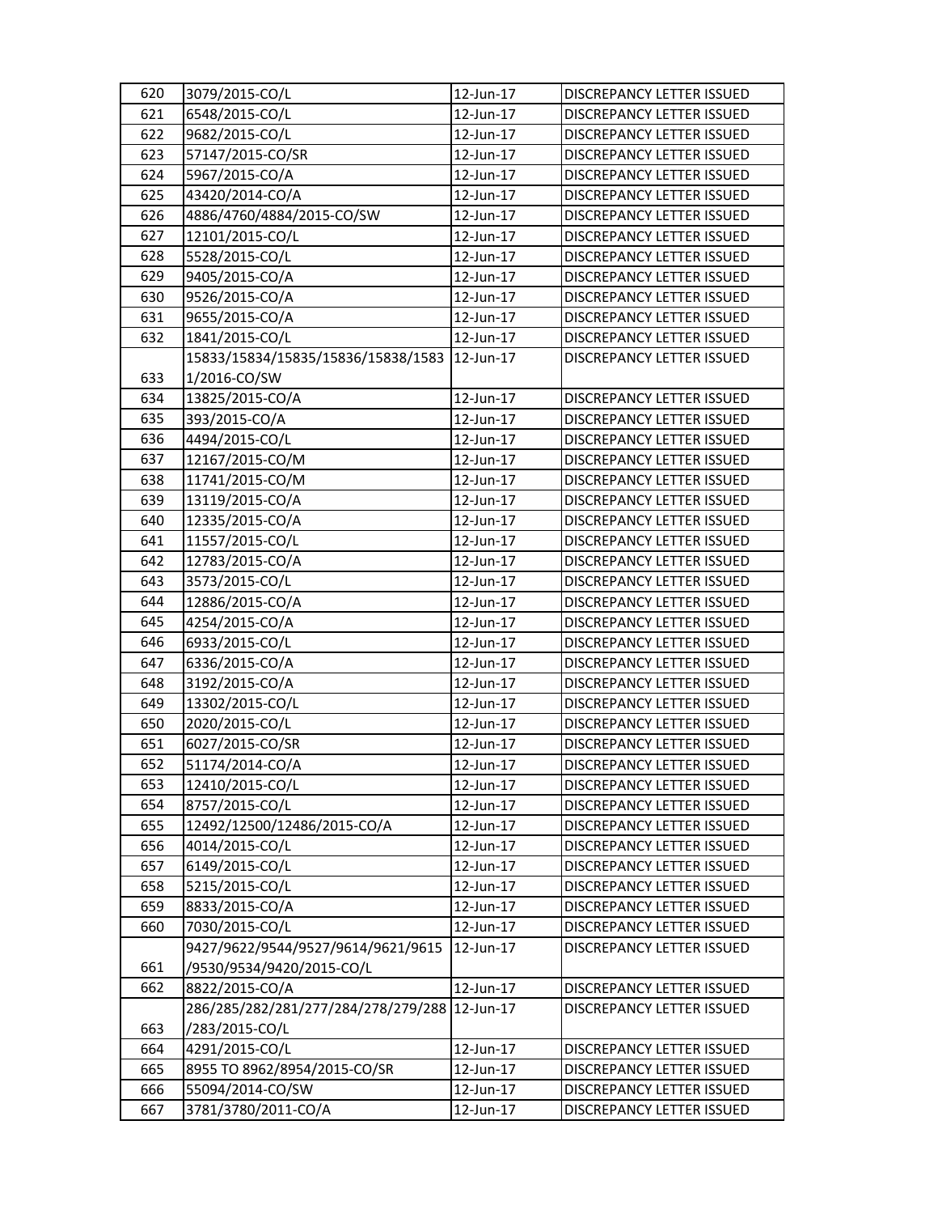| | | | |
|---|---|---|---|
| 620 | 3079/2015-CO/L | 12-Jun-17 | DISCREPANCY LETTER ISSUED |
| 621 | 6548/2015-CO/L | 12-Jun-17 | DISCREPANCY LETTER ISSUED |
| 622 | 9682/2015-CO/L | 12-Jun-17 | DISCREPANCY LETTER ISSUED |
| 623 | 57147/2015-CO/SR | 12-Jun-17 | DISCREPANCY LETTER ISSUED |
| 624 | 5967/2015-CO/A | 12-Jun-17 | DISCREPANCY LETTER ISSUED |
| 625 | 43420/2014-CO/A | 12-Jun-17 | DISCREPANCY LETTER ISSUED |
| 626 | 4886/4760/4884/2015-CO/SW | 12-Jun-17 | DISCREPANCY LETTER ISSUED |
| 627 | 12101/2015-CO/L | 12-Jun-17 | DISCREPANCY LETTER ISSUED |
| 628 | 5528/2015-CO/L | 12-Jun-17 | DISCREPANCY LETTER ISSUED |
| 629 | 9405/2015-CO/A | 12-Jun-17 | DISCREPANCY LETTER ISSUED |
| 630 | 9526/2015-CO/A | 12-Jun-17 | DISCREPANCY LETTER ISSUED |
| 631 | 9655/2015-CO/A | 12-Jun-17 | DISCREPANCY LETTER ISSUED |
| 632 | 1841/2015-CO/L | 12-Jun-17 | DISCREPANCY LETTER ISSUED |
| 633 | 15833/15834/15835/15836/15838/15831/2016-CO/SW | 12-Jun-17 | DISCREPANCY LETTER ISSUED |
| 634 | 13825/2015-CO/A | 12-Jun-17 | DISCREPANCY LETTER ISSUED |
| 635 | 393/2015-CO/A | 12-Jun-17 | DISCREPANCY LETTER ISSUED |
| 636 | 4494/2015-CO/L | 12-Jun-17 | DISCREPANCY LETTER ISSUED |
| 637 | 12167/2015-CO/M | 12-Jun-17 | DISCREPANCY LETTER ISSUED |
| 638 | 11741/2015-CO/M | 12-Jun-17 | DISCREPANCY LETTER ISSUED |
| 639 | 13119/2015-CO/A | 12-Jun-17 | DISCREPANCY LETTER ISSUED |
| 640 | 12335/2015-CO/A | 12-Jun-17 | DISCREPANCY LETTER ISSUED |
| 641 | 11557/2015-CO/L | 12-Jun-17 | DISCREPANCY LETTER ISSUED |
| 642 | 12783/2015-CO/A | 12-Jun-17 | DISCREPANCY LETTER ISSUED |
| 643 | 3573/2015-CO/L | 12-Jun-17 | DISCREPANCY LETTER ISSUED |
| 644 | 12886/2015-CO/A | 12-Jun-17 | DISCREPANCY LETTER ISSUED |
| 645 | 4254/2015-CO/A | 12-Jun-17 | DISCREPANCY LETTER ISSUED |
| 646 | 6933/2015-CO/L | 12-Jun-17 | DISCREPANCY LETTER ISSUED |
| 647 | 6336/2015-CO/A | 12-Jun-17 | DISCREPANCY LETTER ISSUED |
| 648 | 3192/2015-CO/A | 12-Jun-17 | DISCREPANCY LETTER ISSUED |
| 649 | 13302/2015-CO/L | 12-Jun-17 | DISCREPANCY LETTER ISSUED |
| 650 | 2020/2015-CO/L | 12-Jun-17 | DISCREPANCY LETTER ISSUED |
| 651 | 6027/2015-CO/SR | 12-Jun-17 | DISCREPANCY LETTER ISSUED |
| 652 | 51174/2014-CO/A | 12-Jun-17 | DISCREPANCY LETTER ISSUED |
| 653 | 12410/2015-CO/L | 12-Jun-17 | DISCREPANCY LETTER ISSUED |
| 654 | 8757/2015-CO/L | 12-Jun-17 | DISCREPANCY LETTER ISSUED |
| 655 | 12492/12500/12486/2015-CO/A | 12-Jun-17 | DISCREPANCY LETTER ISSUED |
| 656 | 4014/2015-CO/L | 12-Jun-17 | DISCREPANCY LETTER ISSUED |
| 657 | 6149/2015-CO/L | 12-Jun-17 | DISCREPANCY LETTER ISSUED |
| 658 | 5215/2015-CO/L | 12-Jun-17 | DISCREPANCY LETTER ISSUED |
| 659 | 8833/2015-CO/A | 12-Jun-17 | DISCREPANCY LETTER ISSUED |
| 660 | 7030/2015-CO/L | 12-Jun-17 | DISCREPANCY LETTER ISSUED |
| 661 | 9427/9622/9544/9527/9614/9621/9615/9530/9534/9420/2015-CO/L | 12-Jun-17 | DISCREPANCY LETTER ISSUED |
| 662 | 8822/2015-CO/A | 12-Jun-17 | DISCREPANCY LETTER ISSUED |
| 663 | 286/285/282/281/277/284/278/279/288/283/2015-CO/L | 12-Jun-17 | DISCREPANCY LETTER ISSUED |
| 664 | 4291/2015-CO/L | 12-Jun-17 | DISCREPANCY LETTER ISSUED |
| 665 | 8955 TO 8962/8954/2015-CO/SR | 12-Jun-17 | DISCREPANCY LETTER ISSUED |
| 666 | 55094/2014-CO/SW | 12-Jun-17 | DISCREPANCY LETTER ISSUED |
| 667 | 3781/3780/2011-CO/A | 12-Jun-17 | DISCREPANCY LETTER ISSUED |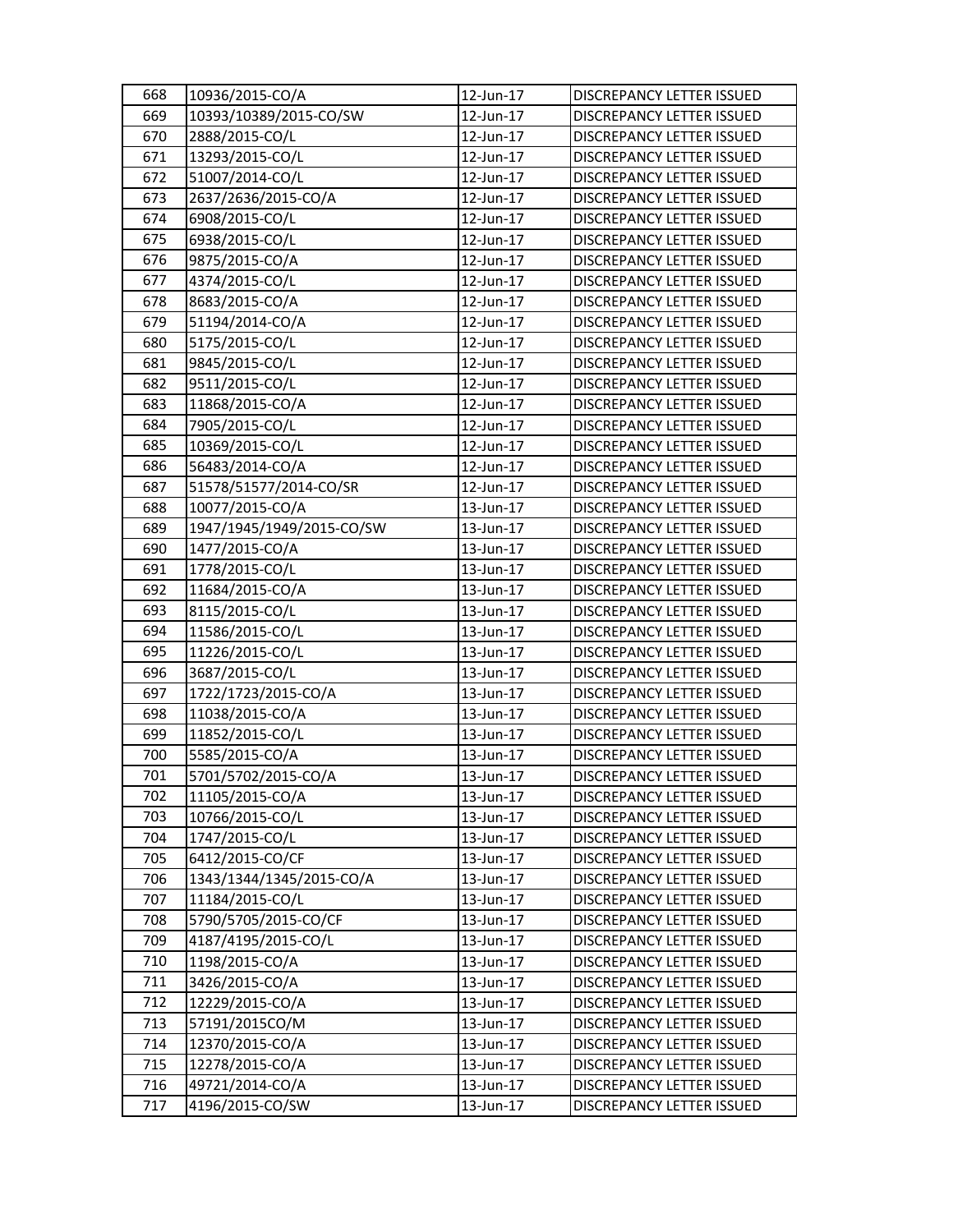| 668 | 10936/2015-CO/A | 12-Jun-17 | DISCREPANCY LETTER ISSUED |
|---|---|---|---|
| 669 | 10393/10389/2015-CO/SW | 12-Jun-17 | DISCREPANCY LETTER ISSUED |
| 670 | 2888/2015-CO/L | 12-Jun-17 | DISCREPANCY LETTER ISSUED |
| 671 | 13293/2015-CO/L | 12-Jun-17 | DISCREPANCY LETTER ISSUED |
| 672 | 51007/2014-CO/L | 12-Jun-17 | DISCREPANCY LETTER ISSUED |
| 673 | 2637/2636/2015-CO/A | 12-Jun-17 | DISCREPANCY LETTER ISSUED |
| 674 | 6908/2015-CO/L | 12-Jun-17 | DISCREPANCY LETTER ISSUED |
| 675 | 6938/2015-CO/L | 12-Jun-17 | DISCREPANCY LETTER ISSUED |
| 676 | 9875/2015-CO/A | 12-Jun-17 | DISCREPANCY LETTER ISSUED |
| 677 | 4374/2015-CO/L | 12-Jun-17 | DISCREPANCY LETTER ISSUED |
| 678 | 8683/2015-CO/A | 12-Jun-17 | DISCREPANCY LETTER ISSUED |
| 679 | 51194/2014-CO/A | 12-Jun-17 | DISCREPANCY LETTER ISSUED |
| 680 | 5175/2015-CO/L | 12-Jun-17 | DISCREPANCY LETTER ISSUED |
| 681 | 9845/2015-CO/L | 12-Jun-17 | DISCREPANCY LETTER ISSUED |
| 682 | 9511/2015-CO/L | 12-Jun-17 | DISCREPANCY LETTER ISSUED |
| 683 | 11868/2015-CO/A | 12-Jun-17 | DISCREPANCY LETTER ISSUED |
| 684 | 7905/2015-CO/L | 12-Jun-17 | DISCREPANCY LETTER ISSUED |
| 685 | 10369/2015-CO/L | 12-Jun-17 | DISCREPANCY LETTER ISSUED |
| 686 | 56483/2014-CO/A | 12-Jun-17 | DISCREPANCY LETTER ISSUED |
| 687 | 51578/51577/2014-CO/SR | 12-Jun-17 | DISCREPANCY LETTER ISSUED |
| 688 | 10077/2015-CO/A | 13-Jun-17 | DISCREPANCY LETTER ISSUED |
| 689 | 1947/1945/1949/2015-CO/SW | 13-Jun-17 | DISCREPANCY LETTER ISSUED |
| 690 | 1477/2015-CO/A | 13-Jun-17 | DISCREPANCY LETTER ISSUED |
| 691 | 1778/2015-CO/L | 13-Jun-17 | DISCREPANCY LETTER ISSUED |
| 692 | 11684/2015-CO/A | 13-Jun-17 | DISCREPANCY LETTER ISSUED |
| 693 | 8115/2015-CO/L | 13-Jun-17 | DISCREPANCY LETTER ISSUED |
| 694 | 11586/2015-CO/L | 13-Jun-17 | DISCREPANCY LETTER ISSUED |
| 695 | 11226/2015-CO/L | 13-Jun-17 | DISCREPANCY LETTER ISSUED |
| 696 | 3687/2015-CO/L | 13-Jun-17 | DISCREPANCY LETTER ISSUED |
| 697 | 1722/1723/2015-CO/A | 13-Jun-17 | DISCREPANCY LETTER ISSUED |
| 698 | 11038/2015-CO/A | 13-Jun-17 | DISCREPANCY LETTER ISSUED |
| 699 | 11852/2015-CO/L | 13-Jun-17 | DISCREPANCY LETTER ISSUED |
| 700 | 5585/2015-CO/A | 13-Jun-17 | DISCREPANCY LETTER ISSUED |
| 701 | 5701/5702/2015-CO/A | 13-Jun-17 | DISCREPANCY LETTER ISSUED |
| 702 | 11105/2015-CO/A | 13-Jun-17 | DISCREPANCY LETTER ISSUED |
| 703 | 10766/2015-CO/L | 13-Jun-17 | DISCREPANCY LETTER ISSUED |
| 704 | 1747/2015-CO/L | 13-Jun-17 | DISCREPANCY LETTER ISSUED |
| 705 | 6412/2015-CO/CF | 13-Jun-17 | DISCREPANCY LETTER ISSUED |
| 706 | 1343/1344/1345/2015-CO/A | 13-Jun-17 | DISCREPANCY LETTER ISSUED |
| 707 | 11184/2015-CO/L | 13-Jun-17 | DISCREPANCY LETTER ISSUED |
| 708 | 5790/5705/2015-CO/CF | 13-Jun-17 | DISCREPANCY LETTER ISSUED |
| 709 | 4187/4195/2015-CO/L | 13-Jun-17 | DISCREPANCY LETTER ISSUED |
| 710 | 1198/2015-CO/A | 13-Jun-17 | DISCREPANCY LETTER ISSUED |
| 711 | 3426/2015-CO/A | 13-Jun-17 | DISCREPANCY LETTER ISSUED |
| 712 | 12229/2015-CO/A | 13-Jun-17 | DISCREPANCY LETTER ISSUED |
| 713 | 57191/2015CO/M | 13-Jun-17 | DISCREPANCY LETTER ISSUED |
| 714 | 12370/2015-CO/A | 13-Jun-17 | DISCREPANCY LETTER ISSUED |
| 715 | 12278/2015-CO/A | 13-Jun-17 | DISCREPANCY LETTER ISSUED |
| 716 | 49721/2014-CO/A | 13-Jun-17 | DISCREPANCY LETTER ISSUED |
| 717 | 4196/2015-CO/SW | 13-Jun-17 | DISCREPANCY LETTER ISSUED |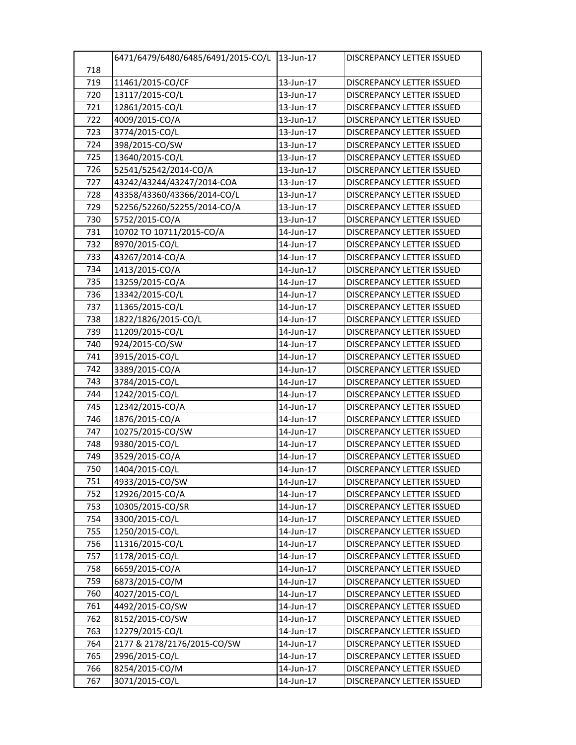| 718 | 6471/6479/6480/6485/6491/2015-CO/L | 13-Jun-17 | DISCREPANCY LETTER ISSUED |
|---|---|---|---|
| 719 | 11461/2015-CO/CF | 13-Jun-17 | DISCREPANCY LETTER ISSUED |
| 720 | 13117/2015-CO/L | 13-Jun-17 | DISCREPANCY LETTER ISSUED |
| 721 | 12861/2015-CO/L | 13-Jun-17 | DISCREPANCY LETTER ISSUED |
| 722 | 4009/2015-CO/A | 13-Jun-17 | DISCREPANCY LETTER ISSUED |
| 723 | 3774/2015-CO/L | 13-Jun-17 | DISCREPANCY LETTER ISSUED |
| 724 | 398/2015-CO/SW | 13-Jun-17 | DISCREPANCY LETTER ISSUED |
| 725 | 13640/2015-CO/L | 13-Jun-17 | DISCREPANCY LETTER ISSUED |
| 726 | 52541/52542/2014-CO/A | 13-Jun-17 | DISCREPANCY LETTER ISSUED |
| 727 | 43242/43244/43247/2014-COA | 13-Jun-17 | DISCREPANCY LETTER ISSUED |
| 728 | 43358/43360/43366/2014-CO/L | 13-Jun-17 | DISCREPANCY LETTER ISSUED |
| 729 | 52256/52260/52255/2014-CO/A | 13-Jun-17 | DISCREPANCY LETTER ISSUED |
| 730 | 5752/2015-CO/A | 13-Jun-17 | DISCREPANCY LETTER ISSUED |
| 731 | 10702 TO 10711/2015-CO/A | 14-Jun-17 | DISCREPANCY LETTER ISSUED |
| 732 | 8970/2015-CO/L | 14-Jun-17 | DISCREPANCY LETTER ISSUED |
| 733 | 43267/2014-CO/A | 14-Jun-17 | DISCREPANCY LETTER ISSUED |
| 734 | 1413/2015-CO/A | 14-Jun-17 | DISCREPANCY LETTER ISSUED |
| 735 | 13259/2015-CO/A | 14-Jun-17 | DISCREPANCY LETTER ISSUED |
| 736 | 13342/2015-CO/L | 14-Jun-17 | DISCREPANCY LETTER ISSUED |
| 737 | 11365/2015-CO/L | 14-Jun-17 | DISCREPANCY LETTER ISSUED |
| 738 | 1822/1826/2015-CO/L | 14-Jun-17 | DISCREPANCY LETTER ISSUED |
| 739 | 11209/2015-CO/L | 14-Jun-17 | DISCREPANCY LETTER ISSUED |
| 740 | 924/2015-CO/SW | 14-Jun-17 | DISCREPANCY LETTER ISSUED |
| 741 | 3915/2015-CO/L | 14-Jun-17 | DISCREPANCY LETTER ISSUED |
| 742 | 3389/2015-CO/A | 14-Jun-17 | DISCREPANCY LETTER ISSUED |
| 743 | 3784/2015-CO/L | 14-Jun-17 | DISCREPANCY LETTER ISSUED |
| 744 | 1242/2015-CO/L | 14-Jun-17 | DISCREPANCY LETTER ISSUED |
| 745 | 12342/2015-CO/A | 14-Jun-17 | DISCREPANCY LETTER ISSUED |
| 746 | 1876/2015-CO/A | 14-Jun-17 | DISCREPANCY LETTER ISSUED |
| 747 | 10275/2015-CO/SW | 14-Jun-17 | DISCREPANCY LETTER ISSUED |
| 748 | 9380/2015-CO/L | 14-Jun-17 | DISCREPANCY LETTER ISSUED |
| 749 | 3529/2015-CO/A | 14-Jun-17 | DISCREPANCY LETTER ISSUED |
| 750 | 1404/2015-CO/L | 14-Jun-17 | DISCREPANCY LETTER ISSUED |
| 751 | 4933/2015-CO/SW | 14-Jun-17 | DISCREPANCY LETTER ISSUED |
| 752 | 12926/2015-CO/A | 14-Jun-17 | DISCREPANCY LETTER ISSUED |
| 753 | 10305/2015-CO/SR | 14-Jun-17 | DISCREPANCY LETTER ISSUED |
| 754 | 3300/2015-CO/L | 14-Jun-17 | DISCREPANCY LETTER ISSUED |
| 755 | 1250/2015-CO/L | 14-Jun-17 | DISCREPANCY LETTER ISSUED |
| 756 | 11316/2015-CO/L | 14-Jun-17 | DISCREPANCY LETTER ISSUED |
| 757 | 1178/2015-CO/L | 14-Jun-17 | DISCREPANCY LETTER ISSUED |
| 758 | 6659/2015-CO/A | 14-Jun-17 | DISCREPANCY LETTER ISSUED |
| 759 | 6873/2015-CO/M | 14-Jun-17 | DISCREPANCY LETTER ISSUED |
| 760 | 4027/2015-CO/L | 14-Jun-17 | DISCREPANCY LETTER ISSUED |
| 761 | 4492/2015-CO/SW | 14-Jun-17 | DISCREPANCY LETTER ISSUED |
| 762 | 8152/2015-CO/SW | 14-Jun-17 | DISCREPANCY LETTER ISSUED |
| 763 | 12279/2015-CO/L | 14-Jun-17 | DISCREPANCY LETTER ISSUED |
| 764 | 2177 & 2178/2176/2015-CO/SW | 14-Jun-17 | DISCREPANCY LETTER ISSUED |
| 765 | 2996/2015-CO/L | 14-Jun-17 | DISCREPANCY LETTER ISSUED |
| 766 | 8254/2015-CO/M | 14-Jun-17 | DISCREPANCY LETTER ISSUED |
| 767 | 3071/2015-CO/L | 14-Jun-17 | DISCREPANCY LETTER ISSUED |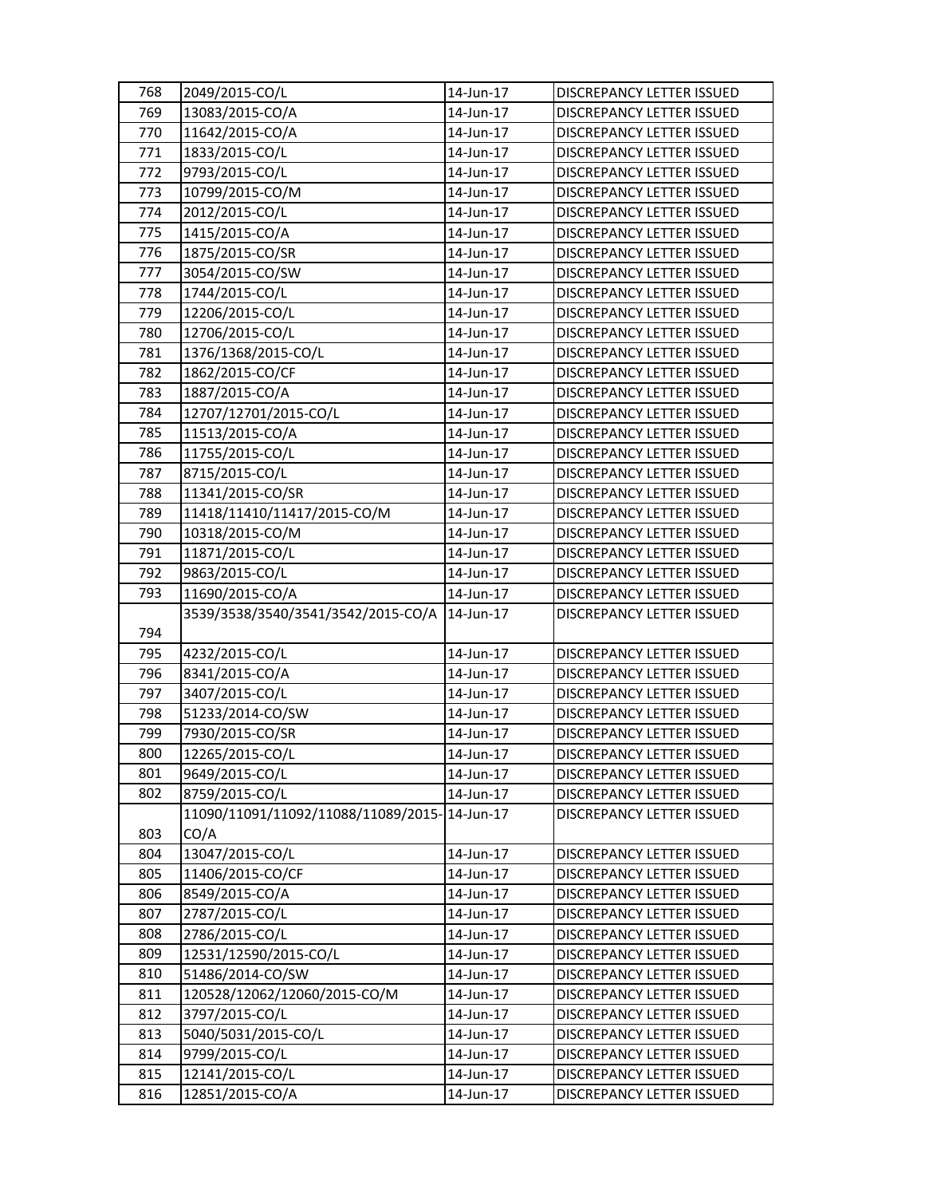| 768 | 2049/2015-CO/L | 14-Jun-17 | DISCREPANCY LETTER ISSUED |
|---|---|---|---|
| 769 | 13083/2015-CO/A | 14-Jun-17 | DISCREPANCY LETTER ISSUED |
| 770 | 11642/2015-CO/A | 14-Jun-17 | DISCREPANCY LETTER ISSUED |
| 771 | 1833/2015-CO/L | 14-Jun-17 | DISCREPANCY LETTER ISSUED |
| 772 | 9793/2015-CO/L | 14-Jun-17 | DISCREPANCY LETTER ISSUED |
| 773 | 10799/2015-CO/M | 14-Jun-17 | DISCREPANCY LETTER ISSUED |
| 774 | 2012/2015-CO/L | 14-Jun-17 | DISCREPANCY LETTER ISSUED |
| 775 | 1415/2015-CO/A | 14-Jun-17 | DISCREPANCY LETTER ISSUED |
| 776 | 1875/2015-CO/SR | 14-Jun-17 | DISCREPANCY LETTER ISSUED |
| 777 | 3054/2015-CO/SW | 14-Jun-17 | DISCREPANCY LETTER ISSUED |
| 778 | 1744/2015-CO/L | 14-Jun-17 | DISCREPANCY LETTER ISSUED |
| 779 | 12206/2015-CO/L | 14-Jun-17 | DISCREPANCY LETTER ISSUED |
| 780 | 12706/2015-CO/L | 14-Jun-17 | DISCREPANCY LETTER ISSUED |
| 781 | 1376/1368/2015-CO/L | 14-Jun-17 | DISCREPANCY LETTER ISSUED |
| 782 | 1862/2015-CO/CF | 14-Jun-17 | DISCREPANCY LETTER ISSUED |
| 783 | 1887/2015-CO/A | 14-Jun-17 | DISCREPANCY LETTER ISSUED |
| 784 | 12707/12701/2015-CO/L | 14-Jun-17 | DISCREPANCY LETTER ISSUED |
| 785 | 11513/2015-CO/A | 14-Jun-17 | DISCREPANCY LETTER ISSUED |
| 786 | 11755/2015-CO/L | 14-Jun-17 | DISCREPANCY LETTER ISSUED |
| 787 | 8715/2015-CO/L | 14-Jun-17 | DISCREPANCY LETTER ISSUED |
| 788 | 11341/2015-CO/SR | 14-Jun-17 | DISCREPANCY LETTER ISSUED |
| 789 | 11418/11410/11417/2015-CO/M | 14-Jun-17 | DISCREPANCY LETTER ISSUED |
| 790 | 10318/2015-CO/M | 14-Jun-17 | DISCREPANCY LETTER ISSUED |
| 791 | 11871/2015-CO/L | 14-Jun-17 | DISCREPANCY LETTER ISSUED |
| 792 | 9863/2015-CO/L | 14-Jun-17 | DISCREPANCY LETTER ISSUED |
| 793 | 11690/2015-CO/A | 14-Jun-17 | DISCREPANCY LETTER ISSUED |
| 794 | 3539/3538/3540/3541/3542/2015-CO/A | 14-Jun-17 | DISCREPANCY LETTER ISSUED |
| 795 | 4232/2015-CO/L | 14-Jun-17 | DISCREPANCY LETTER ISSUED |
| 796 | 8341/2015-CO/A | 14-Jun-17 | DISCREPANCY LETTER ISSUED |
| 797 | 3407/2015-CO/L | 14-Jun-17 | DISCREPANCY LETTER ISSUED |
| 798 | 51233/2014-CO/SW | 14-Jun-17 | DISCREPANCY LETTER ISSUED |
| 799 | 7930/2015-CO/SR | 14-Jun-17 | DISCREPANCY LETTER ISSUED |
| 800 | 12265/2015-CO/L | 14-Jun-17 | DISCREPANCY LETTER ISSUED |
| 801 | 9649/2015-CO/L | 14-Jun-17 | DISCREPANCY LETTER ISSUED |
| 802 | 8759/2015-CO/L | 14-Jun-17 | DISCREPANCY LETTER ISSUED |
| 803 | 11090/11091/11092/11088/11089/2015-CO/A | 14-Jun-17 | DISCREPANCY LETTER ISSUED |
| 804 | 13047/2015-CO/L | 14-Jun-17 | DISCREPANCY LETTER ISSUED |
| 805 | 11406/2015-CO/CF | 14-Jun-17 | DISCREPANCY LETTER ISSUED |
| 806 | 8549/2015-CO/A | 14-Jun-17 | DISCREPANCY LETTER ISSUED |
| 807 | 2787/2015-CO/L | 14-Jun-17 | DISCREPANCY LETTER ISSUED |
| 808 | 2786/2015-CO/L | 14-Jun-17 | DISCREPANCY LETTER ISSUED |
| 809 | 12531/12590/2015-CO/L | 14-Jun-17 | DISCREPANCY LETTER ISSUED |
| 810 | 51486/2014-CO/SW | 14-Jun-17 | DISCREPANCY LETTER ISSUED |
| 811 | 120528/12062/12060/2015-CO/M | 14-Jun-17 | DISCREPANCY LETTER ISSUED |
| 812 | 3797/2015-CO/L | 14-Jun-17 | DISCREPANCY LETTER ISSUED |
| 813 | 5040/5031/2015-CO/L | 14-Jun-17 | DISCREPANCY LETTER ISSUED |
| 814 | 9799/2015-CO/L | 14-Jun-17 | DISCREPANCY LETTER ISSUED |
| 815 | 12141/2015-CO/L | 14-Jun-17 | DISCREPANCY LETTER ISSUED |
| 816 | 12851/2015-CO/A | 14-Jun-17 | DISCREPANCY LETTER ISSUED |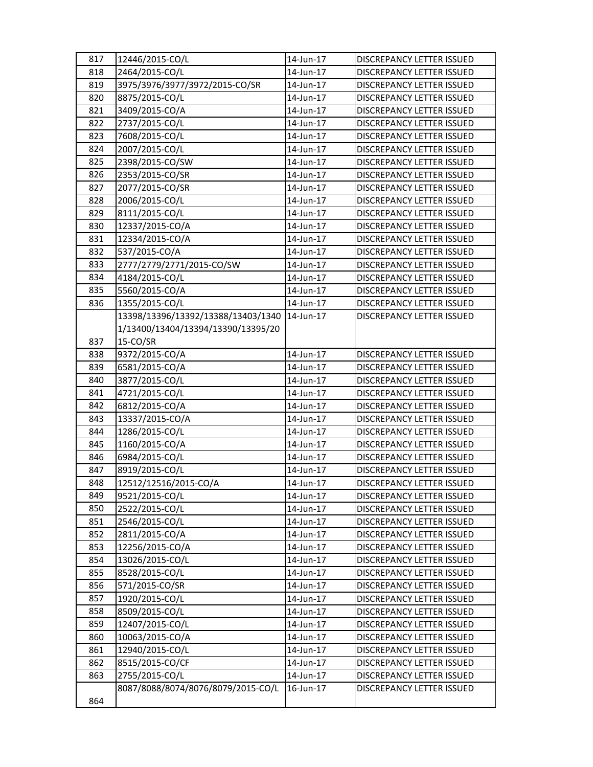| 817 | 12446/2015-CO/L | 14-Jun-17 | DISCREPANCY LETTER ISSUED |
|---|---|---|---|
| 818 | 2464/2015-CO/L | 14-Jun-17 | DISCREPANCY LETTER ISSUED |
| 819 | 3975/3976/3977/3972/2015-CO/SR | 14-Jun-17 | DISCREPANCY LETTER ISSUED |
| 820 | 8875/2015-CO/L | 14-Jun-17 | DISCREPANCY LETTER ISSUED |
| 821 | 3409/2015-CO/A | 14-Jun-17 | DISCREPANCY LETTER ISSUED |
| 822 | 2737/2015-CO/L | 14-Jun-17 | DISCREPANCY LETTER ISSUED |
| 823 | 7608/2015-CO/L | 14-Jun-17 | DISCREPANCY LETTER ISSUED |
| 824 | 2007/2015-CO/L | 14-Jun-17 | DISCREPANCY LETTER ISSUED |
| 825 | 2398/2015-CO/SW | 14-Jun-17 | DISCREPANCY LETTER ISSUED |
| 826 | 2353/2015-CO/SR | 14-Jun-17 | DISCREPANCY LETTER ISSUED |
| 827 | 2077/2015-CO/SR | 14-Jun-17 | DISCREPANCY LETTER ISSUED |
| 828 | 2006/2015-CO/L | 14-Jun-17 | DISCREPANCY LETTER ISSUED |
| 829 | 8111/2015-CO/L | 14-Jun-17 | DISCREPANCY LETTER ISSUED |
| 830 | 12337/2015-CO/A | 14-Jun-17 | DISCREPANCY LETTER ISSUED |
| 831 | 12334/2015-CO/A | 14-Jun-17 | DISCREPANCY LETTER ISSUED |
| 832 | 537/2015-CO/A | 14-Jun-17 | DISCREPANCY LETTER ISSUED |
| 833 | 2777/2779/2771/2015-CO/SW | 14-Jun-17 | DISCREPANCY LETTER ISSUED |
| 834 | 4184/2015-CO/L | 14-Jun-17 | DISCREPANCY LETTER ISSUED |
| 835 | 5560/2015-CO/A | 14-Jun-17 | DISCREPANCY LETTER ISSUED |
| 836 | 1355/2015-CO/L | 14-Jun-17 | DISCREPANCY LETTER ISSUED |
| 837 | 13398/13396/13392/13388/13403/13401/13400/13404/13394/13390/13395/2015-CO/SR | 14-Jun-17 | DISCREPANCY LETTER ISSUED |
| 838 | 9372/2015-CO/A | 14-Jun-17 | DISCREPANCY LETTER ISSUED |
| 839 | 6581/2015-CO/A | 14-Jun-17 | DISCREPANCY LETTER ISSUED |
| 840 | 3877/2015-CO/L | 14-Jun-17 | DISCREPANCY LETTER ISSUED |
| 841 | 4721/2015-CO/L | 14-Jun-17 | DISCREPANCY LETTER ISSUED |
| 842 | 6812/2015-CO/A | 14-Jun-17 | DISCREPANCY LETTER ISSUED |
| 843 | 13337/2015-CO/A | 14-Jun-17 | DISCREPANCY LETTER ISSUED |
| 844 | 1286/2015-CO/L | 14-Jun-17 | DISCREPANCY LETTER ISSUED |
| 845 | 1160/2015-CO/A | 14-Jun-17 | DISCREPANCY LETTER ISSUED |
| 846 | 6984/2015-CO/L | 14-Jun-17 | DISCREPANCY LETTER ISSUED |
| 847 | 8919/2015-CO/L | 14-Jun-17 | DISCREPANCY LETTER ISSUED |
| 848 | 12512/12516/2015-CO/A | 14-Jun-17 | DISCREPANCY LETTER ISSUED |
| 849 | 9521/2015-CO/L | 14-Jun-17 | DISCREPANCY LETTER ISSUED |
| 850 | 2522/2015-CO/L | 14-Jun-17 | DISCREPANCY LETTER ISSUED |
| 851 | 2546/2015-CO/L | 14-Jun-17 | DISCREPANCY LETTER ISSUED |
| 852 | 2811/2015-CO/A | 14-Jun-17 | DISCREPANCY LETTER ISSUED |
| 853 | 12256/2015-CO/A | 14-Jun-17 | DISCREPANCY LETTER ISSUED |
| 854 | 13026/2015-CO/L | 14-Jun-17 | DISCREPANCY LETTER ISSUED |
| 855 | 8528/2015-CO/L | 14-Jun-17 | DISCREPANCY LETTER ISSUED |
| 856 | 571/2015-CO/SR | 14-Jun-17 | DISCREPANCY LETTER ISSUED |
| 857 | 1920/2015-CO/L | 14-Jun-17 | DISCREPANCY LETTER ISSUED |
| 858 | 8509/2015-CO/L | 14-Jun-17 | DISCREPANCY LETTER ISSUED |
| 859 | 12407/2015-CO/L | 14-Jun-17 | DISCREPANCY LETTER ISSUED |
| 860 | 10063/2015-CO/A | 14-Jun-17 | DISCREPANCY LETTER ISSUED |
| 861 | 12940/2015-CO/L | 14-Jun-17 | DISCREPANCY LETTER ISSUED |
| 862 | 8515/2015-CO/CF | 14-Jun-17 | DISCREPANCY LETTER ISSUED |
| 863 | 2755/2015-CO/L | 14-Jun-17 | DISCREPANCY LETTER ISSUED |
| 864 | 8087/8088/8074/8076/8079/2015-CO/L | 16-Jun-17 | DISCREPANCY LETTER ISSUED |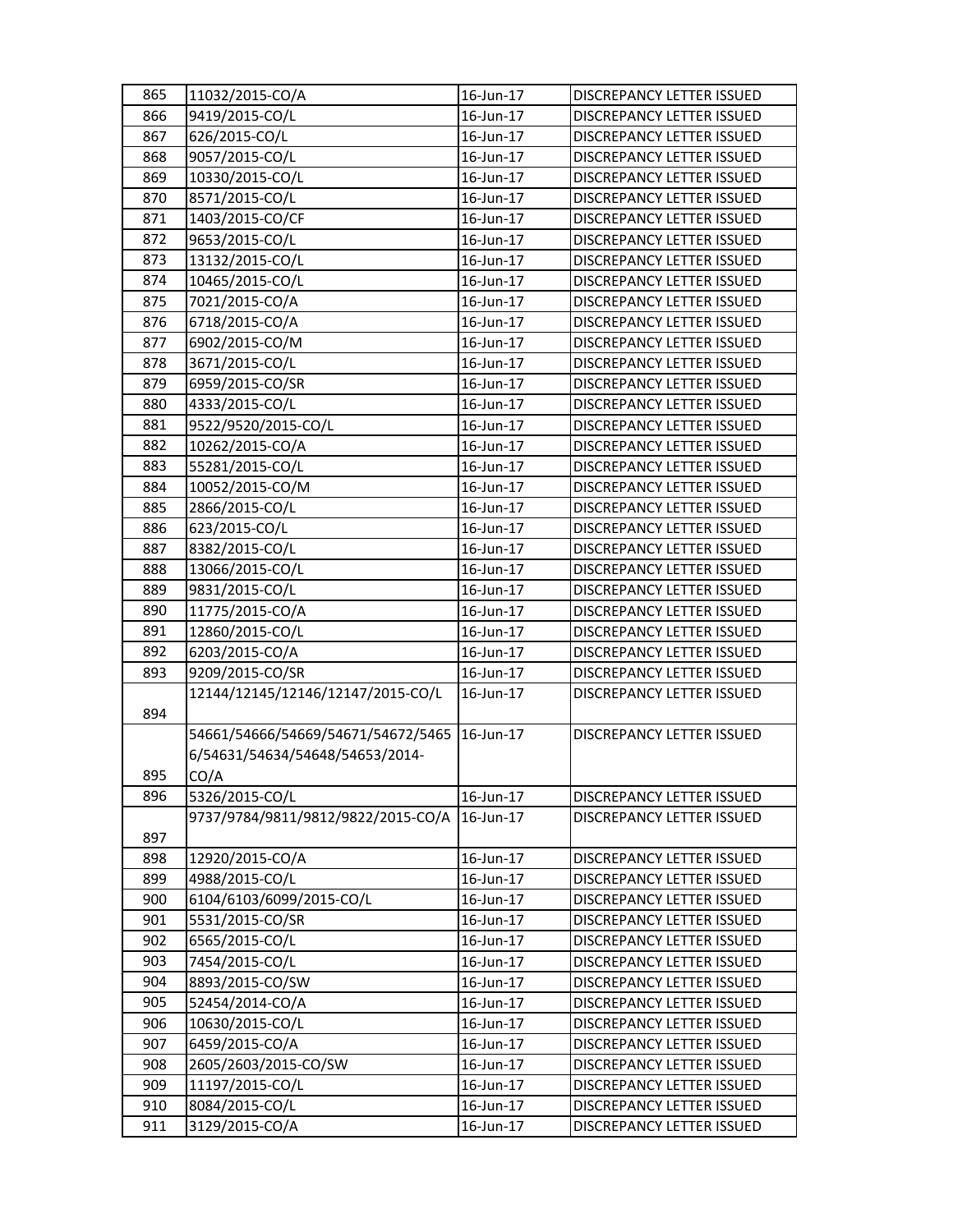| | | | |
|---|---|---|---|
| 865 | 11032/2015-CO/A | 16-Jun-17 | DISCREPANCY LETTER ISSUED |
| 866 | 9419/2015-CO/L | 16-Jun-17 | DISCREPANCY LETTER ISSUED |
| 867 | 626/2015-CO/L | 16-Jun-17 | DISCREPANCY LETTER ISSUED |
| 868 | 9057/2015-CO/L | 16-Jun-17 | DISCREPANCY LETTER ISSUED |
| 869 | 10330/2015-CO/L | 16-Jun-17 | DISCREPANCY LETTER ISSUED |
| 870 | 8571/2015-CO/L | 16-Jun-17 | DISCREPANCY LETTER ISSUED |
| 871 | 1403/2015-CO/CF | 16-Jun-17 | DISCREPANCY LETTER ISSUED |
| 872 | 9653/2015-CO/L | 16-Jun-17 | DISCREPANCY LETTER ISSUED |
| 873 | 13132/2015-CO/L | 16-Jun-17 | DISCREPANCY LETTER ISSUED |
| 874 | 10465/2015-CO/L | 16-Jun-17 | DISCREPANCY LETTER ISSUED |
| 875 | 7021/2015-CO/A | 16-Jun-17 | DISCREPANCY LETTER ISSUED |
| 876 | 6718/2015-CO/A | 16-Jun-17 | DISCREPANCY LETTER ISSUED |
| 877 | 6902/2015-CO/M | 16-Jun-17 | DISCREPANCY LETTER ISSUED |
| 878 | 3671/2015-CO/L | 16-Jun-17 | DISCREPANCY LETTER ISSUED |
| 879 | 6959/2015-CO/SR | 16-Jun-17 | DISCREPANCY LETTER ISSUED |
| 880 | 4333/2015-CO/L | 16-Jun-17 | DISCREPANCY LETTER ISSUED |
| 881 | 9522/9520/2015-CO/L | 16-Jun-17 | DISCREPANCY LETTER ISSUED |
| 882 | 10262/2015-CO/A | 16-Jun-17 | DISCREPANCY LETTER ISSUED |
| 883 | 55281/2015-CO/L | 16-Jun-17 | DISCREPANCY LETTER ISSUED |
| 884 | 10052/2015-CO/M | 16-Jun-17 | DISCREPANCY LETTER ISSUED |
| 885 | 2866/2015-CO/L | 16-Jun-17 | DISCREPANCY LETTER ISSUED |
| 886 | 623/2015-CO/L | 16-Jun-17 | DISCREPANCY LETTER ISSUED |
| 887 | 8382/2015-CO/L | 16-Jun-17 | DISCREPANCY LETTER ISSUED |
| 888 | 13066/2015-CO/L | 16-Jun-17 | DISCREPANCY LETTER ISSUED |
| 889 | 9831/2015-CO/L | 16-Jun-17 | DISCREPANCY LETTER ISSUED |
| 890 | 11775/2015-CO/A | 16-Jun-17 | DISCREPANCY LETTER ISSUED |
| 891 | 12860/2015-CO/L | 16-Jun-17 | DISCREPANCY LETTER ISSUED |
| 892 | 6203/2015-CO/A | 16-Jun-17 | DISCREPANCY LETTER ISSUED |
| 893 | 9209/2015-CO/SR | 16-Jun-17 | DISCREPANCY LETTER ISSUED |
| 894 | 12144/12145/12146/12147/2015-CO/L | 16-Jun-17 | DISCREPANCY LETTER ISSUED |
| 895 | 54661/54666/54669/54671/54672/54656/54631/54634/54648/54653/2014-CO/A | 16-Jun-17 | DISCREPANCY LETTER ISSUED |
| 896 | 5326/2015-CO/L | 16-Jun-17 | DISCREPANCY LETTER ISSUED |
| 897 | 9737/9784/9811/9812/9822/2015-CO/A | 16-Jun-17 | DISCREPANCY LETTER ISSUED |
| 898 | 12920/2015-CO/A | 16-Jun-17 | DISCREPANCY LETTER ISSUED |
| 899 | 4988/2015-CO/L | 16-Jun-17 | DISCREPANCY LETTER ISSUED |
| 900 | 6104/6103/6099/2015-CO/L | 16-Jun-17 | DISCREPANCY LETTER ISSUED |
| 901 | 5531/2015-CO/SR | 16-Jun-17 | DISCREPANCY LETTER ISSUED |
| 902 | 6565/2015-CO/L | 16-Jun-17 | DISCREPANCY LETTER ISSUED |
| 903 | 7454/2015-CO/L | 16-Jun-17 | DISCREPANCY LETTER ISSUED |
| 904 | 8893/2015-CO/SW | 16-Jun-17 | DISCREPANCY LETTER ISSUED |
| 905 | 52454/2014-CO/A | 16-Jun-17 | DISCREPANCY LETTER ISSUED |
| 906 | 10630/2015-CO/L | 16-Jun-17 | DISCREPANCY LETTER ISSUED |
| 907 | 6459/2015-CO/A | 16-Jun-17 | DISCREPANCY LETTER ISSUED |
| 908 | 2605/2603/2015-CO/SW | 16-Jun-17 | DISCREPANCY LETTER ISSUED |
| 909 | 11197/2015-CO/L | 16-Jun-17 | DISCREPANCY LETTER ISSUED |
| 910 | 8084/2015-CO/L | 16-Jun-17 | DISCREPANCY LETTER ISSUED |
| 911 | 3129/2015-CO/A | 16-Jun-17 | DISCREPANCY LETTER ISSUED |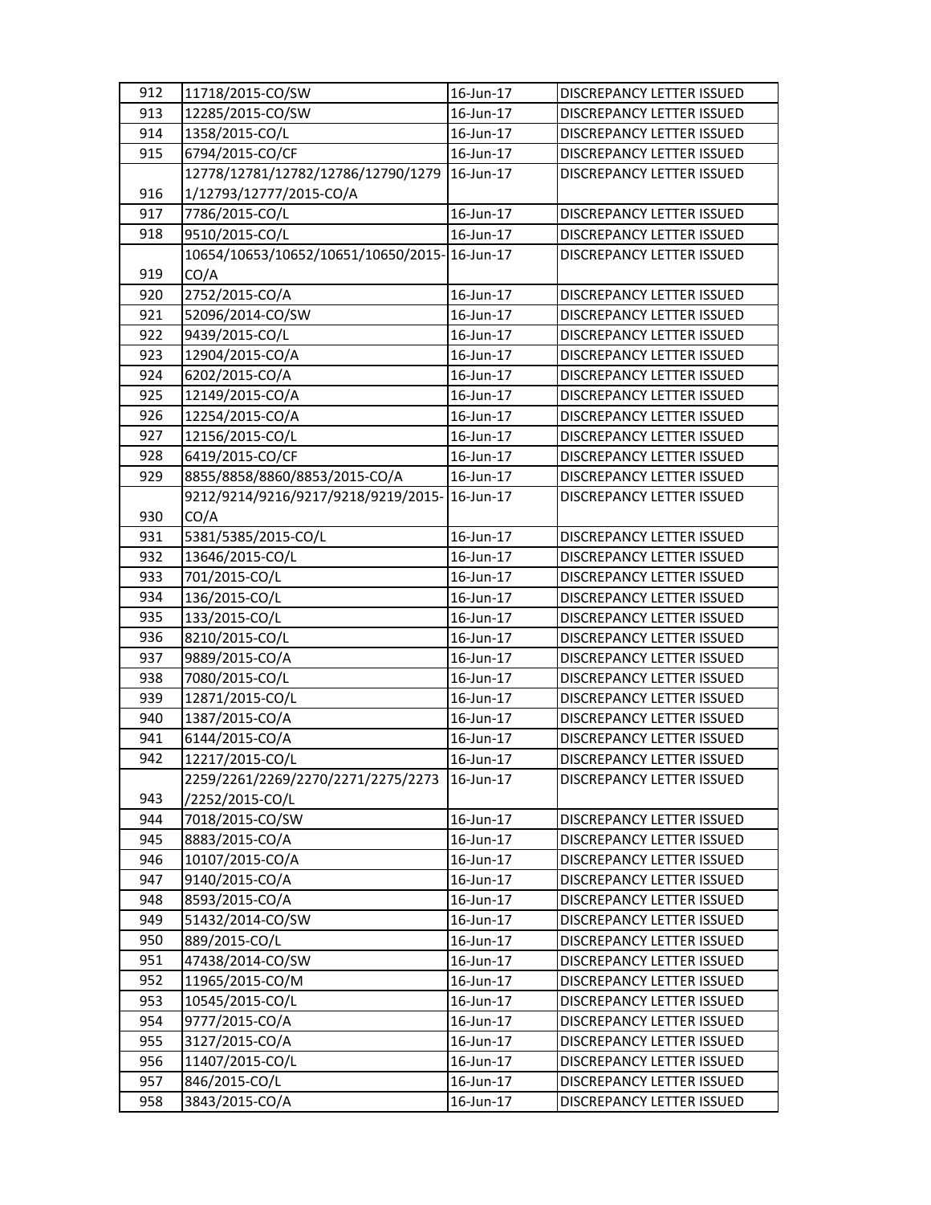| 912 | 11718/2015-CO/SW | 16-Jun-17 | DISCREPANCY LETTER ISSUED |
|---|---|---|---|
| 913 | 12285/2015-CO/SW | 16-Jun-17 | DISCREPANCY LETTER ISSUED |
| 914 | 1358/2015-CO/L | 16-Jun-17 | DISCREPANCY LETTER ISSUED |
| 915 | 6794/2015-CO/CF | 16-Jun-17 | DISCREPANCY LETTER ISSUED |
| 916 | 12778/12781/12782/12786/12790/12791/12793/12777/2015-CO/A | 16-Jun-17 | DISCREPANCY LETTER ISSUED |
| 917 | 7786/2015-CO/L | 16-Jun-17 | DISCREPANCY LETTER ISSUED |
| 918 | 9510/2015-CO/L | 16-Jun-17 | DISCREPANCY LETTER ISSUED |
| 919 | 10654/10653/10652/10651/10650/2015-CO/A | 16-Jun-17 | DISCREPANCY LETTER ISSUED |
| 920 | 2752/2015-CO/A | 16-Jun-17 | DISCREPANCY LETTER ISSUED |
| 921 | 52096/2014-CO/SW | 16-Jun-17 | DISCREPANCY LETTER ISSUED |
| 922 | 9439/2015-CO/L | 16-Jun-17 | DISCREPANCY LETTER ISSUED |
| 923 | 12904/2015-CO/A | 16-Jun-17 | DISCREPANCY LETTER ISSUED |
| 924 | 6202/2015-CO/A | 16-Jun-17 | DISCREPANCY LETTER ISSUED |
| 925 | 12149/2015-CO/A | 16-Jun-17 | DISCREPANCY LETTER ISSUED |
| 926 | 12254/2015-CO/A | 16-Jun-17 | DISCREPANCY LETTER ISSUED |
| 927 | 12156/2015-CO/L | 16-Jun-17 | DISCREPANCY LETTER ISSUED |
| 928 | 6419/2015-CO/CF | 16-Jun-17 | DISCREPANCY LETTER ISSUED |
| 929 | 8855/8858/8860/8853/2015-CO/A | 16-Jun-17 | DISCREPANCY LETTER ISSUED |
| 930 | 9212/9214/9216/9217/9218/9219/2015-CO/A | 16-Jun-17 | DISCREPANCY LETTER ISSUED |
| 931 | 5381/5385/2015-CO/L | 16-Jun-17 | DISCREPANCY LETTER ISSUED |
| 932 | 13646/2015-CO/L | 16-Jun-17 | DISCREPANCY LETTER ISSUED |
| 933 | 701/2015-CO/L | 16-Jun-17 | DISCREPANCY LETTER ISSUED |
| 934 | 136/2015-CO/L | 16-Jun-17 | DISCREPANCY LETTER ISSUED |
| 935 | 133/2015-CO/L | 16-Jun-17 | DISCREPANCY LETTER ISSUED |
| 936 | 8210/2015-CO/L | 16-Jun-17 | DISCREPANCY LETTER ISSUED |
| 937 | 9889/2015-CO/A | 16-Jun-17 | DISCREPANCY LETTER ISSUED |
| 938 | 7080/2015-CO/L | 16-Jun-17 | DISCREPANCY LETTER ISSUED |
| 939 | 12871/2015-CO/L | 16-Jun-17 | DISCREPANCY LETTER ISSUED |
| 940 | 1387/2015-CO/A | 16-Jun-17 | DISCREPANCY LETTER ISSUED |
| 941 | 6144/2015-CO/A | 16-Jun-17 | DISCREPANCY LETTER ISSUED |
| 942 | 12217/2015-CO/L | 16-Jun-17 | DISCREPANCY LETTER ISSUED |
| 943 | 2259/2261/2269/2270/2271/2275/2273/2252/2015-CO/L | 16-Jun-17 | DISCREPANCY LETTER ISSUED |
| 944 | 7018/2015-CO/SW | 16-Jun-17 | DISCREPANCY LETTER ISSUED |
| 945 | 8883/2015-CO/A | 16-Jun-17 | DISCREPANCY LETTER ISSUED |
| 946 | 10107/2015-CO/A | 16-Jun-17 | DISCREPANCY LETTER ISSUED |
| 947 | 9140/2015-CO/A | 16-Jun-17 | DISCREPANCY LETTER ISSUED |
| 948 | 8593/2015-CO/A | 16-Jun-17 | DISCREPANCY LETTER ISSUED |
| 949 | 51432/2014-CO/SW | 16-Jun-17 | DISCREPANCY LETTER ISSUED |
| 950 | 889/2015-CO/L | 16-Jun-17 | DISCREPANCY LETTER ISSUED |
| 951 | 47438/2014-CO/SW | 16-Jun-17 | DISCREPANCY LETTER ISSUED |
| 952 | 11965/2015-CO/M | 16-Jun-17 | DISCREPANCY LETTER ISSUED |
| 953 | 10545/2015-CO/L | 16-Jun-17 | DISCREPANCY LETTER ISSUED |
| 954 | 9777/2015-CO/A | 16-Jun-17 | DISCREPANCY LETTER ISSUED |
| 955 | 3127/2015-CO/A | 16-Jun-17 | DISCREPANCY LETTER ISSUED |
| 956 | 11407/2015-CO/L | 16-Jun-17 | DISCREPANCY LETTER ISSUED |
| 957 | 846/2015-CO/L | 16-Jun-17 | DISCREPANCY LETTER ISSUED |
| 958 | 3843/2015-CO/A | 16-Jun-17 | DISCREPANCY LETTER ISSUED |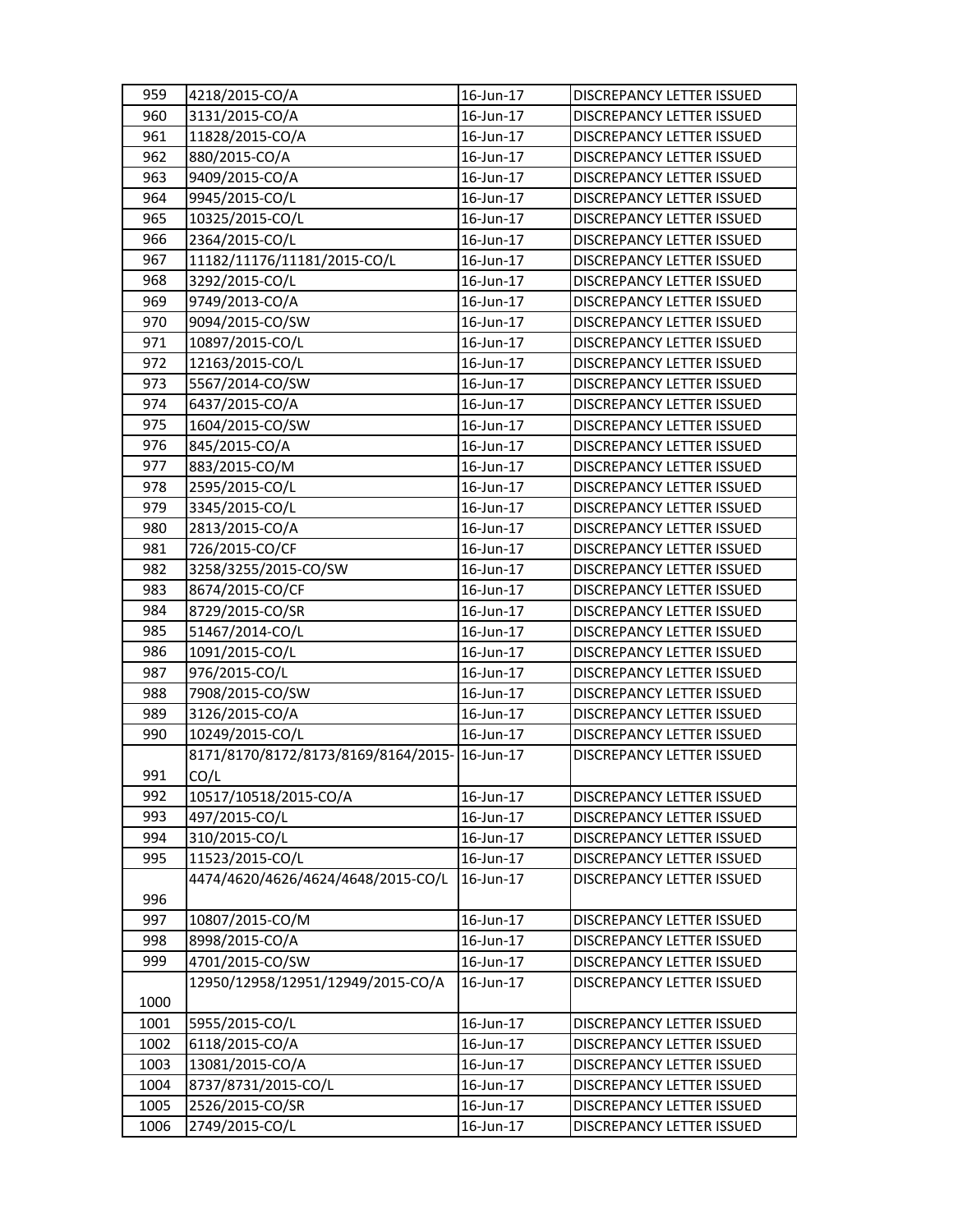| 959 | 4218/2015-CO/A | 16-Jun-17 | DISCREPANCY LETTER ISSUED |
|---|---|---|---|
| 960 | 3131/2015-CO/A | 16-Jun-17 | DISCREPANCY LETTER ISSUED |
| 961 | 11828/2015-CO/A | 16-Jun-17 | DISCREPANCY LETTER ISSUED |
| 962 | 880/2015-CO/A | 16-Jun-17 | DISCREPANCY LETTER ISSUED |
| 963 | 9409/2015-CO/A | 16-Jun-17 | DISCREPANCY LETTER ISSUED |
| 964 | 9945/2015-CO/L | 16-Jun-17 | DISCREPANCY LETTER ISSUED |
| 965 | 10325/2015-CO/L | 16-Jun-17 | DISCREPANCY LETTER ISSUED |
| 966 | 2364/2015-CO/L | 16-Jun-17 | DISCREPANCY LETTER ISSUED |
| 967 | 11182/11176/11181/2015-CO/L | 16-Jun-17 | DISCREPANCY LETTER ISSUED |
| 968 | 3292/2015-CO/L | 16-Jun-17 | DISCREPANCY LETTER ISSUED |
| 969 | 9749/2013-CO/A | 16-Jun-17 | DISCREPANCY LETTER ISSUED |
| 970 | 9094/2015-CO/SW | 16-Jun-17 | DISCREPANCY LETTER ISSUED |
| 971 | 10897/2015-CO/L | 16-Jun-17 | DISCREPANCY LETTER ISSUED |
| 972 | 12163/2015-CO/L | 16-Jun-17 | DISCREPANCY LETTER ISSUED |
| 973 | 5567/2014-CO/SW | 16-Jun-17 | DISCREPANCY LETTER ISSUED |
| 974 | 6437/2015-CO/A | 16-Jun-17 | DISCREPANCY LETTER ISSUED |
| 975 | 1604/2015-CO/SW | 16-Jun-17 | DISCREPANCY LETTER ISSUED |
| 976 | 845/2015-CO/A | 16-Jun-17 | DISCREPANCY LETTER ISSUED |
| 977 | 883/2015-CO/M | 16-Jun-17 | DISCREPANCY LETTER ISSUED |
| 978 | 2595/2015-CO/L | 16-Jun-17 | DISCREPANCY LETTER ISSUED |
| 979 | 3345/2015-CO/L | 16-Jun-17 | DISCREPANCY LETTER ISSUED |
| 980 | 2813/2015-CO/A | 16-Jun-17 | DISCREPANCY LETTER ISSUED |
| 981 | 726/2015-CO/CF | 16-Jun-17 | DISCREPANCY LETTER ISSUED |
| 982 | 3258/3255/2015-CO/SW | 16-Jun-17 | DISCREPANCY LETTER ISSUED |
| 983 | 8674/2015-CO/CF | 16-Jun-17 | DISCREPANCY LETTER ISSUED |
| 984 | 8729/2015-CO/SR | 16-Jun-17 | DISCREPANCY LETTER ISSUED |
| 985 | 51467/2014-CO/L | 16-Jun-17 | DISCREPANCY LETTER ISSUED |
| 986 | 1091/2015-CO/L | 16-Jun-17 | DISCREPANCY LETTER ISSUED |
| 987 | 976/2015-CO/L | 16-Jun-17 | DISCREPANCY LETTER ISSUED |
| 988 | 7908/2015-CO/SW | 16-Jun-17 | DISCREPANCY LETTER ISSUED |
| 989 | 3126/2015-CO/A | 16-Jun-17 | DISCREPANCY LETTER ISSUED |
| 990 | 10249/2015-CO/L | 16-Jun-17 | DISCREPANCY LETTER ISSUED |
| 991 | 8171/8170/8172/8173/8169/8164/2015-CO/L | 16-Jun-17 | DISCREPANCY LETTER ISSUED |
| 992 | 10517/10518/2015-CO/A | 16-Jun-17 | DISCREPANCY LETTER ISSUED |
| 993 | 497/2015-CO/L | 16-Jun-17 | DISCREPANCY LETTER ISSUED |
| 994 | 310/2015-CO/L | 16-Jun-17 | DISCREPANCY LETTER ISSUED |
| 995 | 11523/2015-CO/L | 16-Jun-17 | DISCREPANCY LETTER ISSUED |
| 996 | 4474/4620/4626/4624/4648/2015-CO/L | 16-Jun-17 | DISCREPANCY LETTER ISSUED |
| 997 | 10807/2015-CO/M | 16-Jun-17 | DISCREPANCY LETTER ISSUED |
| 998 | 8998/2015-CO/A | 16-Jun-17 | DISCREPANCY LETTER ISSUED |
| 999 | 4701/2015-CO/SW | 16-Jun-17 | DISCREPANCY LETTER ISSUED |
| 1000 | 12950/12958/12951/12949/2015-CO/A | 16-Jun-17 | DISCREPANCY LETTER ISSUED |
| 1001 | 5955/2015-CO/L | 16-Jun-17 | DISCREPANCY LETTER ISSUED |
| 1002 | 6118/2015-CO/A | 16-Jun-17 | DISCREPANCY LETTER ISSUED |
| 1003 | 13081/2015-CO/A | 16-Jun-17 | DISCREPANCY LETTER ISSUED |
| 1004 | 8737/8731/2015-CO/L | 16-Jun-17 | DISCREPANCY LETTER ISSUED |
| 1005 | 2526/2015-CO/SR | 16-Jun-17 | DISCREPANCY LETTER ISSUED |
| 1006 | 2749/2015-CO/L | 16-Jun-17 | DISCREPANCY LETTER ISSUED |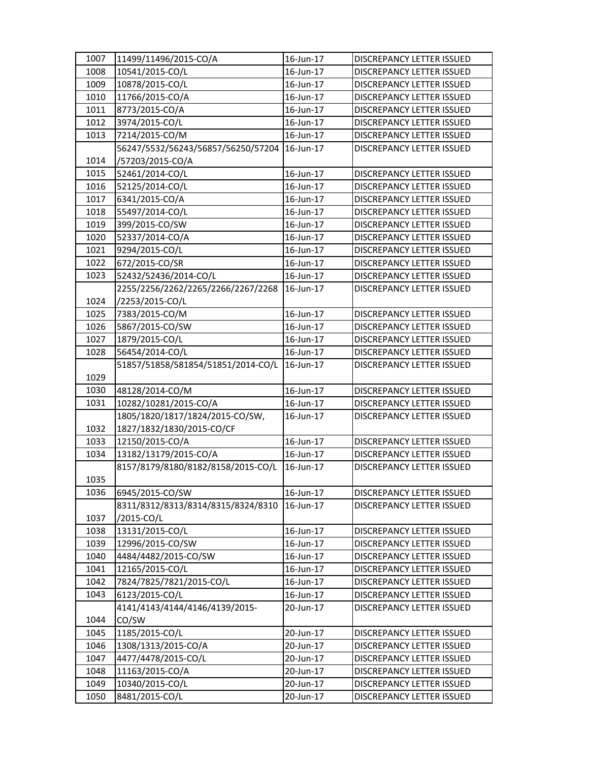| 1007 | 11499/11496/2015-CO/A | 16-Jun-17 | DISCREPANCY LETTER ISSUED |
|---|---|---|---|
| 1008 | 10541/2015-CO/L | 16-Jun-17 | DISCREPANCY LETTER ISSUED |
| 1009 | 10878/2015-CO/L | 16-Jun-17 | DISCREPANCY LETTER ISSUED |
| 1010 | 11766/2015-CO/A | 16-Jun-17 | DISCREPANCY LETTER ISSUED |
| 1011 | 8773/2015-CO/A | 16-Jun-17 | DISCREPANCY LETTER ISSUED |
| 1012 | 3974/2015-CO/L | 16-Jun-17 | DISCREPANCY LETTER ISSUED |
| 1013 | 7214/2015-CO/M | 16-Jun-17 | DISCREPANCY LETTER ISSUED |
| 1014 | 56247/5532/56243/56857/56250/57204 /57203/2015-CO/A | 16-Jun-17 | DISCREPANCY LETTER ISSUED |
| 1015 | 52461/2014-CO/L | 16-Jun-17 | DISCREPANCY LETTER ISSUED |
| 1016 | 52125/2014-CO/L | 16-Jun-17 | DISCREPANCY LETTER ISSUED |
| 1017 | 6341/2015-CO/A | 16-Jun-17 | DISCREPANCY LETTER ISSUED |
| 1018 | 55497/2014-CO/L | 16-Jun-17 | DISCREPANCY LETTER ISSUED |
| 1019 | 399/2015-CO/SW | 16-Jun-17 | DISCREPANCY LETTER ISSUED |
| 1020 | 52337/2014-CO/A | 16-Jun-17 | DISCREPANCY LETTER ISSUED |
| 1021 | 9294/2015-CO/L | 16-Jun-17 | DISCREPANCY LETTER ISSUED |
| 1022 | 672/2015-CO/SR | 16-Jun-17 | DISCREPANCY LETTER ISSUED |
| 1023 | 52432/52436/2014-CO/L | 16-Jun-17 | DISCREPANCY LETTER ISSUED |
| 1024 | 2255/2256/2262/2265/2266/2267/2268 /2253/2015-CO/L | 16-Jun-17 | DISCREPANCY LETTER ISSUED |
| 1025 | 7383/2015-CO/M | 16-Jun-17 | DISCREPANCY LETTER ISSUED |
| 1026 | 5867/2015-CO/SW | 16-Jun-17 | DISCREPANCY LETTER ISSUED |
| 1027 | 1879/2015-CO/L | 16-Jun-17 | DISCREPANCY LETTER ISSUED |
| 1028 | 56454/2014-CO/L | 16-Jun-17 | DISCREPANCY LETTER ISSUED |
| 1029 | 51857/51858/581854/51851/2014-CO/L | 16-Jun-17 | DISCREPANCY LETTER ISSUED |
| 1030 | 48128/2014-CO/M | 16-Jun-17 | DISCREPANCY LETTER ISSUED |
| 1031 | 10282/10281/2015-CO/A | 16-Jun-17 | DISCREPANCY LETTER ISSUED |
| 1032 | 1805/1820/1817/1824/2015-CO/SW, 1827/1832/1830/2015-CO/CF | 16-Jun-17 | DISCREPANCY LETTER ISSUED |
| 1033 | 12150/2015-CO/A | 16-Jun-17 | DISCREPANCY LETTER ISSUED |
| 1034 | 13182/13179/2015-CO/A | 16-Jun-17 | DISCREPANCY LETTER ISSUED |
| 1035 | 8157/8179/8180/8182/8158/2015-CO/L | 16-Jun-17 | DISCREPANCY LETTER ISSUED |
| 1036 | 6945/2015-CO/SW | 16-Jun-17 | DISCREPANCY LETTER ISSUED |
| 1037 | 8311/8312/8313/8314/8315/8324/8310 /2015-CO/L | 16-Jun-17 | DISCREPANCY LETTER ISSUED |
| 1038 | 13131/2015-CO/L | 16-Jun-17 | DISCREPANCY LETTER ISSUED |
| 1039 | 12996/2015-CO/SW | 16-Jun-17 | DISCREPANCY LETTER ISSUED |
| 1040 | 4484/4482/2015-CO/SW | 16-Jun-17 | DISCREPANCY LETTER ISSUED |
| 1041 | 12165/2015-CO/L | 16-Jun-17 | DISCREPANCY LETTER ISSUED |
| 1042 | 7824/7825/7821/2015-CO/L | 16-Jun-17 | DISCREPANCY LETTER ISSUED |
| 1043 | 6123/2015-CO/L | 16-Jun-17 | DISCREPANCY LETTER ISSUED |
| 1044 | 4141/4143/4144/4146/4139/2015-CO/SW | 20-Jun-17 | DISCREPANCY LETTER ISSUED |
| 1045 | 1185/2015-CO/L | 20-Jun-17 | DISCREPANCY LETTER ISSUED |
| 1046 | 1308/1313/2015-CO/A | 20-Jun-17 | DISCREPANCY LETTER ISSUED |
| 1047 | 4477/4478/2015-CO/L | 20-Jun-17 | DISCREPANCY LETTER ISSUED |
| 1048 | 11163/2015-CO/A | 20-Jun-17 | DISCREPANCY LETTER ISSUED |
| 1049 | 10340/2015-CO/L | 20-Jun-17 | DISCREPANCY LETTER ISSUED |
| 1050 | 8481/2015-CO/L | 20-Jun-17 | DISCREPANCY LETTER ISSUED |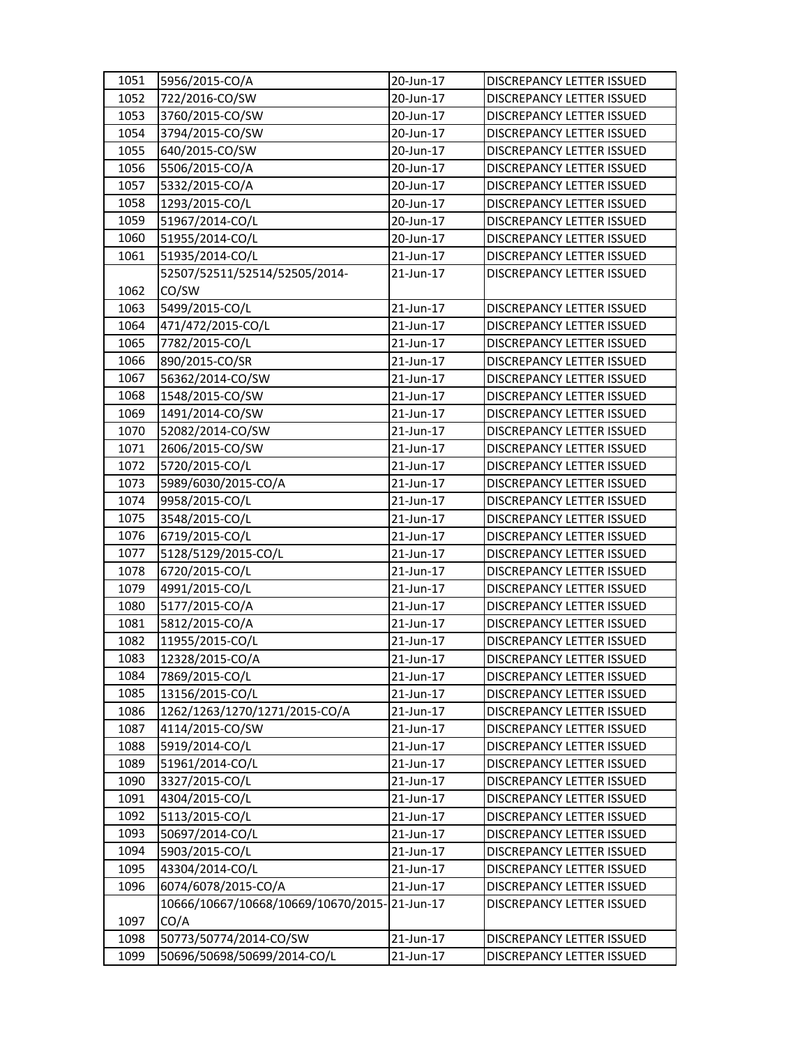| | | | |
|---|---|---|---|
| 1051 | 5956/2015-CO/A | 20-Jun-17 | DISCREPANCY LETTER ISSUED |
| 1052 | 722/2016-CO/SW | 20-Jun-17 | DISCREPANCY LETTER ISSUED |
| 1053 | 3760/2015-CO/SW | 20-Jun-17 | DISCREPANCY LETTER ISSUED |
| 1054 | 3794/2015-CO/SW | 20-Jun-17 | DISCREPANCY LETTER ISSUED |
| 1055 | 640/2015-CO/SW | 20-Jun-17 | DISCREPANCY LETTER ISSUED |
| 1056 | 5506/2015-CO/A | 20-Jun-17 | DISCREPANCY LETTER ISSUED |
| 1057 | 5332/2015-CO/A | 20-Jun-17 | DISCREPANCY LETTER ISSUED |
| 1058 | 1293/2015-CO/L | 20-Jun-17 | DISCREPANCY LETTER ISSUED |
| 1059 | 51967/2014-CO/L | 20-Jun-17 | DISCREPANCY LETTER ISSUED |
| 1060 | 51955/2014-CO/L | 20-Jun-17 | DISCREPANCY LETTER ISSUED |
| 1061 | 51935/2014-CO/L | 21-Jun-17 | DISCREPANCY LETTER ISSUED |
| 1062 | 52507/52511/52514/52505/2014-CO/SW | 21-Jun-17 | DISCREPANCY LETTER ISSUED |
| 1063 | 5499/2015-CO/L | 21-Jun-17 | DISCREPANCY LETTER ISSUED |
| 1064 | 471/472/2015-CO/L | 21-Jun-17 | DISCREPANCY LETTER ISSUED |
| 1065 | 7782/2015-CO/L | 21-Jun-17 | DISCREPANCY LETTER ISSUED |
| 1066 | 890/2015-CO/SR | 21-Jun-17 | DISCREPANCY LETTER ISSUED |
| 1067 | 56362/2014-CO/SW | 21-Jun-17 | DISCREPANCY LETTER ISSUED |
| 1068 | 1548/2015-CO/SW | 21-Jun-17 | DISCREPANCY LETTER ISSUED |
| 1069 | 1491/2014-CO/SW | 21-Jun-17 | DISCREPANCY LETTER ISSUED |
| 1070 | 52082/2014-CO/SW | 21-Jun-17 | DISCREPANCY LETTER ISSUED |
| 1071 | 2606/2015-CO/SW | 21-Jun-17 | DISCREPANCY LETTER ISSUED |
| 1072 | 5720/2015-CO/L | 21-Jun-17 | DISCREPANCY LETTER ISSUED |
| 1073 | 5989/6030/2015-CO/A | 21-Jun-17 | DISCREPANCY LETTER ISSUED |
| 1074 | 9958/2015-CO/L | 21-Jun-17 | DISCREPANCY LETTER ISSUED |
| 1075 | 3548/2015-CO/L | 21-Jun-17 | DISCREPANCY LETTER ISSUED |
| 1076 | 6719/2015-CO/L | 21-Jun-17 | DISCREPANCY LETTER ISSUED |
| 1077 | 5128/5129/2015-CO/L | 21-Jun-17 | DISCREPANCY LETTER ISSUED |
| 1078 | 6720/2015-CO/L | 21-Jun-17 | DISCREPANCY LETTER ISSUED |
| 1079 | 4991/2015-CO/L | 21-Jun-17 | DISCREPANCY LETTER ISSUED |
| 1080 | 5177/2015-CO/A | 21-Jun-17 | DISCREPANCY LETTER ISSUED |
| 1081 | 5812/2015-CO/A | 21-Jun-17 | DISCREPANCY LETTER ISSUED |
| 1082 | 11955/2015-CO/L | 21-Jun-17 | DISCREPANCY LETTER ISSUED |
| 1083 | 12328/2015-CO/A | 21-Jun-17 | DISCREPANCY LETTER ISSUED |
| 1084 | 7869/2015-CO/L | 21-Jun-17 | DISCREPANCY LETTER ISSUED |
| 1085 | 13156/2015-CO/L | 21-Jun-17 | DISCREPANCY LETTER ISSUED |
| 1086 | 1262/1263/1270/1271/2015-CO/A | 21-Jun-17 | DISCREPANCY LETTER ISSUED |
| 1087 | 4114/2015-CO/SW | 21-Jun-17 | DISCREPANCY LETTER ISSUED |
| 1088 | 5919/2014-CO/L | 21-Jun-17 | DISCREPANCY LETTER ISSUED |
| 1089 | 51961/2014-CO/L | 21-Jun-17 | DISCREPANCY LETTER ISSUED |
| 1090 | 3327/2015-CO/L | 21-Jun-17 | DISCREPANCY LETTER ISSUED |
| 1091 | 4304/2015-CO/L | 21-Jun-17 | DISCREPANCY LETTER ISSUED |
| 1092 | 5113/2015-CO/L | 21-Jun-17 | DISCREPANCY LETTER ISSUED |
| 1093 | 50697/2014-CO/L | 21-Jun-17 | DISCREPANCY LETTER ISSUED |
| 1094 | 5903/2015-CO/L | 21-Jun-17 | DISCREPANCY LETTER ISSUED |
| 1095 | 43304/2014-CO/L | 21-Jun-17 | DISCREPANCY LETTER ISSUED |
| 1096 | 6074/6078/2015-CO/A | 21-Jun-17 | DISCREPANCY LETTER ISSUED |
| 1097 | 10666/10667/10668/10669/10670/2015-CO/A | 21-Jun-17 | DISCREPANCY LETTER ISSUED |
| 1098 | 50773/50774/2014-CO/SW | 21-Jun-17 | DISCREPANCY LETTER ISSUED |
| 1099 | 50696/50698/50699/2014-CO/L | 21-Jun-17 | DISCREPANCY LETTER ISSUED |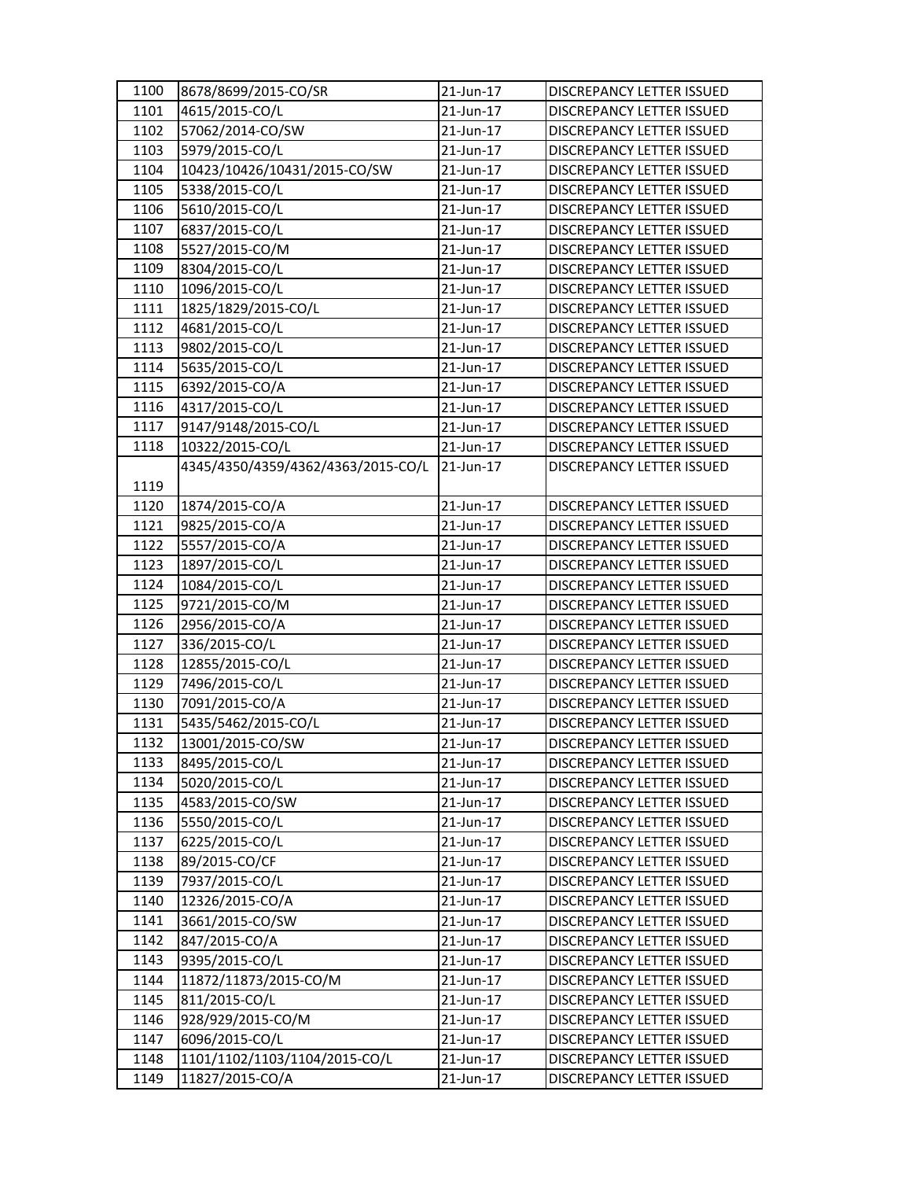| 1100 | 8678/8699/2015-CO/SR | 21-Jun-17 | DISCREPANCY LETTER ISSUED |
|---|---|---|---|
| 1101 | 4615/2015-CO/L | 21-Jun-17 | DISCREPANCY LETTER ISSUED |
| 1102 | 57062/2014-CO/SW | 21-Jun-17 | DISCREPANCY LETTER ISSUED |
| 1103 | 5979/2015-CO/L | 21-Jun-17 | DISCREPANCY LETTER ISSUED |
| 1104 | 10423/10426/10431/2015-CO/SW | 21-Jun-17 | DISCREPANCY LETTER ISSUED |
| 1105 | 5338/2015-CO/L | 21-Jun-17 | DISCREPANCY LETTER ISSUED |
| 1106 | 5610/2015-CO/L | 21-Jun-17 | DISCREPANCY LETTER ISSUED |
| 1107 | 6837/2015-CO/L | 21-Jun-17 | DISCREPANCY LETTER ISSUED |
| 1108 | 5527/2015-CO/M | 21-Jun-17 | DISCREPANCY LETTER ISSUED |
| 1109 | 8304/2015-CO/L | 21-Jun-17 | DISCREPANCY LETTER ISSUED |
| 1110 | 1096/2015-CO/L | 21-Jun-17 | DISCREPANCY LETTER ISSUED |
| 1111 | 1825/1829/2015-CO/L | 21-Jun-17 | DISCREPANCY LETTER ISSUED |
| 1112 | 4681/2015-CO/L | 21-Jun-17 | DISCREPANCY LETTER ISSUED |
| 1113 | 9802/2015-CO/L | 21-Jun-17 | DISCREPANCY LETTER ISSUED |
| 1114 | 5635/2015-CO/L | 21-Jun-17 | DISCREPANCY LETTER ISSUED |
| 1115 | 6392/2015-CO/A | 21-Jun-17 | DISCREPANCY LETTER ISSUED |
| 1116 | 4317/2015-CO/L | 21-Jun-17 | DISCREPANCY LETTER ISSUED |
| 1117 | 9147/9148/2015-CO/L | 21-Jun-17 | DISCREPANCY LETTER ISSUED |
| 1118 | 10322/2015-CO/L | 21-Jun-17 | DISCREPANCY LETTER ISSUED |
| 1119 | 4345/4350/4359/4362/4363/2015-CO/L | 21-Jun-17 | DISCREPANCY LETTER ISSUED |
| 1120 | 1874/2015-CO/A | 21-Jun-17 | DISCREPANCY LETTER ISSUED |
| 1121 | 9825/2015-CO/A | 21-Jun-17 | DISCREPANCY LETTER ISSUED |
| 1122 | 5557/2015-CO/A | 21-Jun-17 | DISCREPANCY LETTER ISSUED |
| 1123 | 1897/2015-CO/L | 21-Jun-17 | DISCREPANCY LETTER ISSUED |
| 1124 | 1084/2015-CO/L | 21-Jun-17 | DISCREPANCY LETTER ISSUED |
| 1125 | 9721/2015-CO/M | 21-Jun-17 | DISCREPANCY LETTER ISSUED |
| 1126 | 2956/2015-CO/A | 21-Jun-17 | DISCREPANCY LETTER ISSUED |
| 1127 | 336/2015-CO/L | 21-Jun-17 | DISCREPANCY LETTER ISSUED |
| 1128 | 12855/2015-CO/L | 21-Jun-17 | DISCREPANCY LETTER ISSUED |
| 1129 | 7496/2015-CO/L | 21-Jun-17 | DISCREPANCY LETTER ISSUED |
| 1130 | 7091/2015-CO/A | 21-Jun-17 | DISCREPANCY LETTER ISSUED |
| 1131 | 5435/5462/2015-CO/L | 21-Jun-17 | DISCREPANCY LETTER ISSUED |
| 1132 | 13001/2015-CO/SW | 21-Jun-17 | DISCREPANCY LETTER ISSUED |
| 1133 | 8495/2015-CO/L | 21-Jun-17 | DISCREPANCY LETTER ISSUED |
| 1134 | 5020/2015-CO/L | 21-Jun-17 | DISCREPANCY LETTER ISSUED |
| 1135 | 4583/2015-CO/SW | 21-Jun-17 | DISCREPANCY LETTER ISSUED |
| 1136 | 5550/2015-CO/L | 21-Jun-17 | DISCREPANCY LETTER ISSUED |
| 1137 | 6225/2015-CO/L | 21-Jun-17 | DISCREPANCY LETTER ISSUED |
| 1138 | 89/2015-CO/CF | 21-Jun-17 | DISCREPANCY LETTER ISSUED |
| 1139 | 7937/2015-CO/L | 21-Jun-17 | DISCREPANCY LETTER ISSUED |
| 1140 | 12326/2015-CO/A | 21-Jun-17 | DISCREPANCY LETTER ISSUED |
| 1141 | 3661/2015-CO/SW | 21-Jun-17 | DISCREPANCY LETTER ISSUED |
| 1142 | 847/2015-CO/A | 21-Jun-17 | DISCREPANCY LETTER ISSUED |
| 1143 | 9395/2015-CO/L | 21-Jun-17 | DISCREPANCY LETTER ISSUED |
| 1144 | 11872/11873/2015-CO/M | 21-Jun-17 | DISCREPANCY LETTER ISSUED |
| 1145 | 811/2015-CO/L | 21-Jun-17 | DISCREPANCY LETTER ISSUED |
| 1146 | 928/929/2015-CO/M | 21-Jun-17 | DISCREPANCY LETTER ISSUED |
| 1147 | 6096/2015-CO/L | 21-Jun-17 | DISCREPANCY LETTER ISSUED |
| 1148 | 1101/1102/1103/1104/2015-CO/L | 21-Jun-17 | DISCREPANCY LETTER ISSUED |
| 1149 | 11827/2015-CO/A | 21-Jun-17 | DISCREPANCY LETTER ISSUED |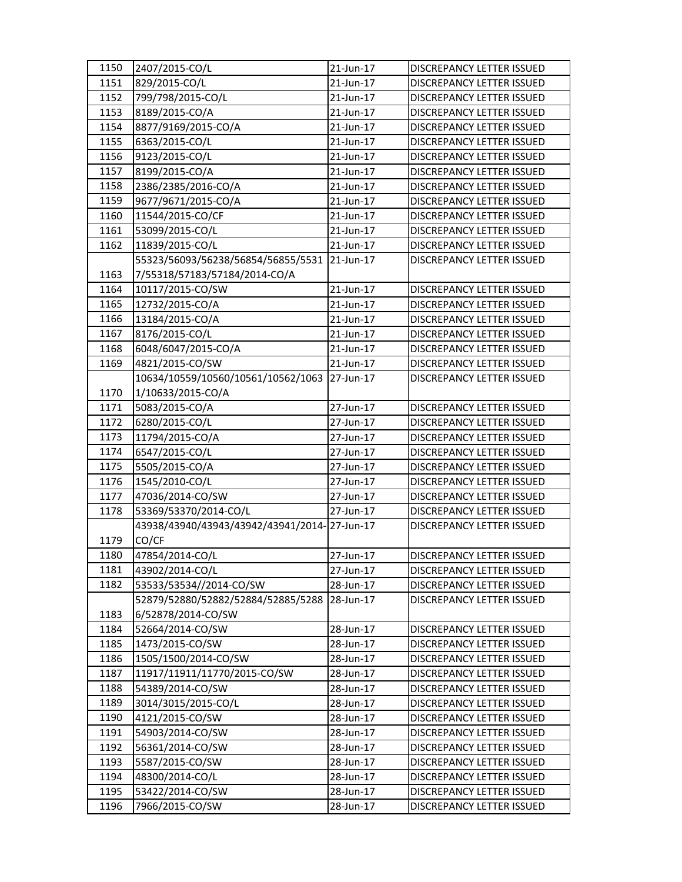| 1150 | 2407/2015-CO/L | 21-Jun-17 | DISCREPANCY LETTER ISSUED |
|---|---|---|---|
| 1151 | 829/2015-CO/L | 21-Jun-17 | DISCREPANCY LETTER ISSUED |
| 1152 | 799/798/2015-CO/L | 21-Jun-17 | DISCREPANCY LETTER ISSUED |
| 1153 | 8189/2015-CO/A | 21-Jun-17 | DISCREPANCY LETTER ISSUED |
| 1154 | 8877/9169/2015-CO/A | 21-Jun-17 | DISCREPANCY LETTER ISSUED |
| 1155 | 6363/2015-CO/L | 21-Jun-17 | DISCREPANCY LETTER ISSUED |
| 1156 | 9123/2015-CO/L | 21-Jun-17 | DISCREPANCY LETTER ISSUED |
| 1157 | 8199/2015-CO/A | 21-Jun-17 | DISCREPANCY LETTER ISSUED |
| 1158 | 2386/2385/2016-CO/A | 21-Jun-17 | DISCREPANCY LETTER ISSUED |
| 1159 | 9677/9671/2015-CO/A | 21-Jun-17 | DISCREPANCY LETTER ISSUED |
| 1160 | 11544/2015-CO/CF | 21-Jun-17 | DISCREPANCY LETTER ISSUED |
| 1161 | 53099/2015-CO/L | 21-Jun-17 | DISCREPANCY LETTER ISSUED |
| 1162 | 11839/2015-CO/L | 21-Jun-17 | DISCREPANCY LETTER ISSUED |
| 1163 | 55323/56093/56238/56854/56855/55317/55318/57183/57184/2014-CO/A | 21-Jun-17 | DISCREPANCY LETTER ISSUED |
| 1164 | 10117/2015-CO/SW | 21-Jun-17 | DISCREPANCY LETTER ISSUED |
| 1165 | 12732/2015-CO/A | 21-Jun-17 | DISCREPANCY LETTER ISSUED |
| 1166 | 13184/2015-CO/A | 21-Jun-17 | DISCREPANCY LETTER ISSUED |
| 1167 | 8176/2015-CO/L | 21-Jun-17 | DISCREPANCY LETTER ISSUED |
| 1168 | 6048/6047/2015-CO/A | 21-Jun-17 | DISCREPANCY LETTER ISSUED |
| 1169 | 4821/2015-CO/SW | 21-Jun-17 | DISCREPANCY LETTER ISSUED |
| 1170 | 10634/10559/10560/10561/10562/10631/10633/2015-CO/A | 27-Jun-17 | DISCREPANCY LETTER ISSUED |
| 1171 | 5083/2015-CO/A | 27-Jun-17 | DISCREPANCY LETTER ISSUED |
| 1172 | 6280/2015-CO/L | 27-Jun-17 | DISCREPANCY LETTER ISSUED |
| 1173 | 11794/2015-CO/A | 27-Jun-17 | DISCREPANCY LETTER ISSUED |
| 1174 | 6547/2015-CO/L | 27-Jun-17 | DISCREPANCY LETTER ISSUED |
| 1175 | 5505/2015-CO/A | 27-Jun-17 | DISCREPANCY LETTER ISSUED |
| 1176 | 1545/2010-CO/L | 27-Jun-17 | DISCREPANCY LETTER ISSUED |
| 1177 | 47036/2014-CO/SW | 27-Jun-17 | DISCREPANCY LETTER ISSUED |
| 1178 | 53369/53370/2014-CO/L | 27-Jun-17 | DISCREPANCY LETTER ISSUED |
| 1179 | 43938/43940/43943/43942/43941/2014-CO/CF | 27-Jun-17 | DISCREPANCY LETTER ISSUED |
| 1180 | 47854/2014-CO/L | 27-Jun-17 | DISCREPANCY LETTER ISSUED |
| 1181 | 43902/2014-CO/L | 27-Jun-17 | DISCREPANCY LETTER ISSUED |
| 1182 | 53533/53534//2014-CO/SW | 28-Jun-17 | DISCREPANCY LETTER ISSUED |
| 1183 | 52879/52880/52882/52884/52885/52886/52878/2014-CO/SW | 28-Jun-17 | DISCREPANCY LETTER ISSUED |
| 1184 | 52664/2014-CO/SW | 28-Jun-17 | DISCREPANCY LETTER ISSUED |
| 1185 | 1473/2015-CO/SW | 28-Jun-17 | DISCREPANCY LETTER ISSUED |
| 1186 | 1505/1500/2014-CO/SW | 28-Jun-17 | DISCREPANCY LETTER ISSUED |
| 1187 | 11917/11911/11770/2015-CO/SW | 28-Jun-17 | DISCREPANCY LETTER ISSUED |
| 1188 | 54389/2014-CO/SW | 28-Jun-17 | DISCREPANCY LETTER ISSUED |
| 1189 | 3014/3015/2015-CO/L | 28-Jun-17 | DISCREPANCY LETTER ISSUED |
| 1190 | 4121/2015-CO/SW | 28-Jun-17 | DISCREPANCY LETTER ISSUED |
| 1191 | 54903/2014-CO/SW | 28-Jun-17 | DISCREPANCY LETTER ISSUED |
| 1192 | 56361/2014-CO/SW | 28-Jun-17 | DISCREPANCY LETTER ISSUED |
| 1193 | 5587/2015-CO/SW | 28-Jun-17 | DISCREPANCY LETTER ISSUED |
| 1194 | 48300/2014-CO/L | 28-Jun-17 | DISCREPANCY LETTER ISSUED |
| 1195 | 53422/2014-CO/SW | 28-Jun-17 | DISCREPANCY LETTER ISSUED |
| 1196 | 7966/2015-CO/SW | 28-Jun-17 | DISCREPANCY LETTER ISSUED |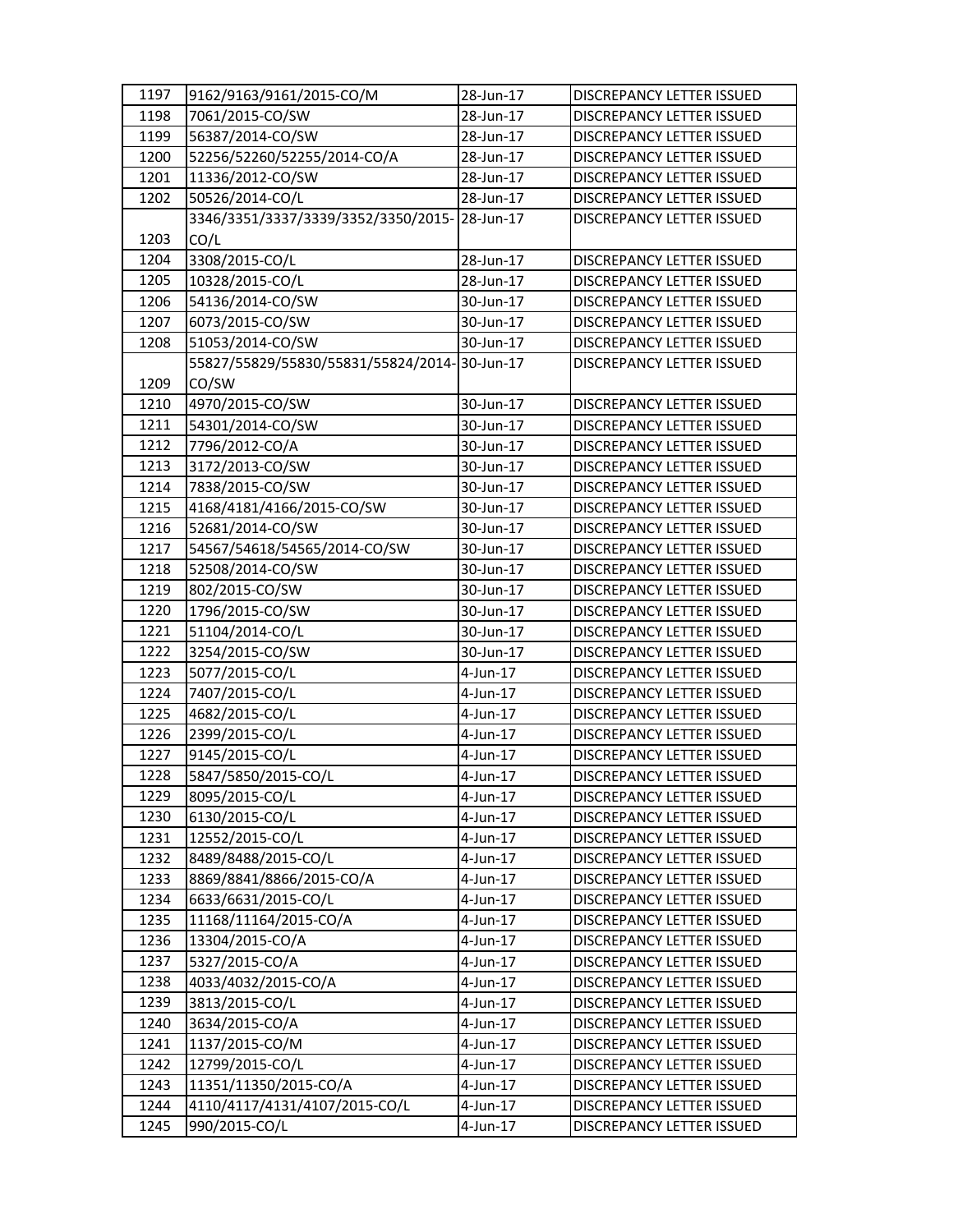| 1197 | 9162/9163/9161/2015-CO/M | 28-Jun-17 | DISCREPANCY LETTER ISSUED |
|---|---|---|---|
| 1198 | 7061/2015-CO/SW | 28-Jun-17 | DISCREPANCY LETTER ISSUED |
| 1199 | 56387/2014-CO/SW | 28-Jun-17 | DISCREPANCY LETTER ISSUED |
| 1200 | 52256/52260/52255/2014-CO/A | 28-Jun-17 | DISCREPANCY LETTER ISSUED |
| 1201 | 11336/2012-CO/SW | 28-Jun-17 | DISCREPANCY LETTER ISSUED |
| 1202 | 50526/2014-CO/L | 28-Jun-17 | DISCREPANCY LETTER ISSUED |
| 1203 | 3346/3351/3337/3339/3352/3350/2015-CO/L | 28-Jun-17 | DISCREPANCY LETTER ISSUED |
| 1204 | 3308/2015-CO/L | 28-Jun-17 | DISCREPANCY LETTER ISSUED |
| 1205 | 10328/2015-CO/L | 28-Jun-17 | DISCREPANCY LETTER ISSUED |
| 1206 | 54136/2014-CO/SW | 30-Jun-17 | DISCREPANCY LETTER ISSUED |
| 1207 | 6073/2015-CO/SW | 30-Jun-17 | DISCREPANCY LETTER ISSUED |
| 1208 | 51053/2014-CO/SW | 30-Jun-17 | DISCREPANCY LETTER ISSUED |
| 1209 | 55827/55829/55830/55831/55824/2014-CO/SW | 30-Jun-17 | DISCREPANCY LETTER ISSUED |
| 1210 | 4970/2015-CO/SW | 30-Jun-17 | DISCREPANCY LETTER ISSUED |
| 1211 | 54301/2014-CO/SW | 30-Jun-17 | DISCREPANCY LETTER ISSUED |
| 1212 | 7796/2012-CO/A | 30-Jun-17 | DISCREPANCY LETTER ISSUED |
| 1213 | 3172/2013-CO/SW | 30-Jun-17 | DISCREPANCY LETTER ISSUED |
| 1214 | 7838/2015-CO/SW | 30-Jun-17 | DISCREPANCY LETTER ISSUED |
| 1215 | 4168/4181/4166/2015-CO/SW | 30-Jun-17 | DISCREPANCY LETTER ISSUED |
| 1216 | 52681/2014-CO/SW | 30-Jun-17 | DISCREPANCY LETTER ISSUED |
| 1217 | 54567/54618/54565/2014-CO/SW | 30-Jun-17 | DISCREPANCY LETTER ISSUED |
| 1218 | 52508/2014-CO/SW | 30-Jun-17 | DISCREPANCY LETTER ISSUED |
| 1219 | 802/2015-CO/SW | 30-Jun-17 | DISCREPANCY LETTER ISSUED |
| 1220 | 1796/2015-CO/SW | 30-Jun-17 | DISCREPANCY LETTER ISSUED |
| 1221 | 51104/2014-CO/L | 30-Jun-17 | DISCREPANCY LETTER ISSUED |
| 1222 | 3254/2015-CO/SW | 30-Jun-17 | DISCREPANCY LETTER ISSUED |
| 1223 | 5077/2015-CO/L | 4-Jun-17 | DISCREPANCY LETTER ISSUED |
| 1224 | 7407/2015-CO/L | 4-Jun-17 | DISCREPANCY LETTER ISSUED |
| 1225 | 4682/2015-CO/L | 4-Jun-17 | DISCREPANCY LETTER ISSUED |
| 1226 | 2399/2015-CO/L | 4-Jun-17 | DISCREPANCY LETTER ISSUED |
| 1227 | 9145/2015-CO/L | 4-Jun-17 | DISCREPANCY LETTER ISSUED |
| 1228 | 5847/5850/2015-CO/L | 4-Jun-17 | DISCREPANCY LETTER ISSUED |
| 1229 | 8095/2015-CO/L | 4-Jun-17 | DISCREPANCY LETTER ISSUED |
| 1230 | 6130/2015-CO/L | 4-Jun-17 | DISCREPANCY LETTER ISSUED |
| 1231 | 12552/2015-CO/L | 4-Jun-17 | DISCREPANCY LETTER ISSUED |
| 1232 | 8489/8488/2015-CO/L | 4-Jun-17 | DISCREPANCY LETTER ISSUED |
| 1233 | 8869/8841/8866/2015-CO/A | 4-Jun-17 | DISCREPANCY LETTER ISSUED |
| 1234 | 6633/6631/2015-CO/L | 4-Jun-17 | DISCREPANCY LETTER ISSUED |
| 1235 | 11168/11164/2015-CO/A | 4-Jun-17 | DISCREPANCY LETTER ISSUED |
| 1236 | 13304/2015-CO/A | 4-Jun-17 | DISCREPANCY LETTER ISSUED |
| 1237 | 5327/2015-CO/A | 4-Jun-17 | DISCREPANCY LETTER ISSUED |
| 1238 | 4033/4032/2015-CO/A | 4-Jun-17 | DISCREPANCY LETTER ISSUED |
| 1239 | 3813/2015-CO/L | 4-Jun-17 | DISCREPANCY LETTER ISSUED |
| 1240 | 3634/2015-CO/A | 4-Jun-17 | DISCREPANCY LETTER ISSUED |
| 1241 | 1137/2015-CO/M | 4-Jun-17 | DISCREPANCY LETTER ISSUED |
| 1242 | 12799/2015-CO/L | 4-Jun-17 | DISCREPANCY LETTER ISSUED |
| 1243 | 11351/11350/2015-CO/A | 4-Jun-17 | DISCREPANCY LETTER ISSUED |
| 1244 | 4110/4117/4131/4107/2015-CO/L | 4-Jun-17 | DISCREPANCY LETTER ISSUED |
| 1245 | 990/2015-CO/L | 4-Jun-17 | DISCREPANCY LETTER ISSUED |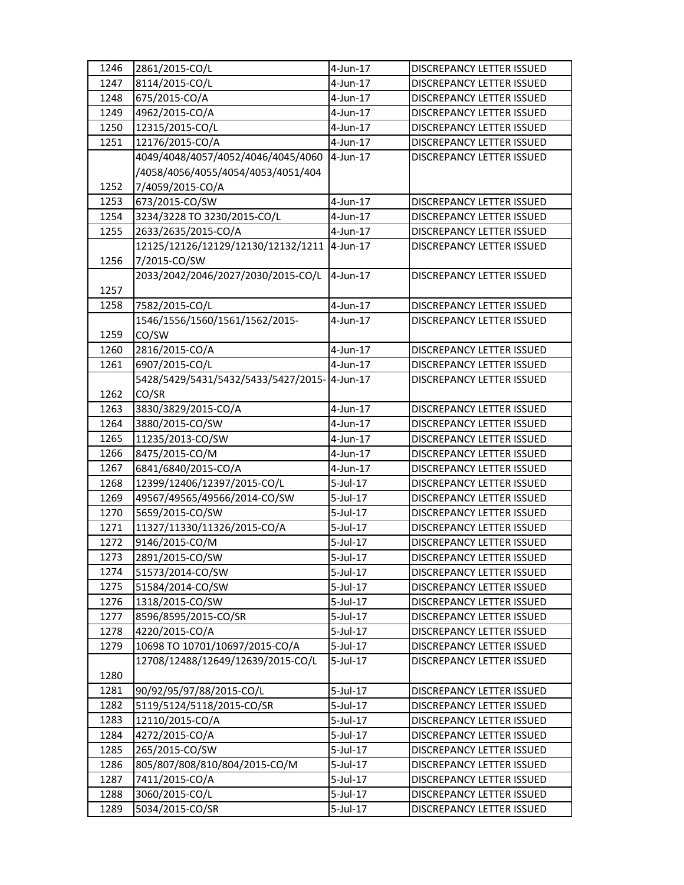| 1246 | 2861/2015-CO/L | 4-Jun-17 | DISCREPANCY LETTER ISSUED |
|---|---|---|---|
| 1247 | 8114/2015-CO/L | 4-Jun-17 | DISCREPANCY LETTER ISSUED |
| 1248 | 675/2015-CO/A | 4-Jun-17 | DISCREPANCY LETTER ISSUED |
| 1249 | 4962/2015-CO/A | 4-Jun-17 | DISCREPANCY LETTER ISSUED |
| 1250 | 12315/2015-CO/L | 4-Jun-17 | DISCREPANCY LETTER ISSUED |
| 1251 | 12176/2015-CO/A | 4-Jun-17 | DISCREPANCY LETTER ISSUED |
| 1252 | 4049/4048/4057/4052/4046/4045/4060/4058/4056/4055/4054/4053/4051/4047/4059/2015-CO/A | 4-Jun-17 | DISCREPANCY LETTER ISSUED |
| 1253 | 673/2015-CO/SW | 4-Jun-17 | DISCREPANCY LETTER ISSUED |
| 1254 | 3234/3228 TO 3230/2015-CO/L | 4-Jun-17 | DISCREPANCY LETTER ISSUED |
| 1255 | 2633/2635/2015-CO/A | 4-Jun-17 | DISCREPANCY LETTER ISSUED |
| 1256 | 12125/12126/12129/12130/12132/12117/2015-CO/SW | 4-Jun-17 | DISCREPANCY LETTER ISSUED |
| 1257 | 2033/2042/2046/2027/2030/2015-CO/L | 4-Jun-17 | DISCREPANCY LETTER ISSUED |
| 1258 | 7582/2015-CO/L | 4-Jun-17 | DISCREPANCY LETTER ISSUED |
| 1259 | 1546/1556/1560/1561/1562/2015-CO/SW | 4-Jun-17 | DISCREPANCY LETTER ISSUED |
| 1260 | 2816/2015-CO/A | 4-Jun-17 | DISCREPANCY LETTER ISSUED |
| 1261 | 6907/2015-CO/L | 4-Jun-17 | DISCREPANCY LETTER ISSUED |
| 1262 | 5428/5429/5431/5432/5433/5427/2015-CO/SR | 4-Jun-17 | DISCREPANCY LETTER ISSUED |
| 1263 | 3830/3829/2015-CO/A | 4-Jun-17 | DISCREPANCY LETTER ISSUED |
| 1264 | 3880/2015-CO/SW | 4-Jun-17 | DISCREPANCY LETTER ISSUED |
| 1265 | 11235/2013-CO/SW | 4-Jun-17 | DISCREPANCY LETTER ISSUED |
| 1266 | 8475/2015-CO/M | 4-Jun-17 | DISCREPANCY LETTER ISSUED |
| 1267 | 6841/6840/2015-CO/A | 4-Jun-17 | DISCREPANCY LETTER ISSUED |
| 1268 | 12399/12406/12397/2015-CO/L | 5-Jul-17 | DISCREPANCY LETTER ISSUED |
| 1269 | 49567/49565/49566/2014-CO/SW | 5-Jul-17 | DISCREPANCY LETTER ISSUED |
| 1270 | 5659/2015-CO/SW | 5-Jul-17 | DISCREPANCY LETTER ISSUED |
| 1271 | 11327/11330/11326/2015-CO/A | 5-Jul-17 | DISCREPANCY LETTER ISSUED |
| 1272 | 9146/2015-CO/M | 5-Jul-17 | DISCREPANCY LETTER ISSUED |
| 1273 | 2891/2015-CO/SW | 5-Jul-17 | DISCREPANCY LETTER ISSUED |
| 1274 | 51573/2014-CO/SW | 5-Jul-17 | DISCREPANCY LETTER ISSUED |
| 1275 | 51584/2014-CO/SW | 5-Jul-17 | DISCREPANCY LETTER ISSUED |
| 1276 | 1318/2015-CO/SW | 5-Jul-17 | DISCREPANCY LETTER ISSUED |
| 1277 | 8596/8595/2015-CO/SR | 5-Jul-17 | DISCREPANCY LETTER ISSUED |
| 1278 | 4220/2015-CO/A | 5-Jul-17 | DISCREPANCY LETTER ISSUED |
| 1279 | 10698 TO 10701/10697/2015-CO/A | 5-Jul-17 | DISCREPANCY LETTER ISSUED |
| 1280 | 12708/12488/12649/12639/2015-CO/L | 5-Jul-17 | DISCREPANCY LETTER ISSUED |
| 1281 | 90/92/95/97/88/2015-CO/L | 5-Jul-17 | DISCREPANCY LETTER ISSUED |
| 1282 | 5119/5124/5118/2015-CO/SR | 5-Jul-17 | DISCREPANCY LETTER ISSUED |
| 1283 | 12110/2015-CO/A | 5-Jul-17 | DISCREPANCY LETTER ISSUED |
| 1284 | 4272/2015-CO/A | 5-Jul-17 | DISCREPANCY LETTER ISSUED |
| 1285 | 265/2015-CO/SW | 5-Jul-17 | DISCREPANCY LETTER ISSUED |
| 1286 | 805/807/808/810/804/2015-CO/M | 5-Jul-17 | DISCREPANCY LETTER ISSUED |
| 1287 | 7411/2015-CO/A | 5-Jul-17 | DISCREPANCY LETTER ISSUED |
| 1288 | 3060/2015-CO/L | 5-Jul-17 | DISCREPANCY LETTER ISSUED |
| 1289 | 5034/2015-CO/SR | 5-Jul-17 | DISCREPANCY LETTER ISSUED |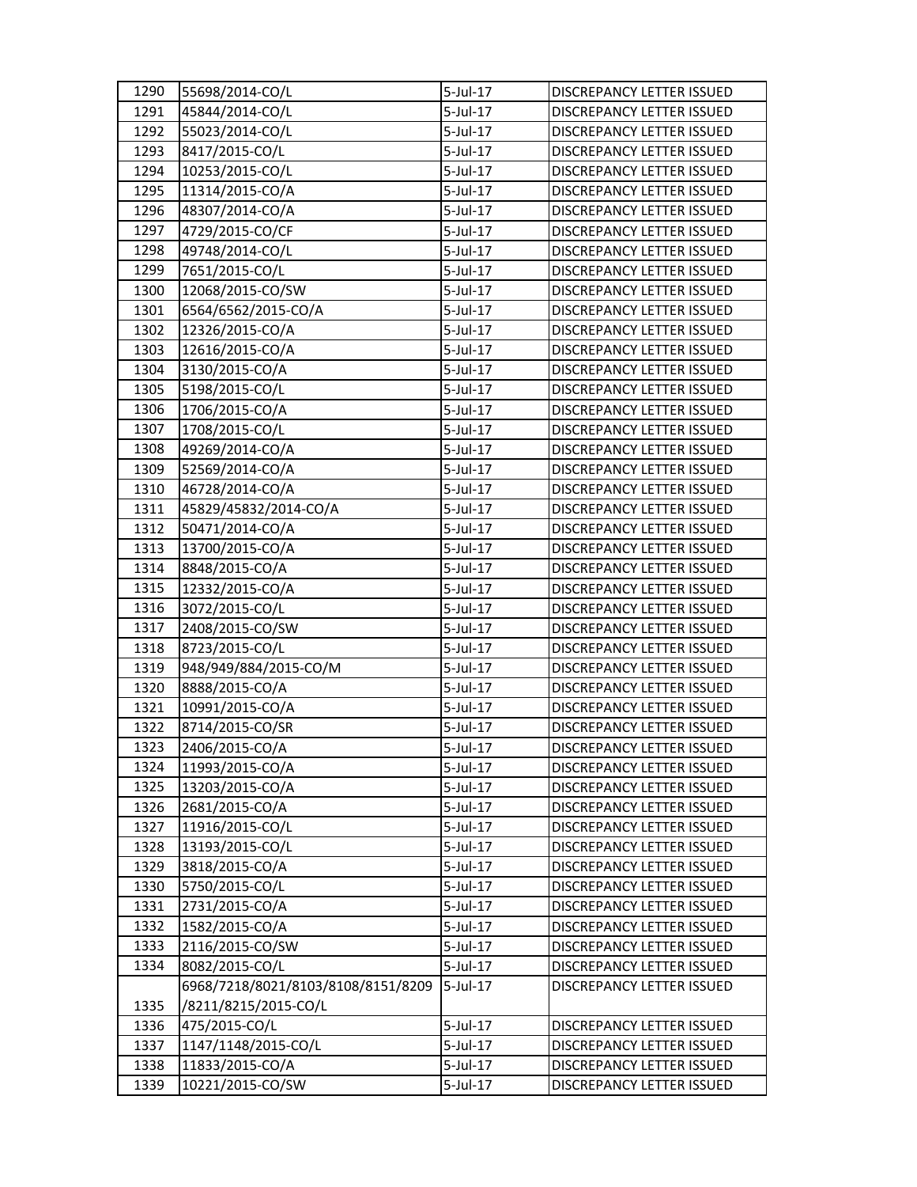| | | | |
|---|---|---|---|
| 1290 | 55698/2014-CO/L | 5-Jul-17 | DISCREPANCY LETTER ISSUED |
| 1291 | 45844/2014-CO/L | 5-Jul-17 | DISCREPANCY LETTER ISSUED |
| 1292 | 55023/2014-CO/L | 5-Jul-17 | DISCREPANCY LETTER ISSUED |
| 1293 | 8417/2015-CO/L | 5-Jul-17 | DISCREPANCY LETTER ISSUED |
| 1294 | 10253/2015-CO/L | 5-Jul-17 | DISCREPANCY LETTER ISSUED |
| 1295 | 11314/2015-CO/A | 5-Jul-17 | DISCREPANCY LETTER ISSUED |
| 1296 | 48307/2014-CO/A | 5-Jul-17 | DISCREPANCY LETTER ISSUED |
| 1297 | 4729/2015-CO/CF | 5-Jul-17 | DISCREPANCY LETTER ISSUED |
| 1298 | 49748/2014-CO/L | 5-Jul-17 | DISCREPANCY LETTER ISSUED |
| 1299 | 7651/2015-CO/L | 5-Jul-17 | DISCREPANCY LETTER ISSUED |
| 1300 | 12068/2015-CO/SW | 5-Jul-17 | DISCREPANCY LETTER ISSUED |
| 1301 | 6564/6562/2015-CO/A | 5-Jul-17 | DISCREPANCY LETTER ISSUED |
| 1302 | 12326/2015-CO/A | 5-Jul-17 | DISCREPANCY LETTER ISSUED |
| 1303 | 12616/2015-CO/A | 5-Jul-17 | DISCREPANCY LETTER ISSUED |
| 1304 | 3130/2015-CO/A | 5-Jul-17 | DISCREPANCY LETTER ISSUED |
| 1305 | 5198/2015-CO/L | 5-Jul-17 | DISCREPANCY LETTER ISSUED |
| 1306 | 1706/2015-CO/A | 5-Jul-17 | DISCREPANCY LETTER ISSUED |
| 1307 | 1708/2015-CO/L | 5-Jul-17 | DISCREPANCY LETTER ISSUED |
| 1308 | 49269/2014-CO/A | 5-Jul-17 | DISCREPANCY LETTER ISSUED |
| 1309 | 52569/2014-CO/A | 5-Jul-17 | DISCREPANCY LETTER ISSUED |
| 1310 | 46728/2014-CO/A | 5-Jul-17 | DISCREPANCY LETTER ISSUED |
| 1311 | 45829/45832/2014-CO/A | 5-Jul-17 | DISCREPANCY LETTER ISSUED |
| 1312 | 50471/2014-CO/A | 5-Jul-17 | DISCREPANCY LETTER ISSUED |
| 1313 | 13700/2015-CO/A | 5-Jul-17 | DISCREPANCY LETTER ISSUED |
| 1314 | 8848/2015-CO/A | 5-Jul-17 | DISCREPANCY LETTER ISSUED |
| 1315 | 12332/2015-CO/A | 5-Jul-17 | DISCREPANCY LETTER ISSUED |
| 1316 | 3072/2015-CO/L | 5-Jul-17 | DISCREPANCY LETTER ISSUED |
| 1317 | 2408/2015-CO/SW | 5-Jul-17 | DISCREPANCY LETTER ISSUED |
| 1318 | 8723/2015-CO/L | 5-Jul-17 | DISCREPANCY LETTER ISSUED |
| 1319 | 948/949/884/2015-CO/M | 5-Jul-17 | DISCREPANCY LETTER ISSUED |
| 1320 | 8888/2015-CO/A | 5-Jul-17 | DISCREPANCY LETTER ISSUED |
| 1321 | 10991/2015-CO/A | 5-Jul-17 | DISCREPANCY LETTER ISSUED |
| 1322 | 8714/2015-CO/SR | 5-Jul-17 | DISCREPANCY LETTER ISSUED |
| 1323 | 2406/2015-CO/A | 5-Jul-17 | DISCREPANCY LETTER ISSUED |
| 1324 | 11993/2015-CO/A | 5-Jul-17 | DISCREPANCY LETTER ISSUED |
| 1325 | 13203/2015-CO/A | 5-Jul-17 | DISCREPANCY LETTER ISSUED |
| 1326 | 2681/2015-CO/A | 5-Jul-17 | DISCREPANCY LETTER ISSUED |
| 1327 | 11916/2015-CO/L | 5-Jul-17 | DISCREPANCY LETTER ISSUED |
| 1328 | 13193/2015-CO/L | 5-Jul-17 | DISCREPANCY LETTER ISSUED |
| 1329 | 3818/2015-CO/A | 5-Jul-17 | DISCREPANCY LETTER ISSUED |
| 1330 | 5750/2015-CO/L | 5-Jul-17 | DISCREPANCY LETTER ISSUED |
| 1331 | 2731/2015-CO/A | 5-Jul-17 | DISCREPANCY LETTER ISSUED |
| 1332 | 1582/2015-CO/A | 5-Jul-17 | DISCREPANCY LETTER ISSUED |
| 1333 | 2116/2015-CO/SW | 5-Jul-17 | DISCREPANCY LETTER ISSUED |
| 1334 | 8082/2015-CO/L | 5-Jul-17 | DISCREPANCY LETTER ISSUED |
| 1335 | 6968/7218/8021/8103/8108/8151/8209 /8211/8215/2015-CO/L | 5-Jul-17 | DISCREPANCY LETTER ISSUED |
| 1336 | 475/2015-CO/L | 5-Jul-17 | DISCREPANCY LETTER ISSUED |
| 1337 | 1147/1148/2015-CO/L | 5-Jul-17 | DISCREPANCY LETTER ISSUED |
| 1338 | 11833/2015-CO/A | 5-Jul-17 | DISCREPANCY LETTER ISSUED |
| 1339 | 10221/2015-CO/SW | 5-Jul-17 | DISCREPANCY LETTER ISSUED |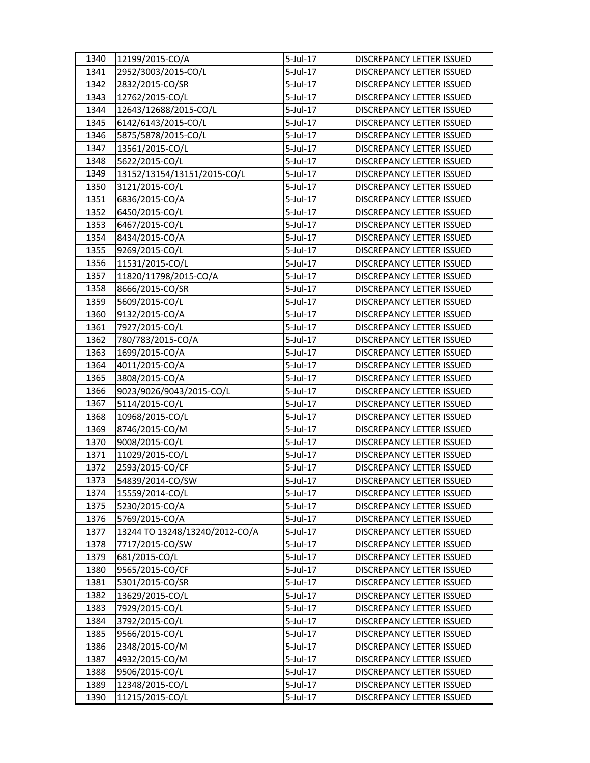| 1340 | 12199/2015-CO/A | 5-Jul-17 | DISCREPANCY LETTER ISSUED |
|---|---|---|---|
| 1341 | 2952/3003/2015-CO/L | 5-Jul-17 | DISCREPANCY LETTER ISSUED |
| 1342 | 2832/2015-CO/SR | 5-Jul-17 | DISCREPANCY LETTER ISSUED |
| 1343 | 12762/2015-CO/L | 5-Jul-17 | DISCREPANCY LETTER ISSUED |
| 1344 | 12643/12688/2015-CO/L | 5-Jul-17 | DISCREPANCY LETTER ISSUED |
| 1345 | 6142/6143/2015-CO/L | 5-Jul-17 | DISCREPANCY LETTER ISSUED |
| 1346 | 5875/5878/2015-CO/L | 5-Jul-17 | DISCREPANCY LETTER ISSUED |
| 1347 | 13561/2015-CO/L | 5-Jul-17 | DISCREPANCY LETTER ISSUED |
| 1348 | 5622/2015-CO/L | 5-Jul-17 | DISCREPANCY LETTER ISSUED |
| 1349 | 13152/13154/13151/2015-CO/L | 5-Jul-17 | DISCREPANCY LETTER ISSUED |
| 1350 | 3121/2015-CO/L | 5-Jul-17 | DISCREPANCY LETTER ISSUED |
| 1351 | 6836/2015-CO/A | 5-Jul-17 | DISCREPANCY LETTER ISSUED |
| 1352 | 6450/2015-CO/L | 5-Jul-17 | DISCREPANCY LETTER ISSUED |
| 1353 | 6467/2015-CO/L | 5-Jul-17 | DISCREPANCY LETTER ISSUED |
| 1354 | 8434/2015-CO/A | 5-Jul-17 | DISCREPANCY LETTER ISSUED |
| 1355 | 9269/2015-CO/L | 5-Jul-17 | DISCREPANCY LETTER ISSUED |
| 1356 | 11531/2015-CO/L | 5-Jul-17 | DISCREPANCY LETTER ISSUED |
| 1357 | 11820/11798/2015-CO/A | 5-Jul-17 | DISCREPANCY LETTER ISSUED |
| 1358 | 8666/2015-CO/SR | 5-Jul-17 | DISCREPANCY LETTER ISSUED |
| 1359 | 5609/2015-CO/L | 5-Jul-17 | DISCREPANCY LETTER ISSUED |
| 1360 | 9132/2015-CO/A | 5-Jul-17 | DISCREPANCY LETTER ISSUED |
| 1361 | 7927/2015-CO/L | 5-Jul-17 | DISCREPANCY LETTER ISSUED |
| 1362 | 780/783/2015-CO/A | 5-Jul-17 | DISCREPANCY LETTER ISSUED |
| 1363 | 1699/2015-CO/A | 5-Jul-17 | DISCREPANCY LETTER ISSUED |
| 1364 | 4011/2015-CO/A | 5-Jul-17 | DISCREPANCY LETTER ISSUED |
| 1365 | 3808/2015-CO/A | 5-Jul-17 | DISCREPANCY LETTER ISSUED |
| 1366 | 9023/9026/9043/2015-CO/L | 5-Jul-17 | DISCREPANCY LETTER ISSUED |
| 1367 | 5114/2015-CO/L | 5-Jul-17 | DISCREPANCY LETTER ISSUED |
| 1368 | 10968/2015-CO/L | 5-Jul-17 | DISCREPANCY LETTER ISSUED |
| 1369 | 8746/2015-CO/M | 5-Jul-17 | DISCREPANCY LETTER ISSUED |
| 1370 | 9008/2015-CO/L | 5-Jul-17 | DISCREPANCY LETTER ISSUED |
| 1371 | 11029/2015-CO/L | 5-Jul-17 | DISCREPANCY LETTER ISSUED |
| 1372 | 2593/2015-CO/CF | 5-Jul-17 | DISCREPANCY LETTER ISSUED |
| 1373 | 54839/2014-CO/SW | 5-Jul-17 | DISCREPANCY LETTER ISSUED |
| 1374 | 15559/2014-CO/L | 5-Jul-17 | DISCREPANCY LETTER ISSUED |
| 1375 | 5230/2015-CO/A | 5-Jul-17 | DISCREPANCY LETTER ISSUED |
| 1376 | 5769/2015-CO/A | 5-Jul-17 | DISCREPANCY LETTER ISSUED |
| 1377 | 13244 TO 13248/13240/2012-CO/A | 5-Jul-17 | DISCREPANCY LETTER ISSUED |
| 1378 | 7717/2015-CO/SW | 5-Jul-17 | DISCREPANCY LETTER ISSUED |
| 1379 | 681/2015-CO/L | 5-Jul-17 | DISCREPANCY LETTER ISSUED |
| 1380 | 9565/2015-CO/CF | 5-Jul-17 | DISCREPANCY LETTER ISSUED |
| 1381 | 5301/2015-CO/SR | 5-Jul-17 | DISCREPANCY LETTER ISSUED |
| 1382 | 13629/2015-CO/L | 5-Jul-17 | DISCREPANCY LETTER ISSUED |
| 1383 | 7929/2015-CO/L | 5-Jul-17 | DISCREPANCY LETTER ISSUED |
| 1384 | 3792/2015-CO/L | 5-Jul-17 | DISCREPANCY LETTER ISSUED |
| 1385 | 9566/2015-CO/L | 5-Jul-17 | DISCREPANCY LETTER ISSUED |
| 1386 | 2348/2015-CO/M | 5-Jul-17 | DISCREPANCY LETTER ISSUED |
| 1387 | 4932/2015-CO/M | 5-Jul-17 | DISCREPANCY LETTER ISSUED |
| 1388 | 9506/2015-CO/L | 5-Jul-17 | DISCREPANCY LETTER ISSUED |
| 1389 | 12348/2015-CO/L | 5-Jul-17 | DISCREPANCY LETTER ISSUED |
| 1390 | 11215/2015-CO/L | 5-Jul-17 | DISCREPANCY LETTER ISSUED |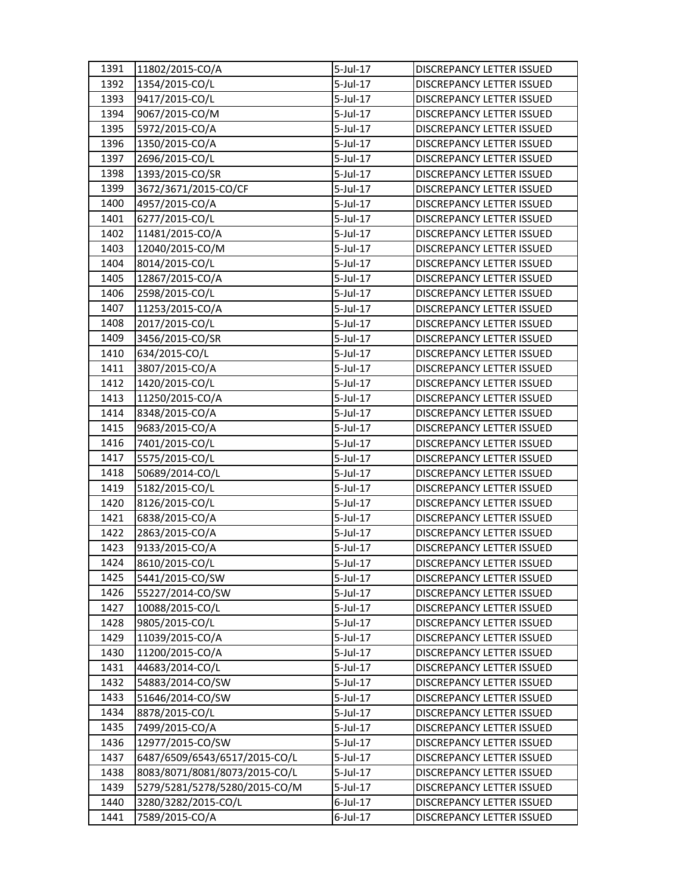| | | | |
|---|---|---|---|
| 1391 | 11802/2015-CO/A | 5-Jul-17 | DISCREPANCY LETTER ISSUED |
| 1392 | 1354/2015-CO/L | 5-Jul-17 | DISCREPANCY LETTER ISSUED |
| 1393 | 9417/2015-CO/L | 5-Jul-17 | DISCREPANCY LETTER ISSUED |
| 1394 | 9067/2015-CO/M | 5-Jul-17 | DISCREPANCY LETTER ISSUED |
| 1395 | 5972/2015-CO/A | 5-Jul-17 | DISCREPANCY LETTER ISSUED |
| 1396 | 1350/2015-CO/A | 5-Jul-17 | DISCREPANCY LETTER ISSUED |
| 1397 | 2696/2015-CO/L | 5-Jul-17 | DISCREPANCY LETTER ISSUED |
| 1398 | 1393/2015-CO/SR | 5-Jul-17 | DISCREPANCY LETTER ISSUED |
| 1399 | 3672/3671/2015-CO/CF | 5-Jul-17 | DISCREPANCY LETTER ISSUED |
| 1400 | 4957/2015-CO/A | 5-Jul-17 | DISCREPANCY LETTER ISSUED |
| 1401 | 6277/2015-CO/L | 5-Jul-17 | DISCREPANCY LETTER ISSUED |
| 1402 | 11481/2015-CO/A | 5-Jul-17 | DISCREPANCY LETTER ISSUED |
| 1403 | 12040/2015-CO/M | 5-Jul-17 | DISCREPANCY LETTER ISSUED |
| 1404 | 8014/2015-CO/L | 5-Jul-17 | DISCREPANCY LETTER ISSUED |
| 1405 | 12867/2015-CO/A | 5-Jul-17 | DISCREPANCY LETTER ISSUED |
| 1406 | 2598/2015-CO/L | 5-Jul-17 | DISCREPANCY LETTER ISSUED |
| 1407 | 11253/2015-CO/A | 5-Jul-17 | DISCREPANCY LETTER ISSUED |
| 1408 | 2017/2015-CO/L | 5-Jul-17 | DISCREPANCY LETTER ISSUED |
| 1409 | 3456/2015-CO/SR | 5-Jul-17 | DISCREPANCY LETTER ISSUED |
| 1410 | 634/2015-CO/L | 5-Jul-17 | DISCREPANCY LETTER ISSUED |
| 1411 | 3807/2015-CO/A | 5-Jul-17 | DISCREPANCY LETTER ISSUED |
| 1412 | 1420/2015-CO/L | 5-Jul-17 | DISCREPANCY LETTER ISSUED |
| 1413 | 11250/2015-CO/A | 5-Jul-17 | DISCREPANCY LETTER ISSUED |
| 1414 | 8348/2015-CO/A | 5-Jul-17 | DISCREPANCY LETTER ISSUED |
| 1415 | 9683/2015-CO/A | 5-Jul-17 | DISCREPANCY LETTER ISSUED |
| 1416 | 7401/2015-CO/L | 5-Jul-17 | DISCREPANCY LETTER ISSUED |
| 1417 | 5575/2015-CO/L | 5-Jul-17 | DISCREPANCY LETTER ISSUED |
| 1418 | 50689/2014-CO/L | 5-Jul-17 | DISCREPANCY LETTER ISSUED |
| 1419 | 5182/2015-CO/L | 5-Jul-17 | DISCREPANCY LETTER ISSUED |
| 1420 | 8126/2015-CO/L | 5-Jul-17 | DISCREPANCY LETTER ISSUED |
| 1421 | 6838/2015-CO/A | 5-Jul-17 | DISCREPANCY LETTER ISSUED |
| 1422 | 2863/2015-CO/A | 5-Jul-17 | DISCREPANCY LETTER ISSUED |
| 1423 | 9133/2015-CO/A | 5-Jul-17 | DISCREPANCY LETTER ISSUED |
| 1424 | 8610/2015-CO/L | 5-Jul-17 | DISCREPANCY LETTER ISSUED |
| 1425 | 5441/2015-CO/SW | 5-Jul-17 | DISCREPANCY LETTER ISSUED |
| 1426 | 55227/2014-CO/SW | 5-Jul-17 | DISCREPANCY LETTER ISSUED |
| 1427 | 10088/2015-CO/L | 5-Jul-17 | DISCREPANCY LETTER ISSUED |
| 1428 | 9805/2015-CO/L | 5-Jul-17 | DISCREPANCY LETTER ISSUED |
| 1429 | 11039/2015-CO/A | 5-Jul-17 | DISCREPANCY LETTER ISSUED |
| 1430 | 11200/2015-CO/A | 5-Jul-17 | DISCREPANCY LETTER ISSUED |
| 1431 | 44683/2014-CO/L | 5-Jul-17 | DISCREPANCY LETTER ISSUED |
| 1432 | 54883/2014-CO/SW | 5-Jul-17 | DISCREPANCY LETTER ISSUED |
| 1433 | 51646/2014-CO/SW | 5-Jul-17 | DISCREPANCY LETTER ISSUED |
| 1434 | 8878/2015-CO/L | 5-Jul-17 | DISCREPANCY LETTER ISSUED |
| 1435 | 7499/2015-CO/A | 5-Jul-17 | DISCREPANCY LETTER ISSUED |
| 1436 | 12977/2015-CO/SW | 5-Jul-17 | DISCREPANCY LETTER ISSUED |
| 1437 | 6487/6509/6543/6517/2015-CO/L | 5-Jul-17 | DISCREPANCY LETTER ISSUED |
| 1438 | 8083/8071/8081/8073/2015-CO/L | 5-Jul-17 | DISCREPANCY LETTER ISSUED |
| 1439 | 5279/5281/5278/5280/2015-CO/M | 5-Jul-17 | DISCREPANCY LETTER ISSUED |
| 1440 | 3280/3282/2015-CO/L | 6-Jul-17 | DISCREPANCY LETTER ISSUED |
| 1441 | 7589/2015-CO/A | 6-Jul-17 | DISCREPANCY LETTER ISSUED |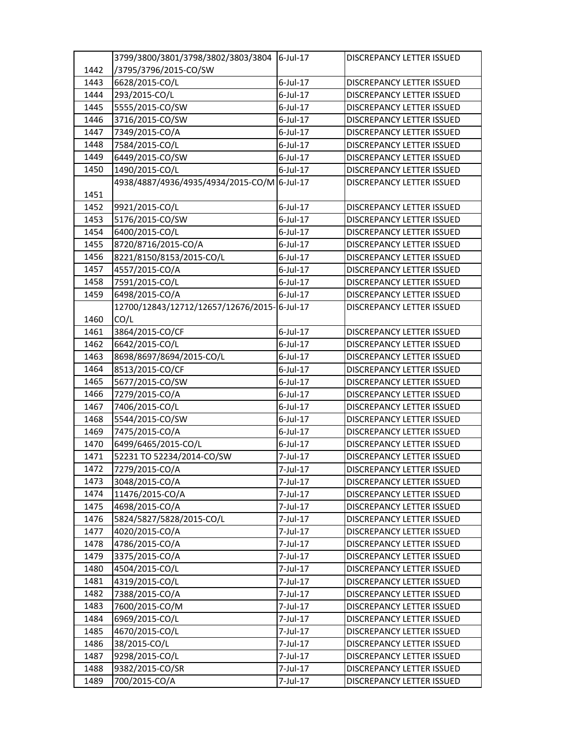| | | | |
|---|---|---|---|
| 1442 | 3799/3800/3801/3798/3802/3803/3804 /3795/3796/2015-CO/SW | 6-Jul-17 | DISCREPANCY LETTER ISSUED |
| 1443 | 6628/2015-CO/L | 6-Jul-17 | DISCREPANCY LETTER ISSUED |
| 1444 | 293/2015-CO/L | 6-Jul-17 | DISCREPANCY LETTER ISSUED |
| 1445 | 5555/2015-CO/SW | 6-Jul-17 | DISCREPANCY LETTER ISSUED |
| 1446 | 3716/2015-CO/SW | 6-Jul-17 | DISCREPANCY LETTER ISSUED |
| 1447 | 7349/2015-CO/A | 6-Jul-17 | DISCREPANCY LETTER ISSUED |
| 1448 | 7584/2015-CO/L | 6-Jul-17 | DISCREPANCY LETTER ISSUED |
| 1449 | 6449/2015-CO/SW | 6-Jul-17 | DISCREPANCY LETTER ISSUED |
| 1450 | 1490/2015-CO/L | 6-Jul-17 | DISCREPANCY LETTER ISSUED |
| 1451 | 4938/4887/4936/4935/4934/2015-CO/M | 6-Jul-17 | DISCREPANCY LETTER ISSUED |
| 1452 | 9921/2015-CO/L | 6-Jul-17 | DISCREPANCY LETTER ISSUED |
| 1453 | 5176/2015-CO/SW | 6-Jul-17 | DISCREPANCY LETTER ISSUED |
| 1454 | 6400/2015-CO/L | 6-Jul-17 | DISCREPANCY LETTER ISSUED |
| 1455 | 8720/8716/2015-CO/A | 6-Jul-17 | DISCREPANCY LETTER ISSUED |
| 1456 | 8221/8150/8153/2015-CO/L | 6-Jul-17 | DISCREPANCY LETTER ISSUED |
| 1457 | 4557/2015-CO/A | 6-Jul-17 | DISCREPANCY LETTER ISSUED |
| 1458 | 7591/2015-CO/L | 6-Jul-17 | DISCREPANCY LETTER ISSUED |
| 1459 | 6498/2015-CO/A | 6-Jul-17 | DISCREPANCY LETTER ISSUED |
| 1460 | 12700/12843/12712/12657/12676/2015-CO/L | 6-Jul-17 | DISCREPANCY LETTER ISSUED |
| 1461 | 3864/2015-CO/CF | 6-Jul-17 | DISCREPANCY LETTER ISSUED |
| 1462 | 6642/2015-CO/L | 6-Jul-17 | DISCREPANCY LETTER ISSUED |
| 1463 | 8698/8697/8694/2015-CO/L | 6-Jul-17 | DISCREPANCY LETTER ISSUED |
| 1464 | 8513/2015-CO/CF | 6-Jul-17 | DISCREPANCY LETTER ISSUED |
| 1465 | 5677/2015-CO/SW | 6-Jul-17 | DISCREPANCY LETTER ISSUED |
| 1466 | 7279/2015-CO/A | 6-Jul-17 | DISCREPANCY LETTER ISSUED |
| 1467 | 7406/2015-CO/L | 6-Jul-17 | DISCREPANCY LETTER ISSUED |
| 1468 | 5544/2015-CO/SW | 6-Jul-17 | DISCREPANCY LETTER ISSUED |
| 1469 | 7475/2015-CO/A | 6-Jul-17 | DISCREPANCY LETTER ISSUED |
| 1470 | 6499/6465/2015-CO/L | 6-Jul-17 | DISCREPANCY LETTER ISSUED |
| 1471 | 52231 TO 52234/2014-CO/SW | 7-Jul-17 | DISCREPANCY LETTER ISSUED |
| 1472 | 7279/2015-CO/A | 7-Jul-17 | DISCREPANCY LETTER ISSUED |
| 1473 | 3048/2015-CO/A | 7-Jul-17 | DISCREPANCY LETTER ISSUED |
| 1474 | 11476/2015-CO/A | 7-Jul-17 | DISCREPANCY LETTER ISSUED |
| 1475 | 4698/2015-CO/A | 7-Jul-17 | DISCREPANCY LETTER ISSUED |
| 1476 | 5824/5827/5828/2015-CO/L | 7-Jul-17 | DISCREPANCY LETTER ISSUED |
| 1477 | 4020/2015-CO/A | 7-Jul-17 | DISCREPANCY LETTER ISSUED |
| 1478 | 4786/2015-CO/A | 7-Jul-17 | DISCREPANCY LETTER ISSUED |
| 1479 | 3375/2015-CO/A | 7-Jul-17 | DISCREPANCY LETTER ISSUED |
| 1480 | 4504/2015-CO/L | 7-Jul-17 | DISCREPANCY LETTER ISSUED |
| 1481 | 4319/2015-CO/L | 7-Jul-17 | DISCREPANCY LETTER ISSUED |
| 1482 | 7388/2015-CO/A | 7-Jul-17 | DISCREPANCY LETTER ISSUED |
| 1483 | 7600/2015-CO/M | 7-Jul-17 | DISCREPANCY LETTER ISSUED |
| 1484 | 6969/2015-CO/L | 7-Jul-17 | DISCREPANCY LETTER ISSUED |
| 1485 | 4670/2015-CO/L | 7-Jul-17 | DISCREPANCY LETTER ISSUED |
| 1486 | 38/2015-CO/L | 7-Jul-17 | DISCREPANCY LETTER ISSUED |
| 1487 | 9298/2015-CO/L | 7-Jul-17 | DISCREPANCY LETTER ISSUED |
| 1488 | 9382/2015-CO/SR | 7-Jul-17 | DISCREPANCY LETTER ISSUED |
| 1489 | 700/2015-CO/A | 7-Jul-17 | DISCREPANCY LETTER ISSUED |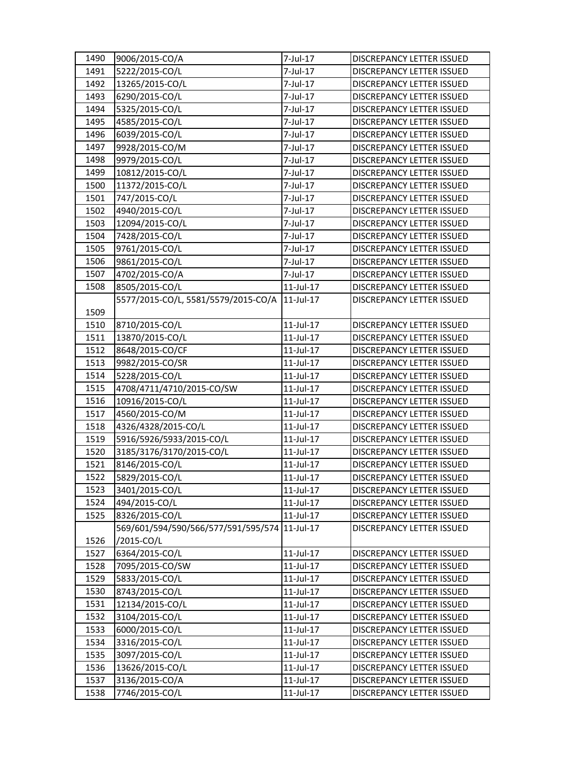| 1490 | 9006/2015-CO/A | 7-Jul-17 | DISCREPANCY LETTER ISSUED |
|---|---|---|---|
| 1491 | 5222/2015-CO/L | 7-Jul-17 | DISCREPANCY LETTER ISSUED |
| 1492 | 13265/2015-CO/L | 7-Jul-17 | DISCREPANCY LETTER ISSUED |
| 1493 | 6290/2015-CO/L | 7-Jul-17 | DISCREPANCY LETTER ISSUED |
| 1494 | 5325/2015-CO/L | 7-Jul-17 | DISCREPANCY LETTER ISSUED |
| 1495 | 4585/2015-CO/L | 7-Jul-17 | DISCREPANCY LETTER ISSUED |
| 1496 | 6039/2015-CO/L | 7-Jul-17 | DISCREPANCY LETTER ISSUED |
| 1497 | 9928/2015-CO/M | 7-Jul-17 | DISCREPANCY LETTER ISSUED |
| 1498 | 9979/2015-CO/L | 7-Jul-17 | DISCREPANCY LETTER ISSUED |
| 1499 | 10812/2015-CO/L | 7-Jul-17 | DISCREPANCY LETTER ISSUED |
| 1500 | 11372/2015-CO/L | 7-Jul-17 | DISCREPANCY LETTER ISSUED |
| 1501 | 747/2015-CO/L | 7-Jul-17 | DISCREPANCY LETTER ISSUED |
| 1502 | 4940/2015-CO/L | 7-Jul-17 | DISCREPANCY LETTER ISSUED |
| 1503 | 12094/2015-CO/L | 7-Jul-17 | DISCREPANCY LETTER ISSUED |
| 1504 | 7428/2015-CO/L | 7-Jul-17 | DISCREPANCY LETTER ISSUED |
| 1505 | 9761/2015-CO/L | 7-Jul-17 | DISCREPANCY LETTER ISSUED |
| 1506 | 9861/2015-CO/L | 7-Jul-17 | DISCREPANCY LETTER ISSUED |
| 1507 | 4702/2015-CO/A | 7-Jul-17 | DISCREPANCY LETTER ISSUED |
| 1508 | 8505/2015-CO/L | 11-Jul-17 | DISCREPANCY LETTER ISSUED |
| 1509 | 5577/2015-CO/L, 5581/5579/2015-CO/A | 11-Jul-17 | DISCREPANCY LETTER ISSUED |
| 1510 | 8710/2015-CO/L | 11-Jul-17 | DISCREPANCY LETTER ISSUED |
| 1511 | 13870/2015-CO/L | 11-Jul-17 | DISCREPANCY LETTER ISSUED |
| 1512 | 8648/2015-CO/CF | 11-Jul-17 | DISCREPANCY LETTER ISSUED |
| 1513 | 9982/2015-CO/SR | 11-Jul-17 | DISCREPANCY LETTER ISSUED |
| 1514 | 5228/2015-CO/L | 11-Jul-17 | DISCREPANCY LETTER ISSUED |
| 1515 | 4708/4711/4710/2015-CO/SW | 11-Jul-17 | DISCREPANCY LETTER ISSUED |
| 1516 | 10916/2015-CO/L | 11-Jul-17 | DISCREPANCY LETTER ISSUED |
| 1517 | 4560/2015-CO/M | 11-Jul-17 | DISCREPANCY LETTER ISSUED |
| 1518 | 4326/4328/2015-CO/L | 11-Jul-17 | DISCREPANCY LETTER ISSUED |
| 1519 | 5916/5926/5933/2015-CO/L | 11-Jul-17 | DISCREPANCY LETTER ISSUED |
| 1520 | 3185/3176/3170/2015-CO/L | 11-Jul-17 | DISCREPANCY LETTER ISSUED |
| 1521 | 8146/2015-CO/L | 11-Jul-17 | DISCREPANCY LETTER ISSUED |
| 1522 | 5829/2015-CO/L | 11-Jul-17 | DISCREPANCY LETTER ISSUED |
| 1523 | 3401/2015-CO/L | 11-Jul-17 | DISCREPANCY LETTER ISSUED |
| 1524 | 494/2015-CO/L | 11-Jul-17 | DISCREPANCY LETTER ISSUED |
| 1525 | 8326/2015-CO/L | 11-Jul-17 | DISCREPANCY LETTER ISSUED |
| 1526 | 569/601/594/590/566/577/591/595/574 /2015-CO/L | 11-Jul-17 | DISCREPANCY LETTER ISSUED |
| 1527 | 6364/2015-CO/L | 11-Jul-17 | DISCREPANCY LETTER ISSUED |
| 1528 | 7095/2015-CO/SW | 11-Jul-17 | DISCREPANCY LETTER ISSUED |
| 1529 | 5833/2015-CO/L | 11-Jul-17 | DISCREPANCY LETTER ISSUED |
| 1530 | 8743/2015-CO/L | 11-Jul-17 | DISCREPANCY LETTER ISSUED |
| 1531 | 12134/2015-CO/L | 11-Jul-17 | DISCREPANCY LETTER ISSUED |
| 1532 | 3104/2015-CO/L | 11-Jul-17 | DISCREPANCY LETTER ISSUED |
| 1533 | 6000/2015-CO/L | 11-Jul-17 | DISCREPANCY LETTER ISSUED |
| 1534 | 3316/2015-CO/L | 11-Jul-17 | DISCREPANCY LETTER ISSUED |
| 1535 | 3097/2015-CO/L | 11-Jul-17 | DISCREPANCY LETTER ISSUED |
| 1536 | 13626/2015-CO/L | 11-Jul-17 | DISCREPANCY LETTER ISSUED |
| 1537 | 3136/2015-CO/A | 11-Jul-17 | DISCREPANCY LETTER ISSUED |
| 1538 | 7746/2015-CO/L | 11-Jul-17 | DISCREPANCY LETTER ISSUED |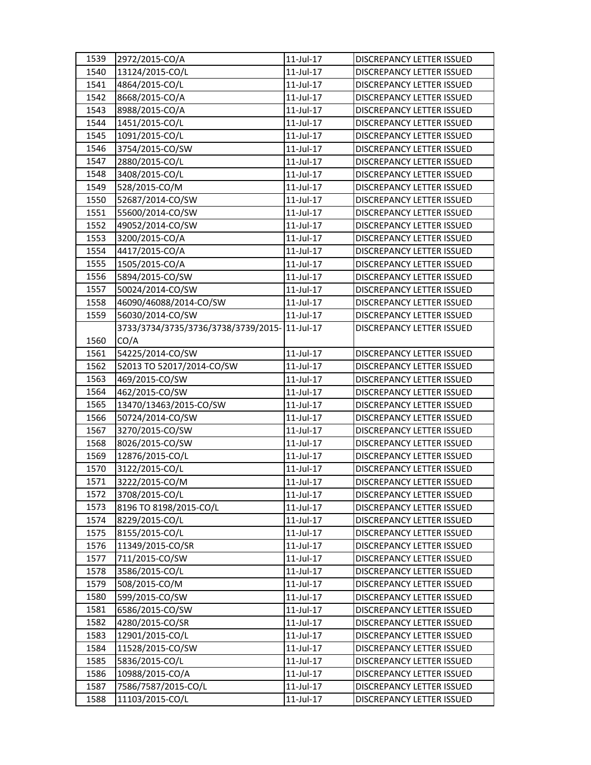| 1539 | 2972/2015-CO/A | 11-Jul-17 | DISCREPANCY LETTER ISSUED |
|---|---|---|---|
| 1540 | 13124/2015-CO/L | 11-Jul-17 | DISCREPANCY LETTER ISSUED |
| 1541 | 4864/2015-CO/L | 11-Jul-17 | DISCREPANCY LETTER ISSUED |
| 1542 | 8668/2015-CO/A | 11-Jul-17 | DISCREPANCY LETTER ISSUED |
| 1543 | 8988/2015-CO/A | 11-Jul-17 | DISCREPANCY LETTER ISSUED |
| 1544 | 1451/2015-CO/L | 11-Jul-17 | DISCREPANCY LETTER ISSUED |
| 1545 | 1091/2015-CO/L | 11-Jul-17 | DISCREPANCY LETTER ISSUED |
| 1546 | 3754/2015-CO/SW | 11-Jul-17 | DISCREPANCY LETTER ISSUED |
| 1547 | 2880/2015-CO/L | 11-Jul-17 | DISCREPANCY LETTER ISSUED |
| 1548 | 3408/2015-CO/L | 11-Jul-17 | DISCREPANCY LETTER ISSUED |
| 1549 | 528/2015-CO/M | 11-Jul-17 | DISCREPANCY LETTER ISSUED |
| 1550 | 52687/2014-CO/SW | 11-Jul-17 | DISCREPANCY LETTER ISSUED |
| 1551 | 55600/2014-CO/SW | 11-Jul-17 | DISCREPANCY LETTER ISSUED |
| 1552 | 49052/2014-CO/SW | 11-Jul-17 | DISCREPANCY LETTER ISSUED |
| 1553 | 3200/2015-CO/A | 11-Jul-17 | DISCREPANCY LETTER ISSUED |
| 1554 | 4417/2015-CO/A | 11-Jul-17 | DISCREPANCY LETTER ISSUED |
| 1555 | 1505/2015-CO/A | 11-Jul-17 | DISCREPANCY LETTER ISSUED |
| 1556 | 5894/2015-CO/SW | 11-Jul-17 | DISCREPANCY LETTER ISSUED |
| 1557 | 50024/2014-CO/SW | 11-Jul-17 | DISCREPANCY LETTER ISSUED |
| 1558 | 46090/46088/2014-CO/SW | 11-Jul-17 | DISCREPANCY LETTER ISSUED |
| 1559 | 56030/2014-CO/SW | 11-Jul-17 | DISCREPANCY LETTER ISSUED |
| 1560 | 3733/3734/3735/3736/3738/3739/2015-CO/A | 11-Jul-17 | DISCREPANCY LETTER ISSUED |
| 1561 | 54225/2014-CO/SW | 11-Jul-17 | DISCREPANCY LETTER ISSUED |
| 1562 | 52013 TO 52017/2014-CO/SW | 11-Jul-17 | DISCREPANCY LETTER ISSUED |
| 1563 | 469/2015-CO/SW | 11-Jul-17 | DISCREPANCY LETTER ISSUED |
| 1564 | 462/2015-CO/SW | 11-Jul-17 | DISCREPANCY LETTER ISSUED |
| 1565 | 13470/13463/2015-CO/SW | 11-Jul-17 | DISCREPANCY LETTER ISSUED |
| 1566 | 50724/2014-CO/SW | 11-Jul-17 | DISCREPANCY LETTER ISSUED |
| 1567 | 3270/2015-CO/SW | 11-Jul-17 | DISCREPANCY LETTER ISSUED |
| 1568 | 8026/2015-CO/SW | 11-Jul-17 | DISCREPANCY LETTER ISSUED |
| 1569 | 12876/2015-CO/L | 11-Jul-17 | DISCREPANCY LETTER ISSUED |
| 1570 | 3122/2015-CO/L | 11-Jul-17 | DISCREPANCY LETTER ISSUED |
| 1571 | 3222/2015-CO/M | 11-Jul-17 | DISCREPANCY LETTER ISSUED |
| 1572 | 3708/2015-CO/L | 11-Jul-17 | DISCREPANCY LETTER ISSUED |
| 1573 | 8196 TO 8198/2015-CO/L | 11-Jul-17 | DISCREPANCY LETTER ISSUED |
| 1574 | 8229/2015-CO/L | 11-Jul-17 | DISCREPANCY LETTER ISSUED |
| 1575 | 8155/2015-CO/L | 11-Jul-17 | DISCREPANCY LETTER ISSUED |
| 1576 | 11349/2015-CO/SR | 11-Jul-17 | DISCREPANCY LETTER ISSUED |
| 1577 | 711/2015-CO/SW | 11-Jul-17 | DISCREPANCY LETTER ISSUED |
| 1578 | 3586/2015-CO/L | 11-Jul-17 | DISCREPANCY LETTER ISSUED |
| 1579 | 508/2015-CO/M | 11-Jul-17 | DISCREPANCY LETTER ISSUED |
| 1580 | 599/2015-CO/SW | 11-Jul-17 | DISCREPANCY LETTER ISSUED |
| 1581 | 6586/2015-CO/SW | 11-Jul-17 | DISCREPANCY LETTER ISSUED |
| 1582 | 4280/2015-CO/SR | 11-Jul-17 | DISCREPANCY LETTER ISSUED |
| 1583 | 12901/2015-CO/L | 11-Jul-17 | DISCREPANCY LETTER ISSUED |
| 1584 | 11528/2015-CO/SW | 11-Jul-17 | DISCREPANCY LETTER ISSUED |
| 1585 | 5836/2015-CO/L | 11-Jul-17 | DISCREPANCY LETTER ISSUED |
| 1586 | 10988/2015-CO/A | 11-Jul-17 | DISCREPANCY LETTER ISSUED |
| 1587 | 7586/7587/2015-CO/L | 11-Jul-17 | DISCREPANCY LETTER ISSUED |
| 1588 | 11103/2015-CO/L | 11-Jul-17 | DISCREPANCY LETTER ISSUED |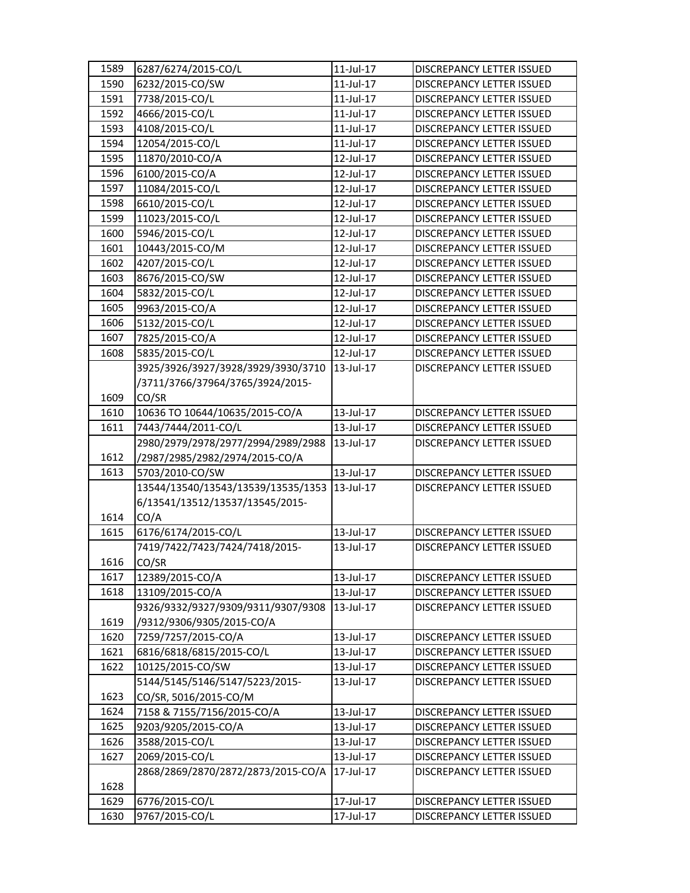| | | | |
|---|---|---|---|
| 1589 | 6287/6274/2015-CO/L | 11-Jul-17 | DISCREPANCY LETTER ISSUED |
| 1590 | 6232/2015-CO/SW | 11-Jul-17 | DISCREPANCY LETTER ISSUED |
| 1591 | 7738/2015-CO/L | 11-Jul-17 | DISCREPANCY LETTER ISSUED |
| 1592 | 4666/2015-CO/L | 11-Jul-17 | DISCREPANCY LETTER ISSUED |
| 1593 | 4108/2015-CO/L | 11-Jul-17 | DISCREPANCY LETTER ISSUED |
| 1594 | 12054/2015-CO/L | 11-Jul-17 | DISCREPANCY LETTER ISSUED |
| 1595 | 11870/2010-CO/A | 12-Jul-17 | DISCREPANCY LETTER ISSUED |
| 1596 | 6100/2015-CO/A | 12-Jul-17 | DISCREPANCY LETTER ISSUED |
| 1597 | 11084/2015-CO/L | 12-Jul-17 | DISCREPANCY LETTER ISSUED |
| 1598 | 6610/2015-CO/L | 12-Jul-17 | DISCREPANCY LETTER ISSUED |
| 1599 | 11023/2015-CO/L | 12-Jul-17 | DISCREPANCY LETTER ISSUED |
| 1600 | 5946/2015-CO/L | 12-Jul-17 | DISCREPANCY LETTER ISSUED |
| 1601 | 10443/2015-CO/M | 12-Jul-17 | DISCREPANCY LETTER ISSUED |
| 1602 | 4207/2015-CO/L | 12-Jul-17 | DISCREPANCY LETTER ISSUED |
| 1603 | 8676/2015-CO/SW | 12-Jul-17 | DISCREPANCY LETTER ISSUED |
| 1604 | 5832/2015-CO/L | 12-Jul-17 | DISCREPANCY LETTER ISSUED |
| 1605 | 9963/2015-CO/A | 12-Jul-17 | DISCREPANCY LETTER ISSUED |
| 1606 | 5132/2015-CO/L | 12-Jul-17 | DISCREPANCY LETTER ISSUED |
| 1607 | 7825/2015-CO/A | 12-Jul-17 | DISCREPANCY LETTER ISSUED |
| 1608 | 5835/2015-CO/L | 12-Jul-17 | DISCREPANCY LETTER ISSUED |
| 1609 | 3925/3926/3927/3928/3929/3930/3710/3711/3766/37964/3765/3924/2015-CO/SR | 13-Jul-17 | DISCREPANCY LETTER ISSUED |
| 1610 | 10636 TO 10644/10635/2015-CO/A | 13-Jul-17 | DISCREPANCY LETTER ISSUED |
| 1611 | 7443/7444/2011-CO/L | 13-Jul-17 | DISCREPANCY LETTER ISSUED |
| 1612 | 2980/2979/2978/2977/2994/2989/2988/2987/2985/2982/2974/2015-CO/A | 13-Jul-17 | DISCREPANCY LETTER ISSUED |
| 1613 | 5703/2010-CO/SW | 13-Jul-17 | DISCREPANCY LETTER ISSUED |
| 1614 | 13544/13540/13543/13539/13535/13536/13541/13512/13537/13545/2015-CO/A | 13-Jul-17 | DISCREPANCY LETTER ISSUED |
| 1615 | 6176/6174/2015-CO/L | 13-Jul-17 | DISCREPANCY LETTER ISSUED |
| 1616 | 7419/7422/7423/7424/7418/2015-CO/SR | 13-Jul-17 | DISCREPANCY LETTER ISSUED |
| 1617 | 12389/2015-CO/A | 13-Jul-17 | DISCREPANCY LETTER ISSUED |
| 1618 | 13109/2015-CO/A | 13-Jul-17 | DISCREPANCY LETTER ISSUED |
| 1619 | 9326/9332/9327/9309/9311/9307/9308/9312/9306/9305/2015-CO/A | 13-Jul-17 | DISCREPANCY LETTER ISSUED |
| 1620 | 7259/7257/2015-CO/A | 13-Jul-17 | DISCREPANCY LETTER ISSUED |
| 1621 | 6816/6818/6815/2015-CO/L | 13-Jul-17 | DISCREPANCY LETTER ISSUED |
| 1622 | 10125/2015-CO/SW | 13-Jul-17 | DISCREPANCY LETTER ISSUED |
| 1623 | 5144/5145/5146/5147/5223/2015-CO/SR, 5016/2015-CO/M | 13-Jul-17 | DISCREPANCY LETTER ISSUED |
| 1624 | 7158 & 7155/7156/2015-CO/A | 13-Jul-17 | DISCREPANCY LETTER ISSUED |
| 1625 | 9203/9205/2015-CO/A | 13-Jul-17 | DISCREPANCY LETTER ISSUED |
| 1626 | 3588/2015-CO/L | 13-Jul-17 | DISCREPANCY LETTER ISSUED |
| 1627 | 2069/2015-CO/L | 13-Jul-17 | DISCREPANCY LETTER ISSUED |
| 1628 | 2868/2869/2870/2872/2873/2015-CO/A | 17-Jul-17 | DISCREPANCY LETTER ISSUED |
| 1629 | 6776/2015-CO/L | 17-Jul-17 | DISCREPANCY LETTER ISSUED |
| 1630 | 9767/2015-CO/L | 17-Jul-17 | DISCREPANCY LETTER ISSUED |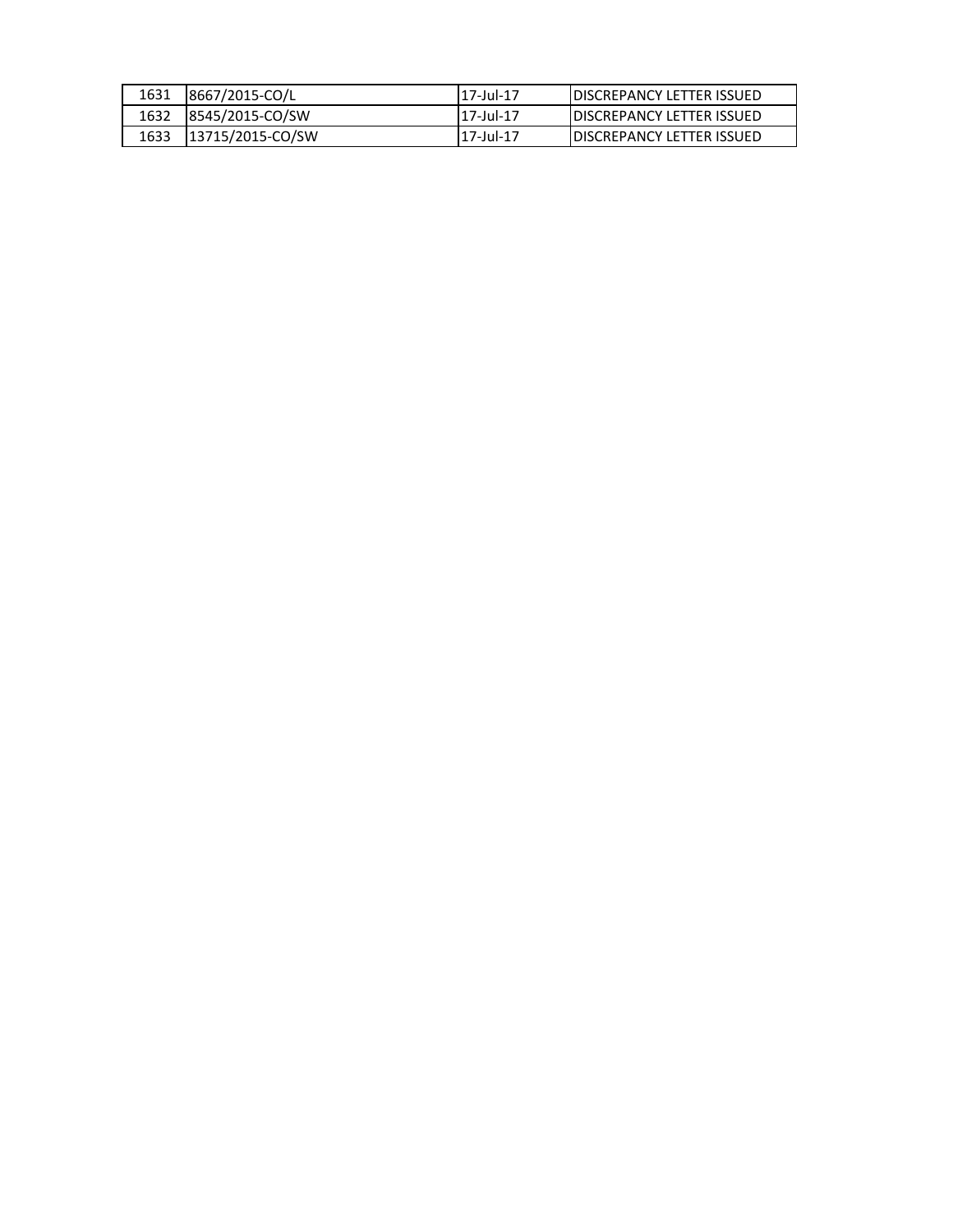| | | | |
|---|---|---|---|
| 1631 | 8667/2015-CO/L | 17-Jul-17 | DISCREPANCY LETTER ISSUED |
| 1632 | 8545/2015-CO/SW | 17-Jul-17 | DISCREPANCY LETTER ISSUED |
| 1633 | 13715/2015-CO/SW | 17-Jul-17 | DISCREPANCY LETTER ISSUED |